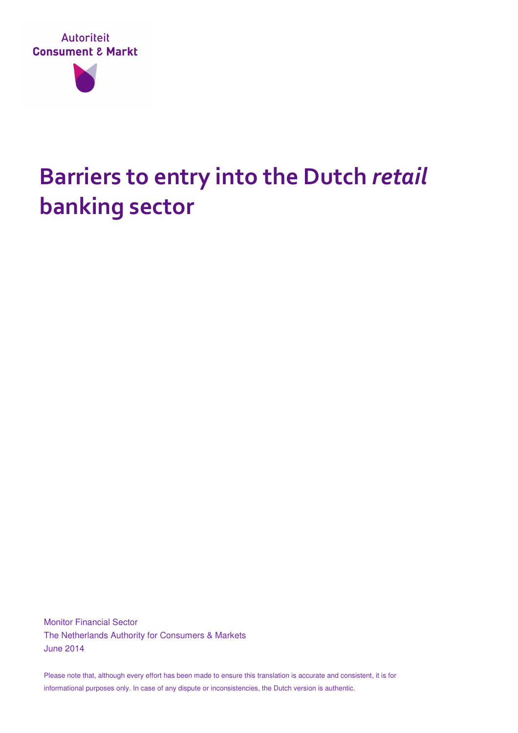Autoriteit
Consument & Markt

# Barriers to entry into the Dutch *retail* banking sector

Monitor Financial Sector
The Netherlands Authority for Consumers & Markets
June 2014

Please note that, although every effort has been made to ensure this translation is accurate and consistent, it is for informational purposes only. In case of any dispute or inconsistencies, the Dutch version is authentic.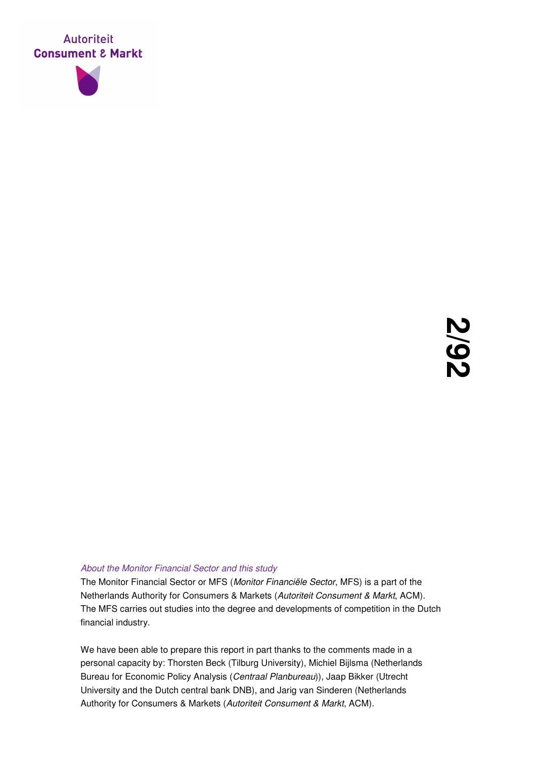*About the Monitor Financial Sector and this study*

The Monitor Financial Sector or MFS (*Monitor Financiële Sector*, MFS) is a part of the Netherlands Authority for Consumers & Markets (*Autoriteit Consument & Markt*, ACM). The MFS carries out studies into the degree and developments of competition in the Dutch financial industry.

We have been able to prepare this report in part thanks to the comments made in a personal capacity by: Thorsten Beck (Tilburg University), Michiel Bijlsma (Netherlands Bureau for Economic Policy Analysis (*Centraal Planbureau*)), Jaap Bikker (Utrecht University and the Dutch central bank DNB), and Jarig van Sinderen (Netherlands Authority for Consumers & Markets (*Autoriteit Consument & Markt*, ACM).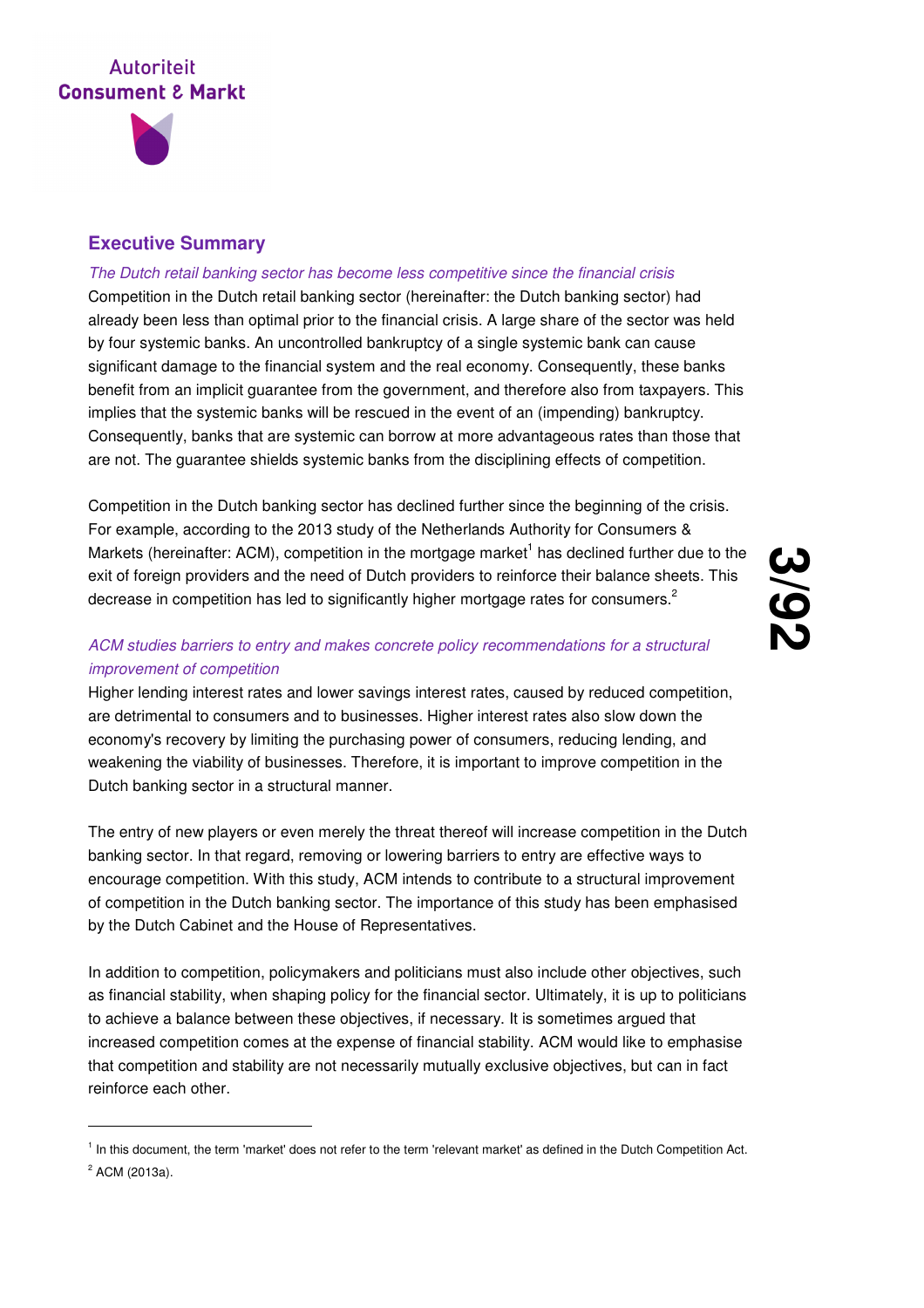## Executive Summary

*The Dutch retail banking sector has become less competitive since the financial crisis*

Competition in the Dutch retail banking sector (hereinafter: the Dutch banking sector) had already been less than optimal prior to the financial crisis. A large share of the sector was held by four systemic banks. An uncontrolled bankruptcy of a single systemic bank can cause significant damage to the financial system and the real economy. Consequently, these banks benefit from an implicit guarantee from the government, and therefore also from taxpayers. This implies that the systemic banks will be rescued in the event of an (impending) bankruptcy. Consequently, banks that are systemic can borrow at more advantageous rates than those that are not. The guarantee shields systemic banks from the disciplining effects of competition.

Competition in the Dutch banking sector has declined further since the beginning of the crisis. For example, according to the 2013 study of the Netherlands Authority for Consumers & Markets (hereinafter: ACM), competition in the mortgage market[1] has declined further due to the exit of foreign providers and the need of Dutch providers to reinforce their balance sheets. This decrease in competition has led to significantly higher mortgage rates for consumers.[2]

*ACM studies barriers to entry and makes concrete policy recommendations for a structural improvement of competition*

Higher lending interest rates and lower savings interest rates, caused by reduced competition, are detrimental to consumers and to businesses. Higher interest rates also slow down the economy's recovery by limiting the purchasing power of consumers, reducing lending, and weakening the viability of businesses. Therefore, it is important to improve competition in the Dutch banking sector in a structural manner.

The entry of new players or even merely the threat thereof will increase competition in the Dutch banking sector. In that regard, removing or lowering barriers to entry are effective ways to encourage competition. With this study, ACM intends to contribute to a structural improvement of competition in the Dutch banking sector. The importance of this study has been emphasised by the Dutch Cabinet and the House of Representatives.

In addition to competition, policymakers and politicians must also include other objectives, such as financial stability, when shaping policy for the financial sector. Ultimately, it is up to politicians to achieve a balance between these objectives, if necessary. It is sometimes argued that increased competition comes at the expense of financial stability. ACM would like to emphasise that competition and stability are not necessarily mutually exclusive objectives, but can in fact reinforce each other.

---

[1] In this document, the term 'market' does not refer to the term 'relevant market' as defined in the Dutch Competition Act.

[2] ACM (2013a).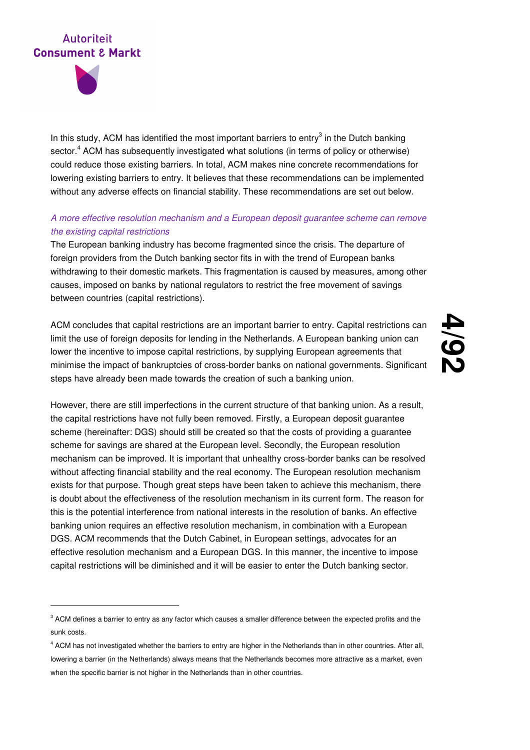In this study, ACM has identified the most important barriers to entry[3] in the Dutch banking sector.[4] ACM has subsequently investigated what solutions (in terms of policy or otherwise) could reduce those existing barriers. In total, ACM makes nine concrete recommendations for lowering existing barriers to entry. It believes that these recommendations can be implemented without any adverse effects on financial stability. These recommendations are set out below.

*A more effective resolution mechanism and a European deposit guarantee scheme can remove the existing capital restrictions*

The European banking industry has become fragmented since the crisis. The departure of foreign providers from the Dutch banking sector fits in with the trend of European banks withdrawing to their domestic markets. This fragmentation is caused by measures, among other causes, imposed on banks by national regulators to restrict the free movement of savings between countries (capital restrictions).

ACM concludes that capital restrictions are an important barrier to entry. Capital restrictions can limit the use of foreign deposits for lending in the Netherlands. A European banking union can lower the incentive to impose capital restrictions, by supplying European agreements that minimise the impact of bankruptcies of cross-border banks on national governments. Significant steps have already been made towards the creation of such a banking union.

However, there are still imperfections in the current structure of that banking union. As a result, the capital restrictions have not fully been removed. Firstly, a European deposit guarantee scheme (hereinafter: DGS) should still be created so that the costs of providing a guarantee scheme for savings are shared at the European level. Secondly, the European resolution mechanism can be improved. It is important that unhealthy cross-border banks can be resolved without affecting financial stability and the real economy. The European resolution mechanism exists for that purpose. Though great steps have been taken to achieve this mechanism, there is doubt about the effectiveness of the resolution mechanism in its current form. The reason for this is the potential interference from national interests in the resolution of banks. An effective banking union requires an effective resolution mechanism, in combination with a European DGS. ACM recommends that the Dutch Cabinet, in European settings, advocates for an effective resolution mechanism and a European DGS. In this manner, the incentive to impose capital restrictions will be diminished and it will be easier to enter the Dutch banking sector.

---

[3] ACM defines a barrier to entry as any factor which causes a smaller difference between the expected profits and the sunk costs.

[4] ACM has not investigated whether the barriers to entry are higher in the Netherlands than in other countries. After all, lowering a barrier (in the Netherlands) always means that the Netherlands becomes more attractive as a market, even when the specific barrier is not higher in the Netherlands than in other countries.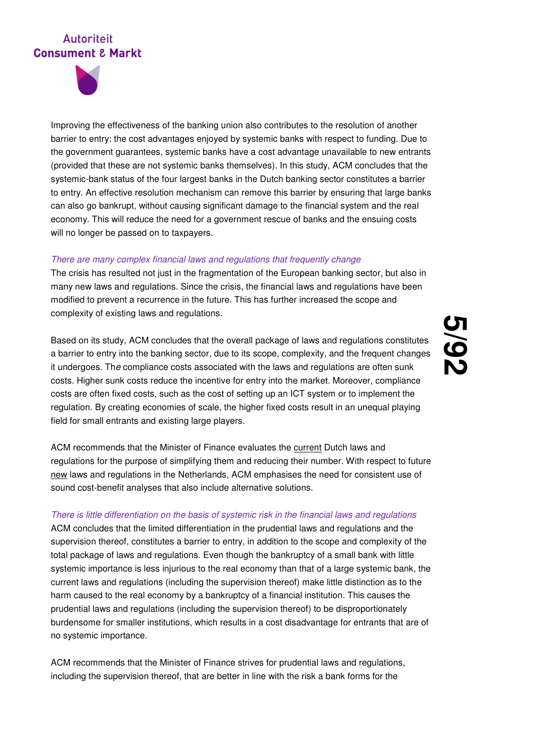Improving the effectiveness of the banking union also contributes to the resolution of another barrier to entry: the cost advantages enjoyed by systemic banks with respect to funding. Due to the government guarantees, systemic banks have a cost advantage unavailable to new entrants (provided that these are not systemic banks themselves). In this study, ACM concludes that the systemic-bank status of the four largest banks in the Dutch banking sector constitutes a barrier to entry. An effective resolution mechanism can remove this barrier by ensuring that large banks can also go bankrupt, without causing significant damage to the financial system and the real economy. This will reduce the need for a government rescue of banks and the ensuing costs will no longer be passed on to taxpayers.

*There are many complex financial laws and regulations that frequently change*

The crisis has resulted not just in the fragmentation of the European banking sector, but also in many new laws and regulations. Since the crisis, the financial laws and regulations have been modified to prevent a recurrence in the future. This has further increased the scope and complexity of existing laws and regulations.

Based on its study, ACM concludes that the overall package of laws and regulations constitutes a barrier to entry into the banking sector, due to its scope, complexity, and the frequent changes it undergoes. The compliance costs associated with the laws and regulations are often sunk costs. Higher sunk costs reduce the incentive for entry into the market. Moreover, compliance costs are often fixed costs, such as the cost of setting up an ICT system or to implement the regulation. By creating economies of scale, the higher fixed costs result in an unequal playing field for small entrants and existing large players.

ACM recommends that the Minister of Finance evaluates the current Dutch laws and regulations for the purpose of simplifying them and reducing their number. With respect to future new laws and regulations in the Netherlands, ACM emphasises the need for consistent use of sound cost-benefit analyses that also include alternative solutions.

*There is little differentiation on the basis of systemic risk in the financial laws and regulations*

ACM concludes that the limited differentiation in the prudential laws and regulations and the supervision thereof, constitutes a barrier to entry, in addition to the scope and complexity of the total package of laws and regulations. Even though the bankruptcy of a small bank with little systemic importance is less injurious to the real economy than that of a large systemic bank, the current laws and regulations (including the supervision thereof) make little distinction as to the harm caused to the real economy by a bankruptcy of a financial institution. This causes the prudential laws and regulations (including the supervision thereof) to be disproportionately burdensome for smaller institutions, which results in a cost disadvantage for entrants that are of no systemic importance.

ACM recommends that the Minister of Finance strives for prudential laws and regulations, including the supervision thereof, that are better in line with the risk a bank forms for the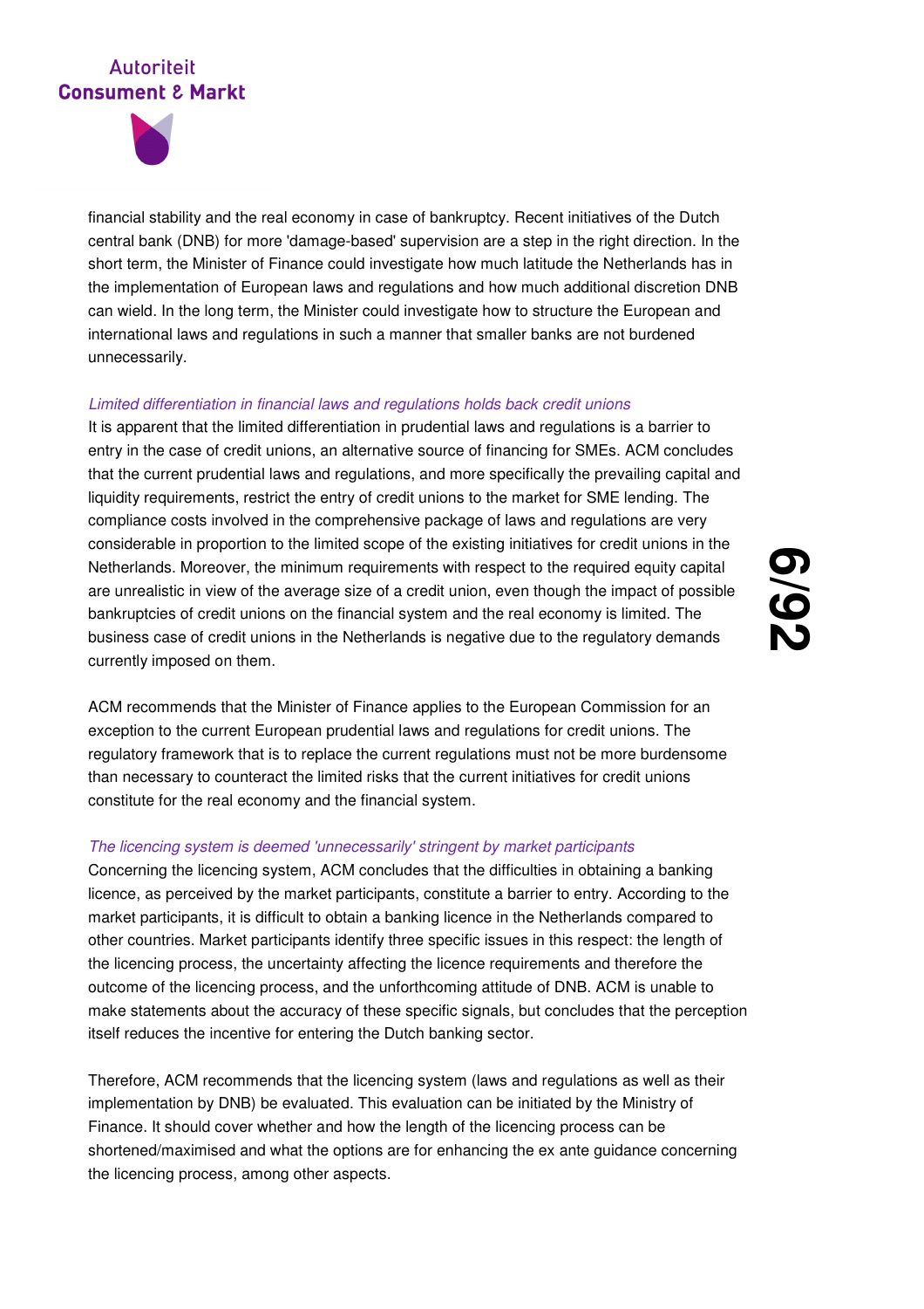financial stability and the real economy in case of bankruptcy. Recent initiatives of the Dutch central bank (DNB) for more 'damage-based' supervision are a step in the right direction. In the short term, the Minister of Finance could investigate how much latitude the Netherlands has in the implementation of European laws and regulations and how much additional discretion DNB can wield. In the long term, the Minister could investigate how to structure the European and international laws and regulations in such a manner that smaller banks are not burdened unnecessarily.

*Limited differentiation in financial laws and regulations holds back credit unions*

It is apparent that the limited differentiation in prudential laws and regulations is a barrier to entry in the case of credit unions, an alternative source of financing for SMEs. ACM concludes that the current prudential laws and regulations, and more specifically the prevailing capital and liquidity requirements, restrict the entry of credit unions to the market for SME lending. The compliance costs involved in the comprehensive package of laws and regulations are very considerable in proportion to the limited scope of the existing initiatives for credit unions in the Netherlands. Moreover, the minimum requirements with respect to the required equity capital are unrealistic in view of the average size of a credit union, even though the impact of possible bankruptcies of credit unions on the financial system and the real economy is limited. The business case of credit unions in the Netherlands is negative due to the regulatory demands currently imposed on them.

ACM recommends that the Minister of Finance applies to the European Commission for an exception to the current European prudential laws and regulations for credit unions. The regulatory framework that is to replace the current regulations must not be more burdensome than necessary to counteract the limited risks that the current initiatives for credit unions constitute for the real economy and the financial system.

*The licencing system is deemed 'unnecessarily' stringent by market participants*

Concerning the licencing system, ACM concludes that the difficulties in obtaining a banking licence, as perceived by the market participants, constitute a barrier to entry. According to the market participants, it is difficult to obtain a banking licence in the Netherlands compared to other countries. Market participants identify three specific issues in this respect: the length of the licencing process, the uncertainty affecting the licence requirements and therefore the outcome of the licencing process, and the unforthcoming attitude of DNB. ACM is unable to make statements about the accuracy of these specific signals, but concludes that the perception itself reduces the incentive for entering the Dutch banking sector.

Therefore, ACM recommends that the licencing system (laws and regulations as well as their implementation by DNB) be evaluated. This evaluation can be initiated by the Ministry of Finance. It should cover whether and how the length of the licencing process can be shortened/maximised and what the options are for enhancing the ex ante guidance concerning the licencing process, among other aspects.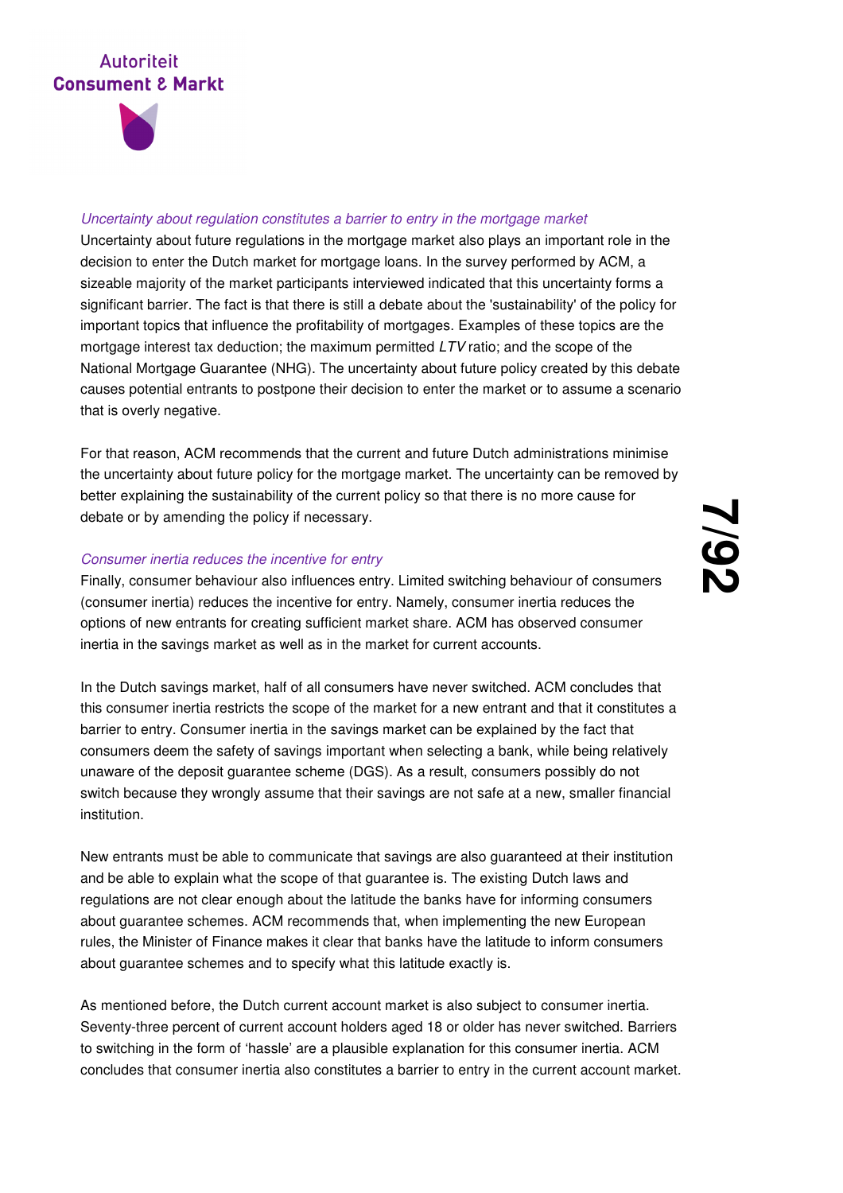*Uncertainty about regulation constitutes a barrier to entry in the mortgage market*

Uncertainty about future regulations in the mortgage market also plays an important role in the decision to enter the Dutch market for mortgage loans. In the survey performed by ACM, a sizeable majority of the market participants interviewed indicated that this uncertainty forms a significant barrier. The fact is that there is still a debate about the 'sustainability' of the policy for important topics that influence the profitability of mortgages. Examples of these topics are the mortgage interest tax deduction; the maximum permitted *LTV* ratio; and the scope of the National Mortgage Guarantee (NHG). The uncertainty about future policy created by this debate causes potential entrants to postpone their decision to enter the market or to assume a scenario that is overly negative.

For that reason, ACM recommends that the current and future Dutch administrations minimise the uncertainty about future policy for the mortgage market. The uncertainty can be removed by better explaining the sustainability of the current policy so that there is no more cause for debate or by amending the policy if necessary.

*Consumer inertia reduces the incentive for entry*

Finally, consumer behaviour also influences entry. Limited switching behaviour of consumers (consumer inertia) reduces the incentive for entry. Namely, consumer inertia reduces the options of new entrants for creating sufficient market share. ACM has observed consumer inertia in the savings market as well as in the market for current accounts.

In the Dutch savings market, half of all consumers have never switched. ACM concludes that this consumer inertia restricts the scope of the market for a new entrant and that it constitutes a barrier to entry. Consumer inertia in the savings market can be explained by the fact that consumers deem the safety of savings important when selecting a bank, while being relatively unaware of the deposit guarantee scheme (DGS). As a result, consumers possibly do not switch because they wrongly assume that their savings are not safe at a new, smaller financial institution.

New entrants must be able to communicate that savings are also guaranteed at their institution and be able to explain what the scope of that guarantee is. The existing Dutch laws and regulations are not clear enough about the latitude the banks have for informing consumers about guarantee schemes. ACM recommends that, when implementing the new European rules, the Minister of Finance makes it clear that banks have the latitude to inform consumers about guarantee schemes and to specify what this latitude exactly is.

As mentioned before, the Dutch current account market is also subject to consumer inertia. Seventy-three percent of current account holders aged 18 or older has never switched. Barriers to switching in the form of 'hassle' are a plausible explanation for this consumer inertia. ACM concludes that consumer inertia also constitutes a barrier to entry in the current account market.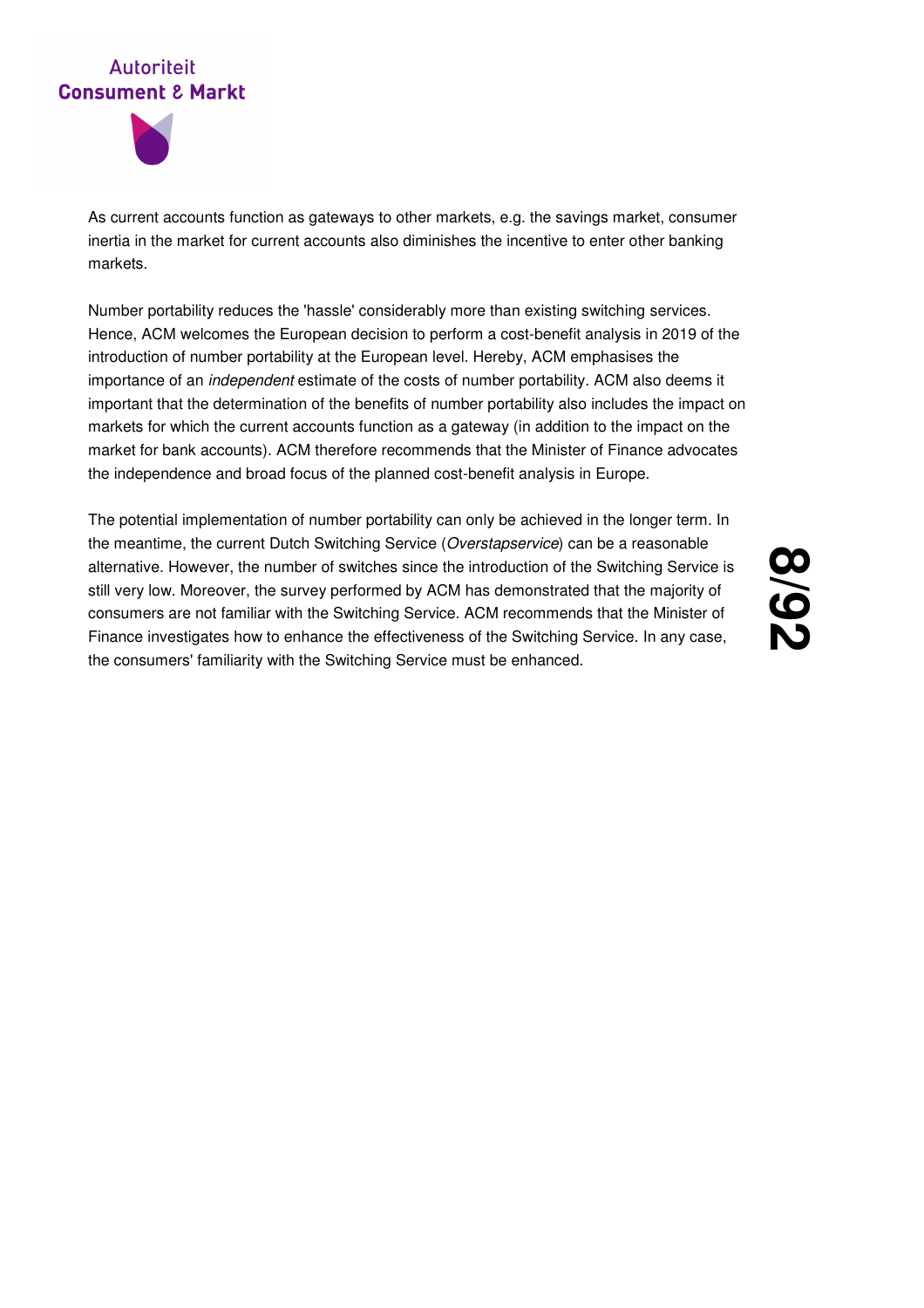As current accounts function as gateways to other markets, e.g. the savings market, consumer inertia in the market for current accounts also diminishes the incentive to enter other banking markets.

Number portability reduces the 'hassle' considerably more than existing switching services. Hence, ACM welcomes the European decision to perform a cost-benefit analysis in 2019 of the introduction of number portability at the European level. Hereby, ACM emphasises the importance of an *independent* estimate of the costs of number portability. ACM also deems it important that the determination of the benefits of number portability also includes the impact on markets for which the current accounts function as a gateway (in addition to the impact on the market for bank accounts). ACM therefore recommends that the Minister of Finance advocates the independence and broad focus of the planned cost-benefit analysis in Europe.

The potential implementation of number portability can only be achieved in the longer term. In the meantime, the current Dutch Switching Service (*Overstapservice*) can be a reasonable alternative. However, the number of switches since the introduction of the Switching Service is still very low. Moreover, the survey performed by ACM has demonstrated that the majority of consumers are not familiar with the Switching Service. ACM recommends that the Minister of Finance investigates how to enhance the effectiveness of the Switching Service. In any case, the consumers' familiarity with the Switching Service must be enhanced.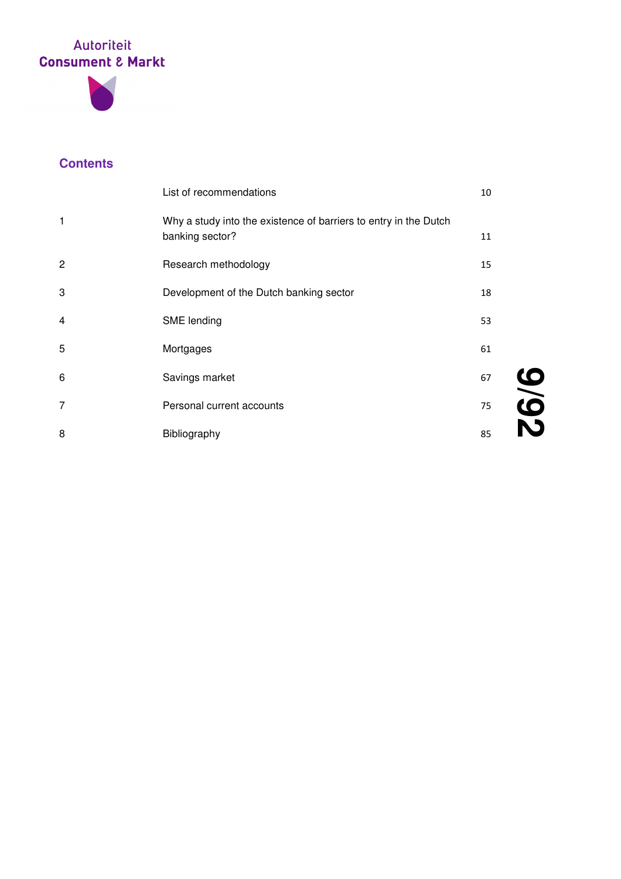## Contents

| | | |
|---|---|---|
| | List of recommendations | 10 |
| 1 | Why a study into the existence of barriers to entry in the Dutch banking sector? | 11 |
| 2 | Research methodology | 15 |
| 3 | Development of the Dutch banking sector | 18 |
| 4 | SME lending | 53 |
| 5 | Mortgages | 61 |
| 6 | Savings market | 67 |
| 7 | Personal current accounts | 75 |
| 8 | Bibliography | 85 |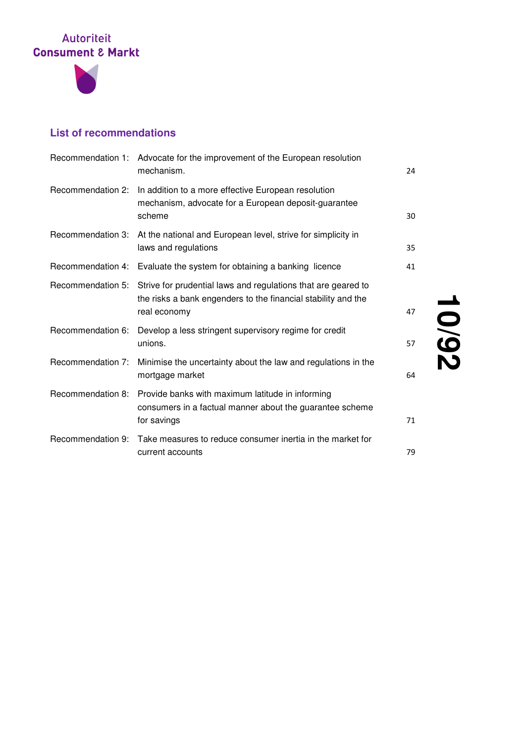## List of recommendations

| | | |
|---|---|---|
| Recommendation 1: | Advocate for the improvement of the European resolution mechanism. | 24 |
| Recommendation 2: | In addition to a more effective European resolution mechanism, advocate for a European deposit-guarantee scheme | 30 |
| Recommendation 3: | At the national and European level, strive for simplicity in laws and regulations | 35 |
| Recommendation 4: | Evaluate the system for obtaining a banking licence | 41 |
| Recommendation 5: | Strive for prudential laws and regulations that are geared to the risks a bank engenders to the financial stability and the real economy | 47 |
| Recommendation 6: | Develop a less stringent supervisory regime for credit unions. | 57 |
| Recommendation 7: | Minimise the uncertainty about the law and regulations in the mortgage market | 64 |
| Recommendation 8: | Provide banks with maximum latitude in informing consumers in a factual manner about the guarantee scheme for savings | 71 |
| Recommendation 9: | Take measures to reduce consumer inertia in the market for current accounts | 79 |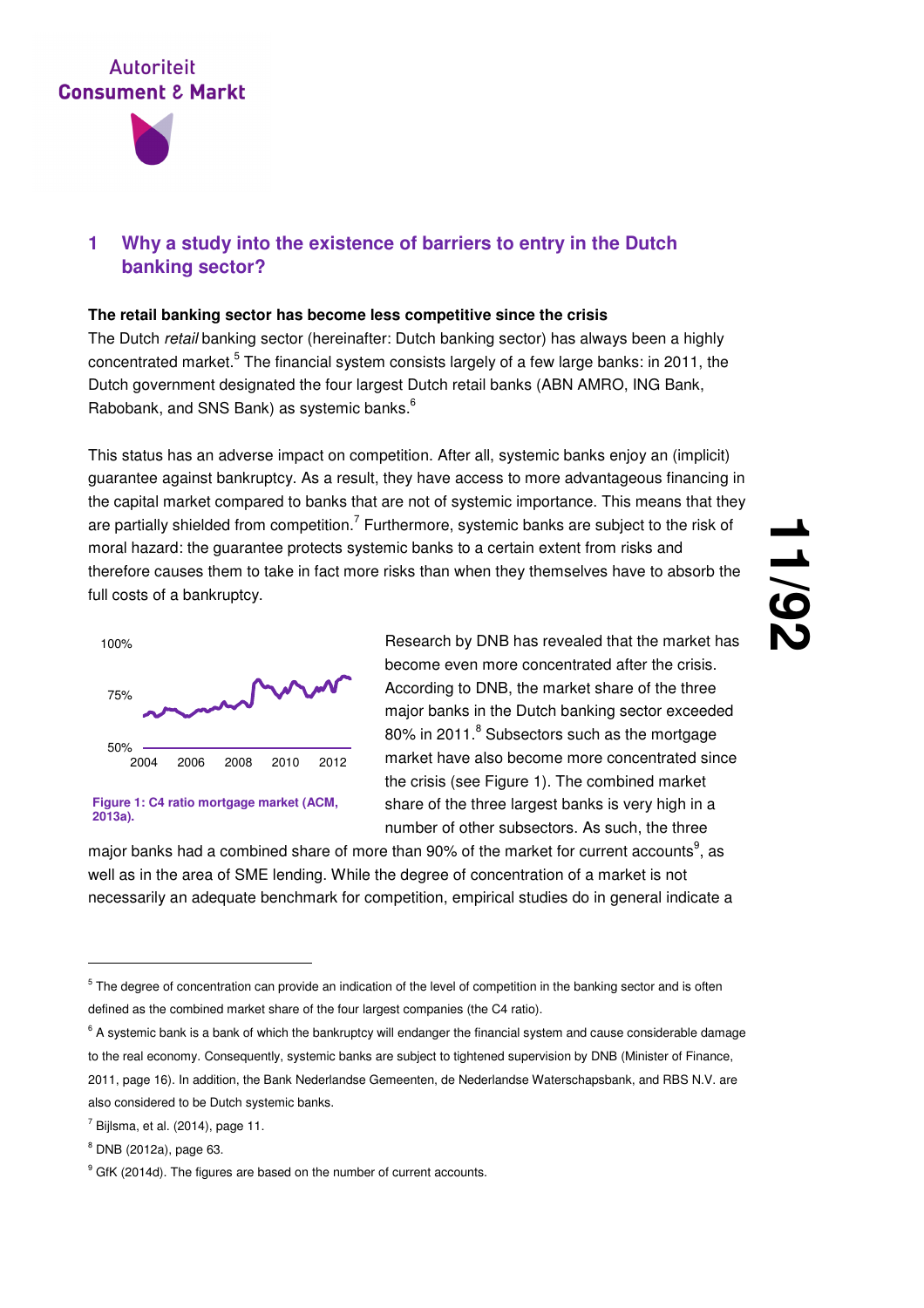# 1 Why a study into the existence of barriers to entry in the Dutch banking sector?

**The retail banking sector has become less competitive since the crisis**

The Dutch *retail* banking sector (hereinafter: Dutch banking sector) has always been a highly concentrated market.[5] The financial system consists largely of a few large banks: in 2011, the Dutch government designated the four largest Dutch retail banks (ABN AMRO, ING Bank, Rabobank, and SNS Bank) as systemic banks.[6]

This status has an adverse impact on competition. After all, systemic banks enjoy an (implicit) guarantee against bankruptcy. As a result, they have access to more advantageous financing in the capital market compared to banks that are not of systemic importance. This means that they are partially shielded from competition.[7] Furthermore, systemic banks are subject to the risk of moral hazard: the guarantee protects systemic banks to a certain extent from risks and therefore causes them to take in fact more risks than when they themselves have to absorb the full costs of a bankruptcy.

**Figure 1: C4 ratio mortgage market (ACM, 2013a).**

Research by DNB has revealed that the market has become even more concentrated after the crisis. According to DNB, the market share of the three major banks in the Dutch banking sector exceeded 80% in 2011.[8] Subsectors such as the mortgage market have also become more concentrated since the crisis (see Figure 1). The combined market share of the three largest banks is very high in a number of other subsectors. As such, the three major banks had a combined share of more than 90% of the market for current accounts[9], as well as in the area of SME lending. While the degree of concentration of a market is not necessarily an adequate benchmark for competition, empirical studies do in general indicate a

---

[5] The degree of concentration can provide an indication of the level of competition in the banking sector and is often defined as the combined market share of the four largest companies (the C4 ratio).

[6] A systemic bank is a bank of which the bankruptcy will endanger the financial system and cause considerable damage to the real economy. Consequently, systemic banks are subject to tightened supervision by DNB (Minister of Finance, 2011, page 16). In addition, the Bank Nederlandse Gemeenten, de Nederlandse Waterschapsbank, and RBS N.V. are also considered to be Dutch systemic banks.

[7] Bijlsma, et al. (2014), page 11.

[8] DNB (2012a), page 63.

[9] GfK (2014d). The figures are based on the number of current accounts.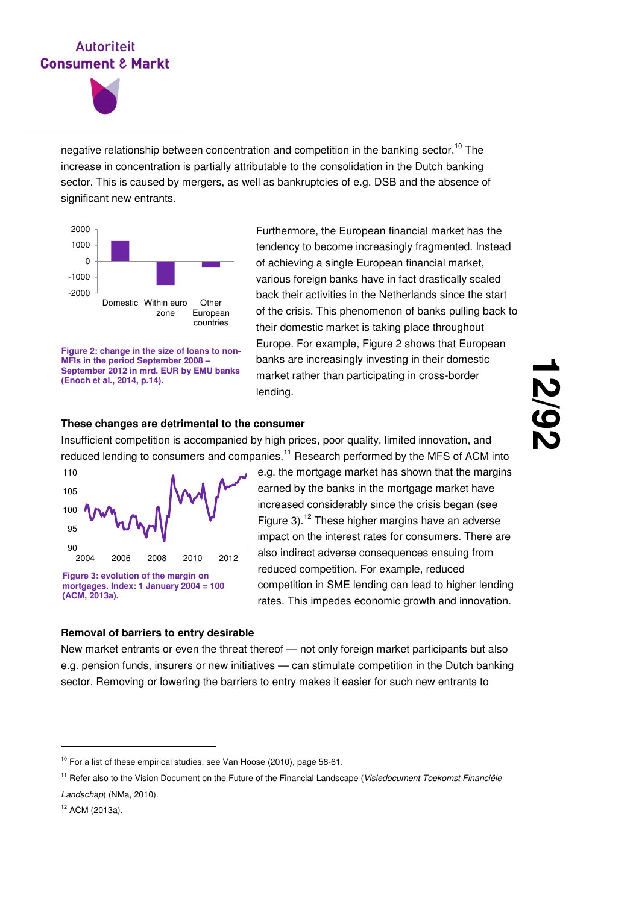negative relationship between concentration and competition in the banking sector.[10] The increase in concentration is partially attributable to the consolidation in the Dutch banking sector. This is caused by mergers, as well as bankruptcies of e.g. DSB and the absence of significant new entrants.

Furthermore, the European financial market has the tendency to become increasingly fragmented. Instead of achieving a single European financial market, various foreign banks have in fact drastically scaled back their activities in the Netherlands since the start of the crisis. This phenomenon of banks pulling back to their domestic market is taking place throughout Europe. For example, Figure 2 shows that European banks are increasingly investing in their domestic market rather than participating in cross-border lending.

**Figure 2: change in the size of loans to non-MFIs in the period September 2008 – September 2012 in mrd. EUR by EMU banks (Enoch et al., 2014, p.14).**

### These changes are detrimental to the consumer

Insufficient competition is accompanied by high prices, poor quality, limited innovation, and reduced lending to consumers and companies.[11] Research performed by the MFS of ACM into e.g. the mortgage market has shown that the margins earned by the banks in the mortgage market have increased considerably since the crisis began (see Figure 3).[12] These higher margins have an adverse impact on the interest rates for consumers. There are also indirect adverse consequences ensuing from reduced competition. For example, reduced competition in SME lending can lead to higher lending rates. This impedes economic growth and innovation.

**Figure 3: evolution of the margin on mortgages. Index: 1 January 2004 = 100 (ACM, 2013a).**

### Removal of barriers to entry desirable

New market entrants or even the threat thereof — not only foreign market participants but also e.g. pension funds, insurers or new initiatives — can stimulate competition in the Dutch banking sector. Removing or lowering the barriers to entry makes it easier for such new entrants to

---

[10] For a list of these empirical studies, see Van Hoose (2010), page 58-61.

[11] Refer also to the Vision Document on the Future of the Financial Landscape (*Visiedocument Toekomst Financiële Landschap*) (NMa, 2010).

[12] ACM (2013a).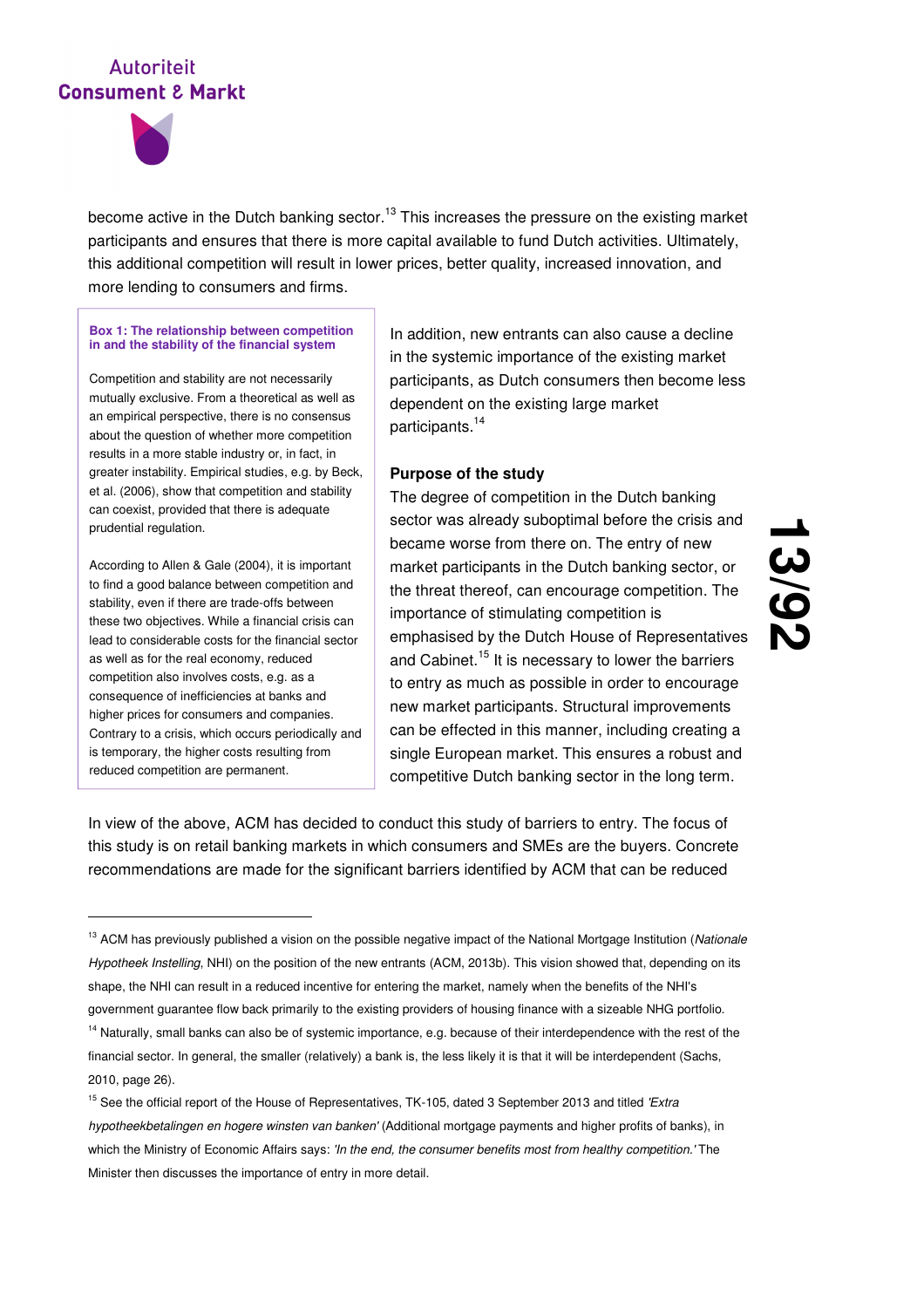become active in the Dutch banking sector.[13] This increases the pressure on the existing market participants and ensures that there is more capital available to fund Dutch activities. Ultimately, this additional competition will result in lower prices, better quality, increased innovation, and more lending to consumers and firms.

**Box 1: The relationship between competition in and the stability of the financial system**

Competition and stability are not necessarily mutually exclusive. From a theoretical as well as an empirical perspective, there is no consensus about the question of whether more competition results in a more stable industry or, in fact, in greater instability. Empirical studies, e.g. by Beck, et al. (2006), show that competition and stability can coexist, provided that there is adequate prudential regulation.

According to Allen & Gale (2004), it is important to find a good balance between competition and stability, even if there are trade-offs between these two objectives. While a financial crisis can lead to considerable costs for the financial sector as well as for the real economy, reduced competition also involves costs, e.g. as a consequence of inefficiencies at banks and higher prices for consumers and companies. Contrary to a crisis, which occurs periodically and is temporary, the higher costs resulting from reduced competition are permanent.

In addition, new entrants can also cause a decline in the systemic importance of the existing market participants, as Dutch consumers then become less dependent on the existing large market participants.[14]

**Purpose of the study**

The degree of competition in the Dutch banking sector was already suboptimal before the crisis and became worse from there on. The entry of new market participants in the Dutch banking sector, or the threat thereof, can encourage competition. The importance of stimulating competition is emphasised by the Dutch House of Representatives and Cabinet.[15] It is necessary to lower the barriers to entry as much as possible in order to encourage new market participants. Structural improvements can be effected in this manner, including creating a single European market. This ensures a robust and competitive Dutch banking sector in the long term.

In view of the above, ACM has decided to conduct this study of barriers to entry. The focus of this study is on retail banking markets in which consumers and SMEs are the buyers. Concrete recommendations are made for the significant barriers identified by ACM that can be reduced

---

[13] ACM has previously published a vision on the possible negative impact of the National Mortgage Institution (*Nationale Hypotheek Instelling*, NHI) on the position of the new entrants (ACM, 2013b). This vision showed that, depending on its shape, the NHI can result in a reduced incentive for entering the market, namely when the benefits of the NHI's government guarantee flow back primarily to the existing providers of housing finance with a sizeable NHG portfolio.

[14] Naturally, small banks can also be of systemic importance, e.g. because of their interdependence with the rest of the financial sector. In general, the smaller (relatively) a bank is, the less likely it is that it will be interdependent (Sachs, 2010, page 26).

[15] See the official report of the House of Representatives, TK-105, dated 3 September 2013 and titled *'Extra hypotheekbetalingen en hogere winsten van banken'* (Additional mortgage payments and higher profits of banks), in which the Ministry of Economic Affairs says: *'In the end, the consumer benefits most from healthy competition.'* The Minister then discusses the importance of entry in more detail.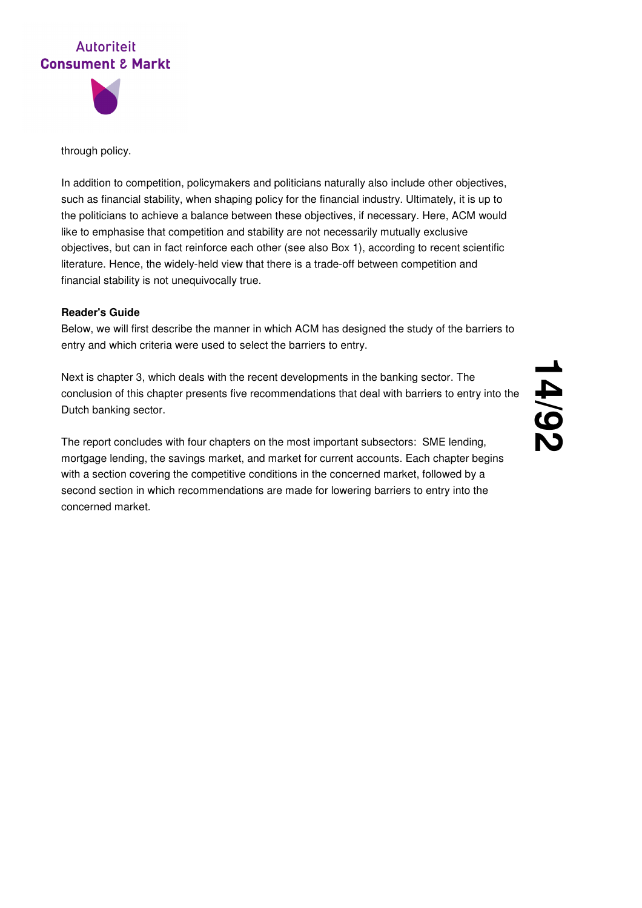through policy.

In addition to competition, policymakers and politicians naturally also include other objectives, such as financial stability, when shaping policy for the financial industry. Ultimately, it is up to the politicians to achieve a balance between these objectives, if necessary. Here, ACM would like to emphasise that competition and stability are not necessarily mutually exclusive objectives, but can in fact reinforce each other (see also Box 1), according to recent scientific literature. Hence, the widely-held view that there is a trade-off between competition and financial stability is not unequivocally true.

**Reader's Guide**

Below, we will first describe the manner in which ACM has designed the study of the barriers to entry and which criteria were used to select the barriers to entry.

Next is chapter 3, which deals with the recent developments in the banking sector. The conclusion of this chapter presents five recommendations that deal with barriers to entry into the Dutch banking sector.

The report concludes with four chapters on the most important subsectors: SME lending, mortgage lending, the savings market, and market for current accounts. Each chapter begins with a section covering the competitive conditions in the concerned market, followed by a second section in which recommendations are made for lowering barriers to entry into the concerned market.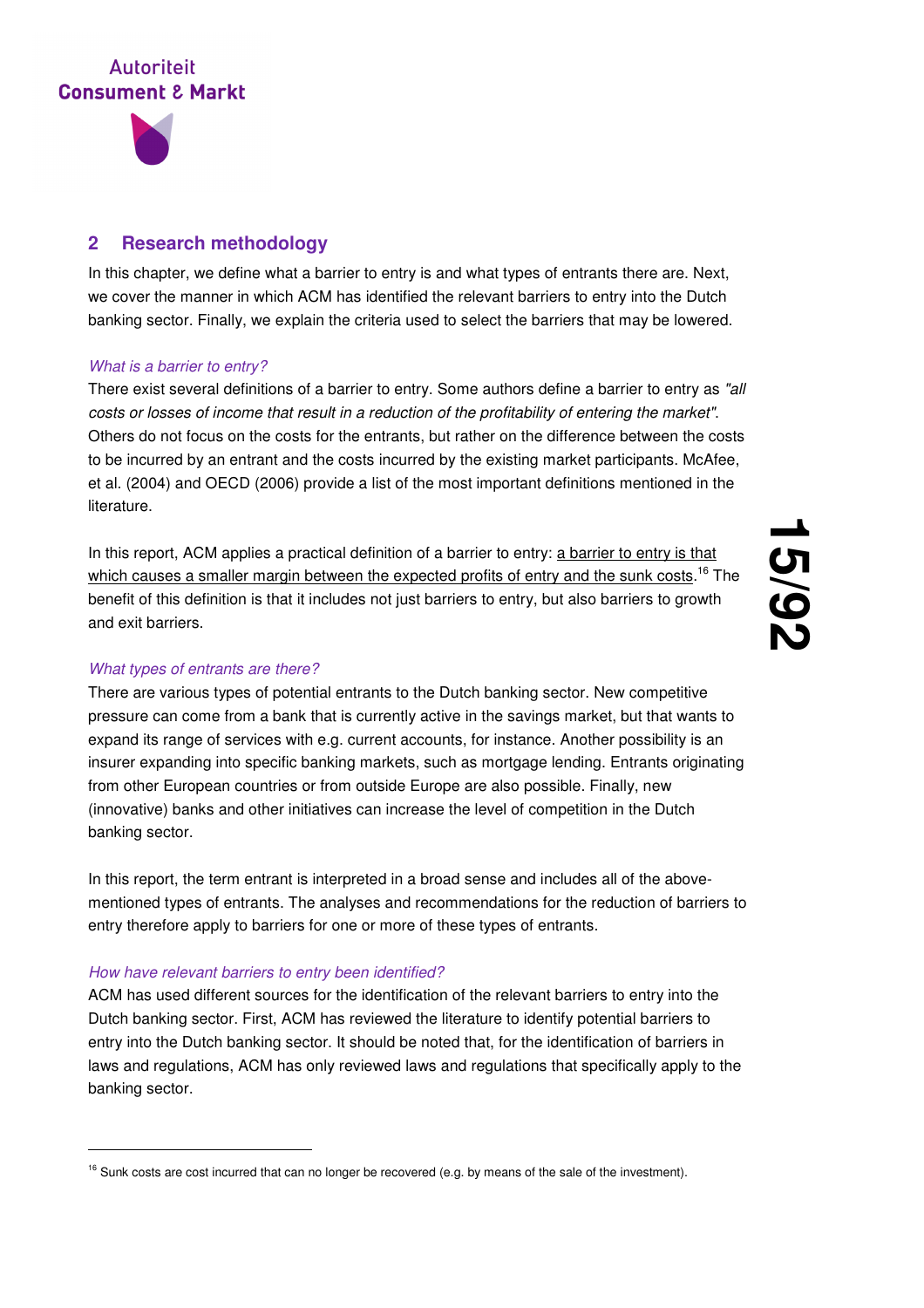## 2 Research methodology

In this chapter, we define what a barrier to entry is and what types of entrants there are. Next, we cover the manner in which ACM has identified the relevant barriers to entry into the Dutch banking sector. Finally, we explain the criteria used to select the barriers that may be lowered.

*What is a barrier to entry?*

There exist several definitions of a barrier to entry. Some authors define a barrier to entry as *"all costs or losses of income that result in a reduction of the profitability of entering the market"*. Others do not focus on the costs for the entrants, but rather on the difference between the costs to be incurred by an entrant and the costs incurred by the existing market participants. McAfee, et al. (2004) and OECD (2006) provide a list of the most important definitions mentioned in the literature.

In this report, ACM applies a practical definition of a barrier to entry: <u>a barrier to entry is that which causes a smaller margin between the expected profits of entry and the sunk costs</u>.[16] The benefit of this definition is that it includes not just barriers to entry, but also barriers to growth and exit barriers.

*What types of entrants are there?*

There are various types of potential entrants to the Dutch banking sector. New competitive pressure can come from a bank that is currently active in the savings market, but that wants to expand its range of services with e.g. current accounts, for instance. Another possibility is an insurer expanding into specific banking markets, such as mortgage lending. Entrants originating from other European countries or from outside Europe are also possible. Finally, new (innovative) banks and other initiatives can increase the level of competition in the Dutch banking sector.

In this report, the term entrant is interpreted in a broad sense and includes all of the above-mentioned types of entrants. The analyses and recommendations for the reduction of barriers to entry therefore apply to barriers for one or more of these types of entrants.

*How have relevant barriers to entry been identified?*

ACM has used different sources for the identification of the relevant barriers to entry into the Dutch banking sector. First, ACM has reviewed the literature to identify potential barriers to entry into the Dutch banking sector. It should be noted that, for the identification of barriers in laws and regulations, ACM has only reviewed laws and regulations that specifically apply to the banking sector.

---

[16] Sunk costs are cost incurred that can no longer be recovered (e.g. by means of the sale of the investment).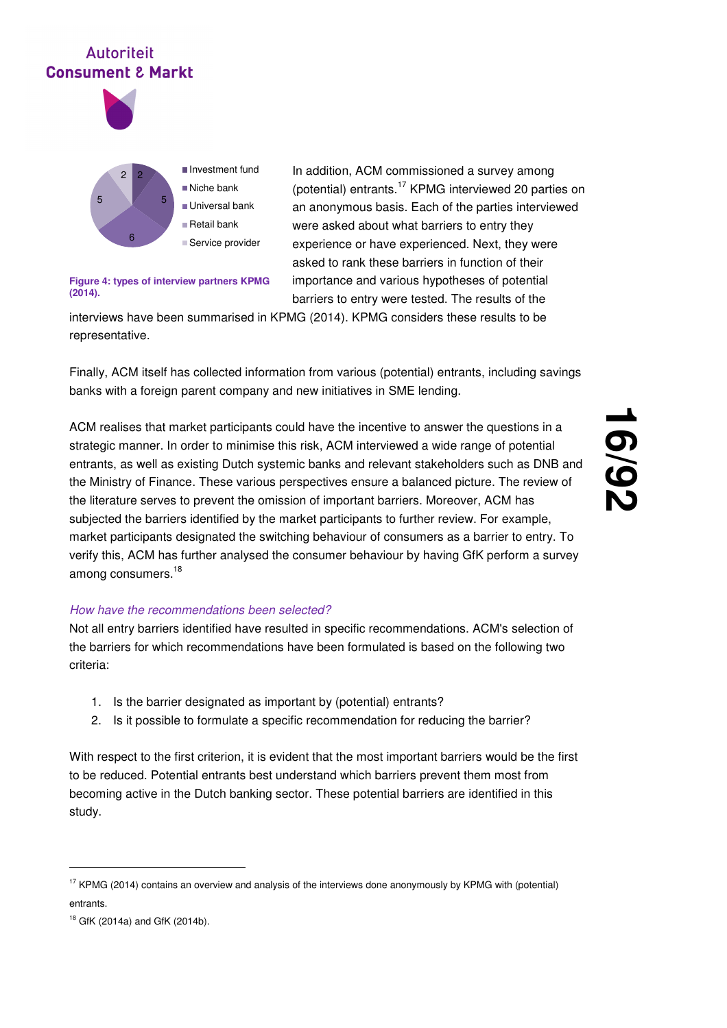Figure 4: types of interview partners KPMG (2014).

In addition, ACM commissioned a survey among (potential) entrants.[17] KPMG interviewed 20 parties on an anonymous basis. Each of the parties interviewed were asked about what barriers to entry they experience or have experienced. Next, they were asked to rank these barriers in function of their importance and various hypotheses of potential barriers to entry were tested. The results of the interviews have been summarised in KPMG (2014). KPMG considers these results to be representative.

Finally, ACM itself has collected information from various (potential) entrants, including savings banks with a foreign parent company and new initiatives in SME lending.

ACM realises that market participants could have the incentive to answer the questions in a strategic manner. In order to minimise this risk, ACM interviewed a wide range of potential entrants, as well as existing Dutch systemic banks and relevant stakeholders such as DNB and the Ministry of Finance. These various perspectives ensure a balanced picture. The review of the literature serves to prevent the omission of important barriers. Moreover, ACM has subjected the barriers identified by the market participants to further review. For example, market participants designated the switching behaviour of consumers as a barrier to entry. To verify this, ACM has further analysed the consumer behaviour by having GfK perform a survey among consumers.[18]

*How have the recommendations been selected?*

Not all entry barriers identified have resulted in specific recommendations. ACM's selection of the barriers for which recommendations have been formulated is based on the following two criteria:

1. Is the barrier designated as important by (potential) entrants?
2. Is it possible to formulate a specific recommendation for reducing the barrier?

With respect to the first criterion, it is evident that the most important barriers would be the first to be reduced. Potential entrants best understand which barriers prevent them most from becoming active in the Dutch banking sector. These potential barriers are identified in this study.

---

[17] KPMG (2014) contains an overview and analysis of the interviews done anonymously by KPMG with (potential) entrants.

[18] GfK (2014a) and GfK (2014b).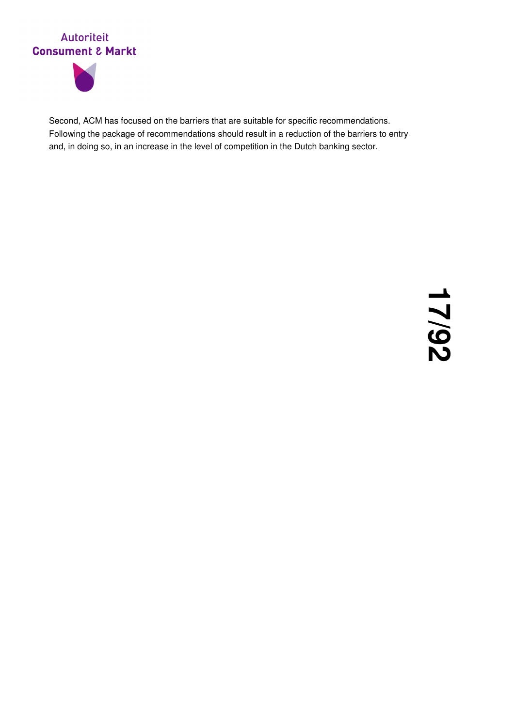Second, ACM has focused on the barriers that are suitable for specific recommendations. Following the package of recommendations should result in a reduction of the barriers to entry and, in doing so, in an increase in the level of competition in the Dutch banking sector.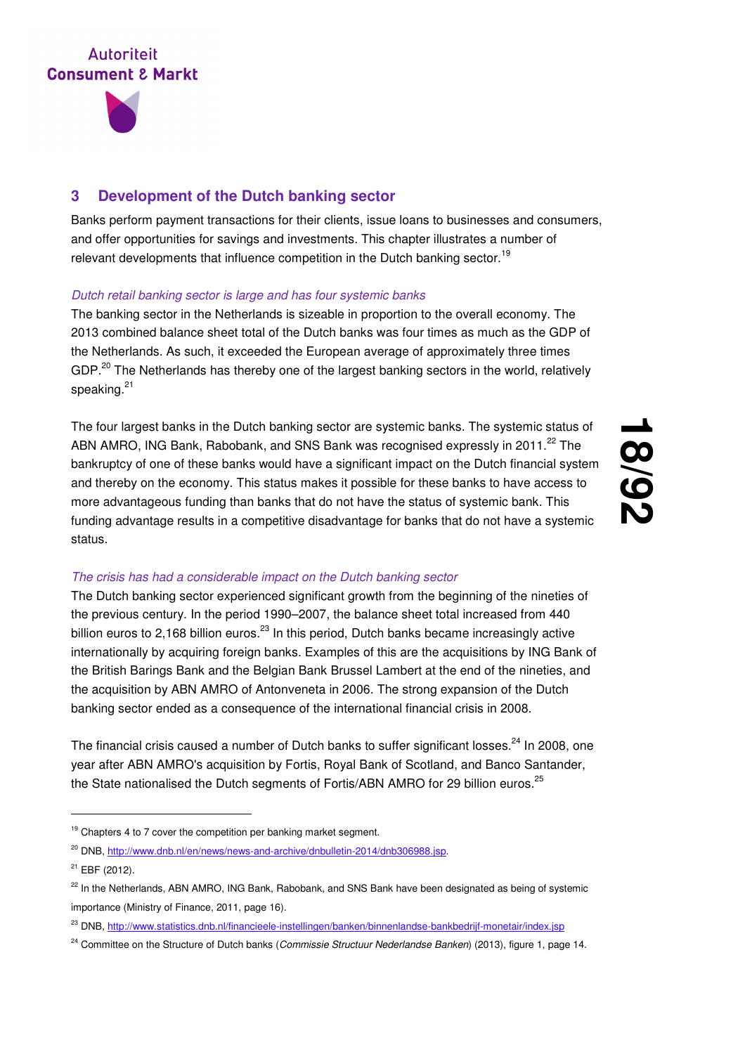## 3 Development of the Dutch banking sector

Banks perform payment transactions for their clients, issue loans to businesses and consumers, and offer opportunities for savings and investments. This chapter illustrates a number of relevant developments that influence competition in the Dutch banking sector.[19]

*Dutch retail banking sector is large and has four systemic banks*

The banking sector in the Netherlands is sizeable in proportion to the overall economy. The 2013 combined balance sheet total of the Dutch banks was four times as much as the GDP of the Netherlands. As such, it exceeded the European average of approximately three times GDP.[20] The Netherlands has thereby one of the largest banking sectors in the world, relatively speaking.[21]

The four largest banks in the Dutch banking sector are systemic banks. The systemic status of ABN AMRO, ING Bank, Rabobank, and SNS Bank was recognised expressly in 2011.[22] The bankruptcy of one of these banks would have a significant impact on the Dutch financial system and thereby on the economy. This status makes it possible for these banks to have access to more advantageous funding than banks that do not have the status of systemic bank. This funding advantage results in a competitive disadvantage for banks that do not have a systemic status.

*The crisis has had a considerable impact on the Dutch banking sector*

The Dutch banking sector experienced significant growth from the beginning of the nineties of the previous century. In the period 1990–2007, the balance sheet total increased from 440 billion euros to 2,168 billion euros.[23] In this period, Dutch banks became increasingly active internationally by acquiring foreign banks. Examples of this are the acquisitions by ING Bank of the British Barings Bank and the Belgian Bank Brussel Lambert at the end of the nineties, and the acquisition by ABN AMRO of Antonveneta in 2006. The strong expansion of the Dutch banking sector ended as a consequence of the international financial crisis in 2008.

The financial crisis caused a number of Dutch banks to suffer significant losses.[24] In 2008, one year after ABN AMRO's acquisition by Fortis, Royal Bank of Scotland, and Banco Santander, the State nationalised the Dutch segments of Fortis/ABN AMRO for 29 billion euros.[25]

---

[19] Chapters 4 to 7 cover the competition per banking market segment.

[20] DNB, http://www.dnb.nl/en/news/news-and-archive/dnbulletin-2014/dnb306988.jsp.

[21] EBF (2012).

[22] In the Netherlands, ABN AMRO, ING Bank, Rabobank, and SNS Bank have been designated as being of systemic importance (Ministry of Finance, 2011, page 16).

[23] DNB, http://www.statistics.dnb.nl/financieele-instellingen/banken/binnenlandse-bankbedrijf-monetair/index.jsp

[24] Committee on the Structure of Dutch banks (*Commissie Structuur Nederlandse Banken*) (2013), figure 1, page 14.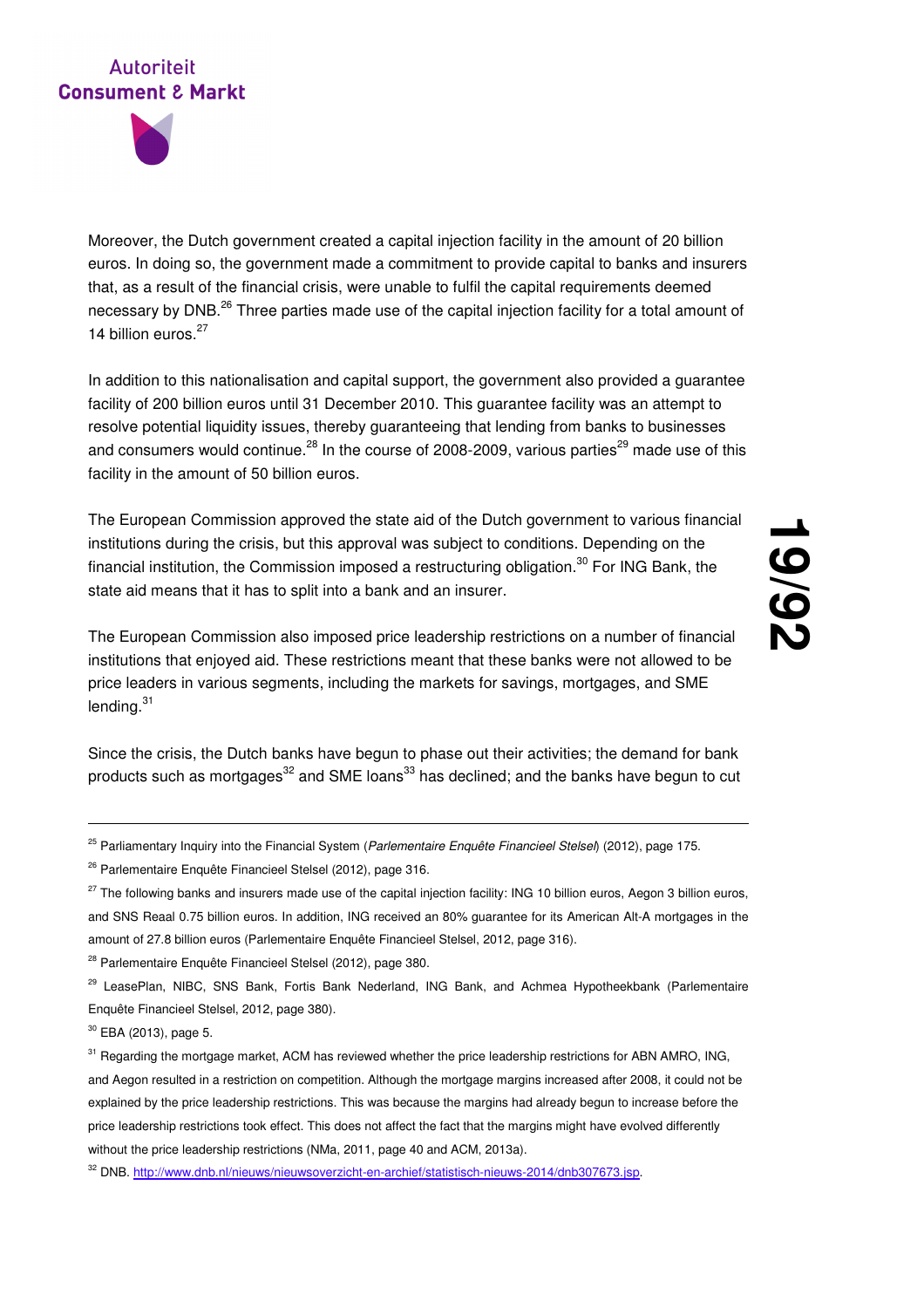Moreover, the Dutch government created a capital injection facility in the amount of 20 billion euros. In doing so, the government made a commitment to provide capital to banks and insurers that, as a result of the financial crisis, were unable to fulfil the capital requirements deemed necessary by DNB.[26] Three parties made use of the capital injection facility for a total amount of 14 billion euros.[27]

In addition to this nationalisation and capital support, the government also provided a guarantee facility of 200 billion euros until 31 December 2010. This guarantee facility was an attempt to resolve potential liquidity issues, thereby guaranteeing that lending from banks to businesses and consumers would continue.[28] In the course of 2008-2009, various parties[29] made use of this facility in the amount of 50 billion euros.

The European Commission approved the state aid of the Dutch government to various financial institutions during the crisis, but this approval was subject to conditions. Depending on the financial institution, the Commission imposed a restructuring obligation.[30] For ING Bank, the state aid means that it has to split into a bank and an insurer.

The European Commission also imposed price leadership restrictions on a number of financial institutions that enjoyed aid. These restrictions meant that these banks were not allowed to be price leaders in various segments, including the markets for savings, mortgages, and SME lending.[31]

Since the crisis, the Dutch banks have begun to phase out their activities; the demand for bank products such as mortgages[32] and SME loans[33] has declined; and the banks have begun to cut

---

[25] Parliamentary Inquiry into the Financial System (*Parlementaire Enquête Financieel Stelsel*) (2012), page 175.

[26] Parlementaire Enquête Financieel Stelsel (2012), page 316.

[27] The following banks and insurers made use of the capital injection facility: ING 10 billion euros, Aegon 3 billion euros, and SNS Reaal 0.75 billion euros. In addition, ING received an 80% guarantee for its American Alt-A mortgages in the amount of 27.8 billion euros (Parlementaire Enquête Financieel Stelsel, 2012, page 316).

[28] Parlementaire Enquête Financieel Stelsel (2012), page 380.

[29] LeasePlan, NIBC, SNS Bank, Fortis Bank Nederland, ING Bank, and Achmea Hypotheekbank (Parlementaire Enquête Financieel Stelsel, 2012, page 380).

[30] EBA (2013), page 5.

[31] Regarding the mortgage market, ACM has reviewed whether the price leadership restrictions for ABN AMRO, ING, and Aegon resulted in a restriction on competition. Although the mortgage margins increased after 2008, it could not be explained by the price leadership restrictions. This was because the margins had already begun to increase before the price leadership restrictions took effect. This does not affect the fact that the margins might have evolved differently without the price leadership restrictions (NMa, 2011, page 40 and ACM, 2013a).

[32] DNB. http://www.dnb.nl/nieuws/nieuwsoverzicht-en-archief/statistisch-nieuws-2014/dnb307673.jsp.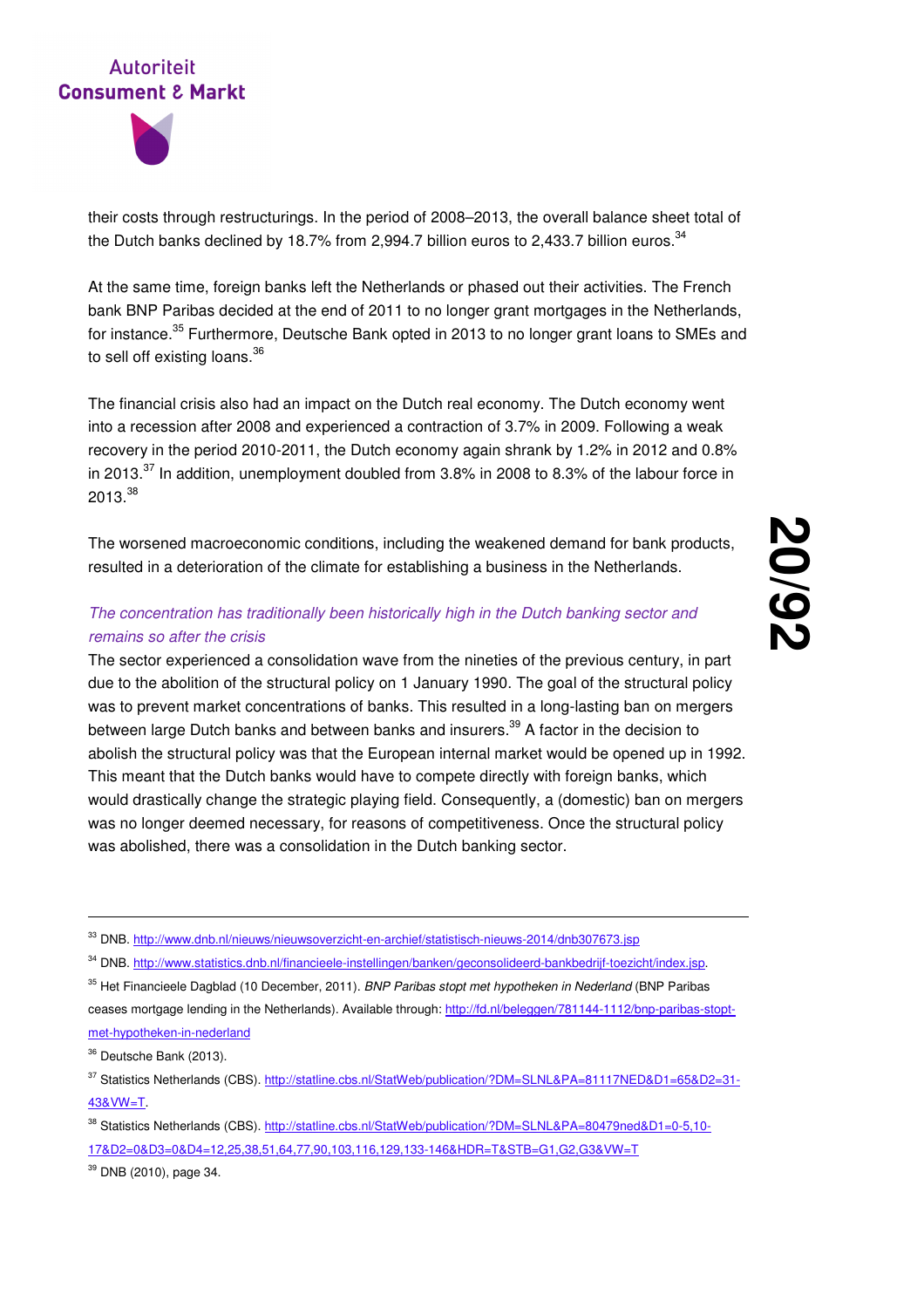their costs through restructurings. In the period of 2008–2013, the overall balance sheet total of the Dutch banks declined by 18.7% from 2,994.7 billion euros to 2,433.7 billion euros.[34]

At the same time, foreign banks left the Netherlands or phased out their activities. The French bank BNP Paribas decided at the end of 2011 to no longer grant mortgages in the Netherlands, for instance.[35] Furthermore, Deutsche Bank opted in 2013 to no longer grant loans to SMEs and to sell off existing loans.[36]

The financial crisis also had an impact on the Dutch real economy. The Dutch economy went into a recession after 2008 and experienced a contraction of 3.7% in 2009. Following a weak recovery in the period 2010-2011, the Dutch economy again shrank by 1.2% in 2012 and 0.8% in 2013.[37] In addition, unemployment doubled from 3.8% in 2008 to 8.3% of the labour force in 2013.[38]

The worsened macroeconomic conditions, including the weakened demand for bank products, resulted in a deterioration of the climate for establishing a business in the Netherlands.

*The concentration has traditionally been historically high in the Dutch banking sector and remains so after the crisis*

The sector experienced a consolidation wave from the nineties of the previous century, in part due to the abolition of the structural policy on 1 January 1990. The goal of the structural policy was to prevent market concentrations of banks. This resulted in a long-lasting ban on mergers between large Dutch banks and between banks and insurers.[39] A factor in the decision to abolish the structural policy was that the European internal market would be opened up in 1992. This meant that the Dutch banks would have to compete directly with foreign banks, which would drastically change the strategic playing field. Consequently, a (domestic) ban on mergers was no longer deemed necessary, for reasons of competitiveness. Once the structural policy was abolished, there was a consolidation in the Dutch banking sector.

---

[33] DNB. http://www.dnb.nl/nieuws/nieuwsoverzicht-en-archief/statistisch-nieuws-2014/dnb307673.jsp

[34] DNB. http://www.statistics.dnb.nl/financieele-instellingen/banken/geconsolideerd-bankbedrijf-toezicht/index.jsp.

[35] Het Financieele Dagblad (10 December, 2011). *BNP Paribas stopt met hypotheken in Nederland* (BNP Paribas ceases mortgage lending in the Netherlands). Available through: http://fd.nl/beleggen/781144-1112/bnp-paribas-stopt-met-hypotheken-in-nederland

[36] Deutsche Bank (2013).

[37] Statistics Netherlands (CBS). http://statline.cbs.nl/StatWeb/publication/?DM=SLNL&PA=81117NED&D1=65&D2=31-43&VW=T.

[38] Statistics Netherlands (CBS). http://statline.cbs.nl/StatWeb/publication/?DM=SLNL&PA=80479ned&D1=0-5,10-17&D2=0&D3=0&D4=12,25,38,51,64,77,90,103,116,129,133-146&HDR=T&STB=G1,G2,G3&VW=T

[39] DNB (2010), page 34.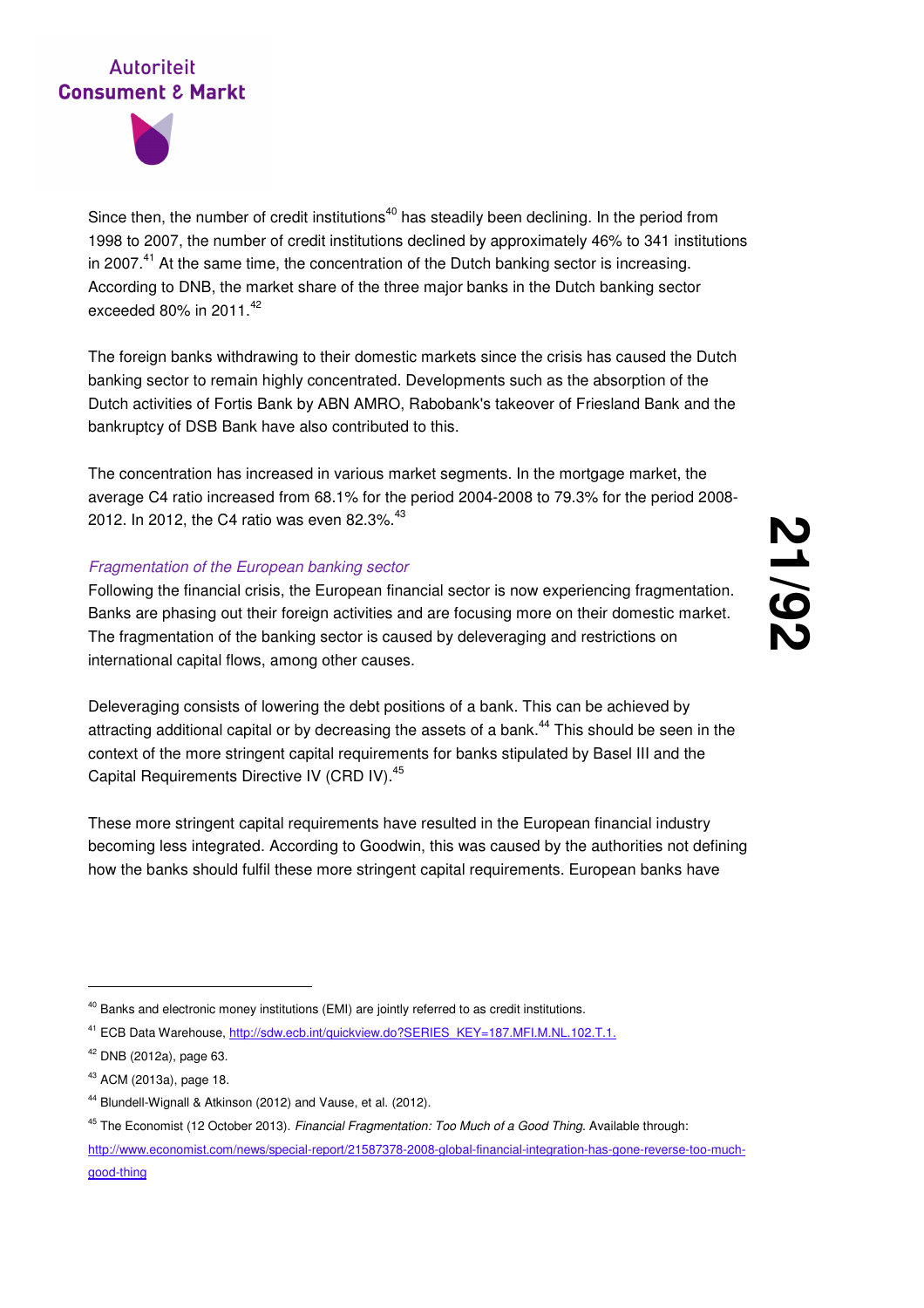Since then, the number of credit institutions[40] has steadily been declining. In the period from 1998 to 2007, the number of credit institutions declined by approximately 46% to 341 institutions in 2007.[41] At the same time, the concentration of the Dutch banking sector is increasing. According to DNB, the market share of the three major banks in the Dutch banking sector exceeded 80% in 2011.[42]

The foreign banks withdrawing to their domestic markets since the crisis has caused the Dutch banking sector to remain highly concentrated. Developments such as the absorption of the Dutch activities of Fortis Bank by ABN AMRO, Rabobank's takeover of Friesland Bank and the bankruptcy of DSB Bank have also contributed to this.

The concentration has increased in various market segments. In the mortgage market, the average C4 ratio increased from 68.1% for the period 2004-2008 to 79.3% for the period 2008-2012. In 2012, the C4 ratio was even 82.3%.[43]

*Fragmentation of the European banking sector*

Following the financial crisis, the European financial sector is now experiencing fragmentation. Banks are phasing out their foreign activities and are focusing more on their domestic market. The fragmentation of the banking sector is caused by deleveraging and restrictions on international capital flows, among other causes.

Deleveraging consists of lowering the debt positions of a bank. This can be achieved by attracting additional capital or by decreasing the assets of a bank.[44] This should be seen in the context of the more stringent capital requirements for banks stipulated by Basel III and the Capital Requirements Directive IV (CRD IV).[45]

These more stringent capital requirements have resulted in the European financial industry becoming less integrated. According to Goodwin, this was caused by the authorities not defining how the banks should fulfil these more stringent capital requirements. European banks have

---

[40] Banks and electronic money institutions (EMI) are jointly referred to as credit institutions.

[41] ECB Data Warehouse, http://sdw.ecb.int/quickview.do?SERIES_KEY=187.MFI.M.NL.102.T.1.

[42] DNB (2012a), page 63.

[43] ACM (2013a), page 18.

[44] Blundell-Wignall & Atkinson (2012) and Vause, et al. (2012).

[45] The Economist (12 October 2013). *Financial Fragmentation: Too Much of a Good Thing.* Available through: http://www.economist.com/news/special-report/21587378-2008-global-financial-integration-has-gone-reverse-too-much-good-thing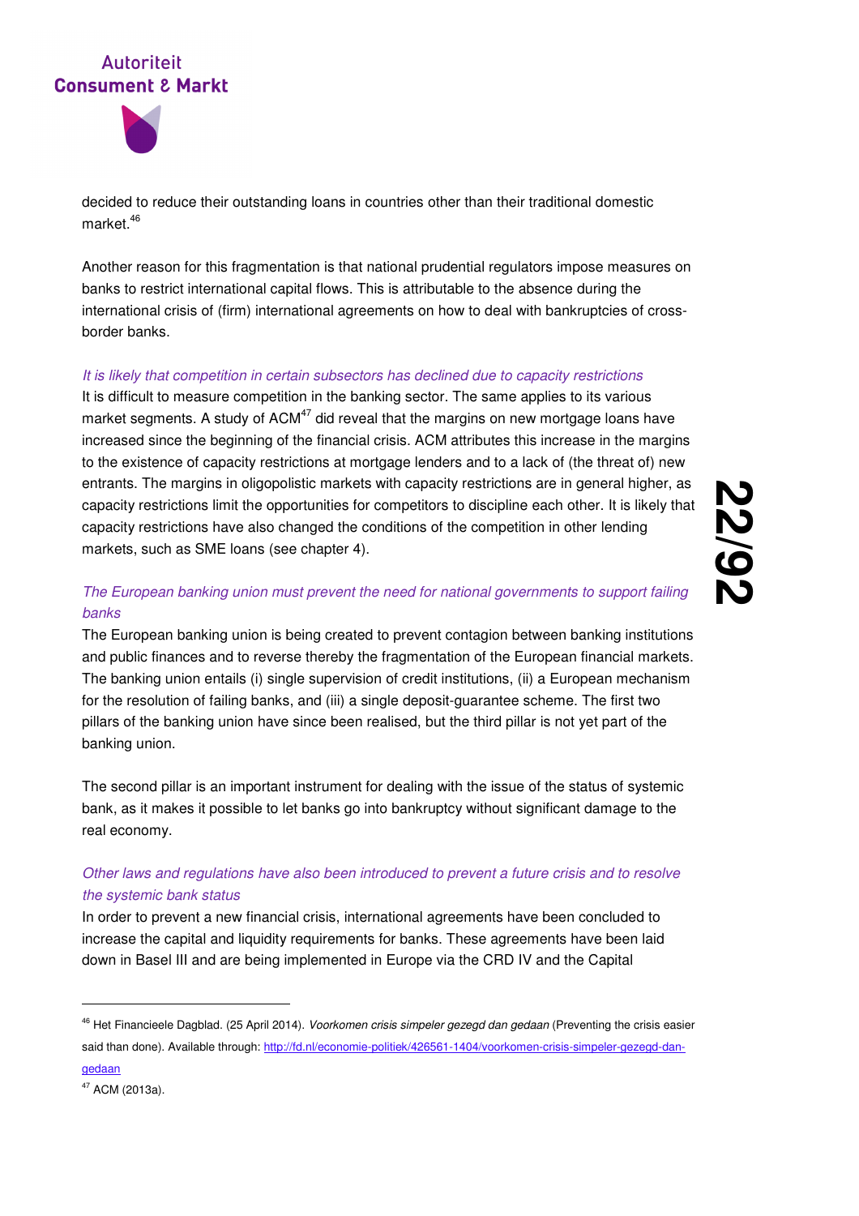decided to reduce their outstanding loans in countries other than their traditional domestic market.[46]

Another reason for this fragmentation is that national prudential regulators impose measures on banks to restrict international capital flows. This is attributable to the absence during the international crisis of (firm) international agreements on how to deal with bankruptcies of cross-border banks.

*It is likely that competition in certain subsectors has declined due to capacity restrictions*

It is difficult to measure competition in the banking sector. The same applies to its various market segments. A study of ACM[47] did reveal that the margins on new mortgage loans have increased since the beginning of the financial crisis. ACM attributes this increase in the margins to the existence of capacity restrictions at mortgage lenders and to a lack of (the threat of) new entrants. The margins in oligopolistic markets with capacity restrictions are in general higher, as capacity restrictions limit the opportunities for competitors to discipline each other. It is likely that capacity restrictions have also changed the conditions of the competition in other lending markets, such as SME loans (see chapter 4).

*The European banking union must prevent the need for national governments to support failing banks*

The European banking union is being created to prevent contagion between banking institutions and public finances and to reverse thereby the fragmentation of the European financial markets. The banking union entails (i) single supervision of credit institutions, (ii) a European mechanism for the resolution of failing banks, and (iii) a single deposit-guarantee scheme. The first two pillars of the banking union have since been realised, but the third pillar is not yet part of the banking union.

The second pillar is an important instrument for dealing with the issue of the status of systemic bank, as it makes it possible to let banks go into bankruptcy without significant damage to the real economy.

*Other laws and regulations have also been introduced to prevent a future crisis and to resolve the systemic bank status*

In order to prevent a new financial crisis, international agreements have been concluded to increase the capital and liquidity requirements for banks. These agreements have been laid down in Basel III and are being implemented in Europe via the CRD IV and the Capital

---

[46] Het Financieele Dagblad. (25 April 2014). *Voorkomen crisis simpeler gezegd dan gedaan* (Preventing the crisis easier said than done). Available through: http://fd.nl/economie-politiek/426561-1404/voorkomen-crisis-simpeler-gezegd-dan-gedaan

[47] ACM (2013a).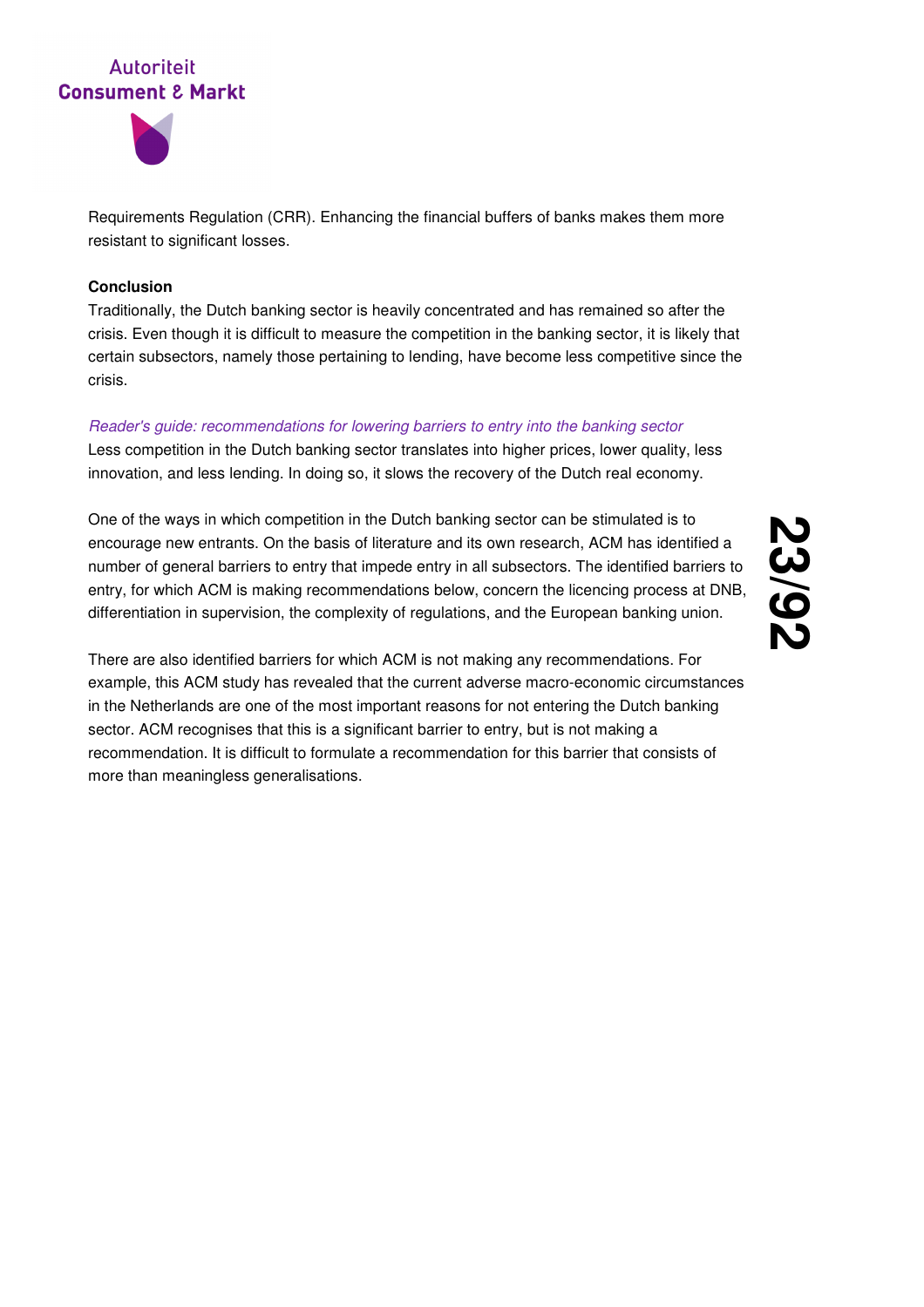Requirements Regulation (CRR). Enhancing the financial buffers of banks makes them more resistant to significant losses.

**Conclusion**

Traditionally, the Dutch banking sector is heavily concentrated and has remained so after the crisis. Even though it is difficult to measure the competition in the banking sector, it is likely that certain subsectors, namely those pertaining to lending, have become less competitive since the crisis.

*Reader's guide: recommendations for lowering barriers to entry into the banking sector*

Less competition in the Dutch banking sector translates into higher prices, lower quality, less innovation, and less lending. In doing so, it slows the recovery of the Dutch real economy.

One of the ways in which competition in the Dutch banking sector can be stimulated is to encourage new entrants. On the basis of literature and its own research, ACM has identified a number of general barriers to entry that impede entry in all subsectors. The identified barriers to entry, for which ACM is making recommendations below, concern the licencing process at DNB, differentiation in supervision, the complexity of regulations, and the European banking union.

There are also identified barriers for which ACM is not making any recommendations. For example, this ACM study has revealed that the current adverse macro-economic circumstances in the Netherlands are one of the most important reasons for not entering the Dutch banking sector. ACM recognises that this is a significant barrier to entry, but is not making a recommendation. It is difficult to formulate a recommendation for this barrier that consists of more than meaningless generalisations.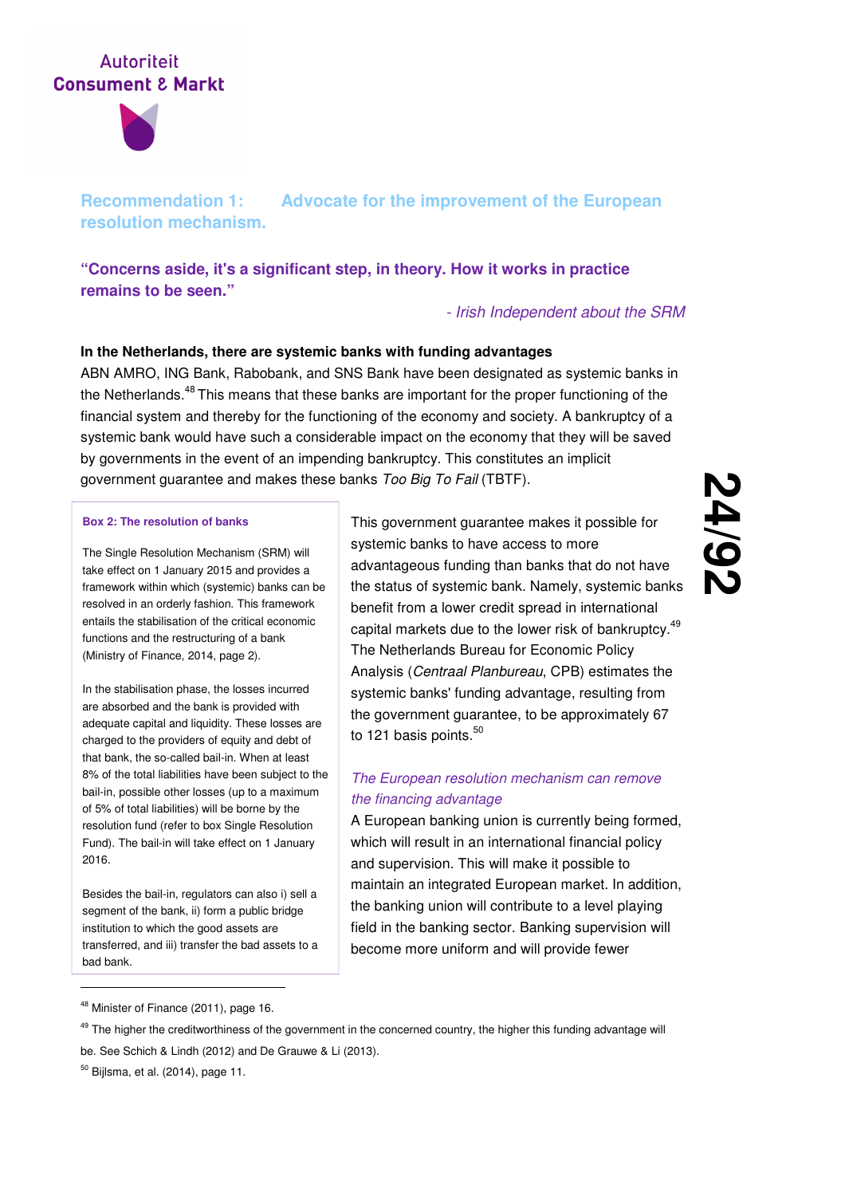## Recommendation 1: Advocate for the improvement of the European resolution mechanism.

**"Concerns aside, it's a significant step, in theory. How it works in practice remains to be seen."**

*- Irish Independent about the SRM*

**In the Netherlands, there are systemic banks with funding advantages**

ABN AMRO, ING Bank, Rabobank, and SNS Bank have been designated as systemic banks in the Netherlands.[48] This means that these banks are important for the proper functioning of the financial system and thereby for the functioning of the economy and society. A bankruptcy of a systemic bank would have such a considerable impact on the economy that they will be saved by governments in the event of an impending bankruptcy. This constitutes an implicit government guarantee and makes these banks *Too Big To Fail* (TBTF).

> **Box 2: The resolution of banks**
>
> The Single Resolution Mechanism (SRM) will take effect on 1 January 2015 and provides a framework within which (systemic) banks can be resolved in an orderly fashion. This framework entails the stabilisation of the critical economic functions and the restructuring of a bank (Ministry of Finance, 2014, page 2).
>
> In the stabilisation phase, the losses incurred are absorbed and the bank is provided with adequate capital and liquidity. These losses are charged to the providers of equity and debt of that bank, the so-called bail-in. When at least 8% of the total liabilities have been subject to the bail-in, possible other losses (up to a maximum of 5% of total liabilities) will be borne by the resolution fund (refer to box Single Resolution Fund). The bail-in will take effect on 1 January 2016.
>
> Besides the bail-in, regulators can also i) sell a segment of the bank, ii) form a public bridge institution to which the good assets are transferred, and iii) transfer the bad assets to a bad bank.

This government guarantee makes it possible for systemic banks to have access to more advantageous funding than banks that do not have the status of systemic bank. Namely, systemic banks benefit from a lower credit spread in international capital markets due to the lower risk of bankruptcy.[49] The Netherlands Bureau for Economic Policy Analysis (*Centraal Planbureau*, CPB) estimates the systemic banks' funding advantage, resulting from the government guarantee, to be approximately 67 to 121 basis points.[50]

*The European resolution mechanism can remove the financing advantage*

A European banking union is currently being formed, which will result in an international financial policy and supervision. This will make it possible to maintain an integrated European market. In addition, the banking union will contribute to a level playing field in the banking sector. Banking supervision will become more uniform and will provide fewer

---

[48] Minister of Finance (2011), page 16.

[49] The higher the creditworthiness of the government in the concerned country, the higher this funding advantage will be. See Schich & Lindh (2012) and De Grauwe & Li (2013).

[50] Bijlsma, et al. (2014), page 11.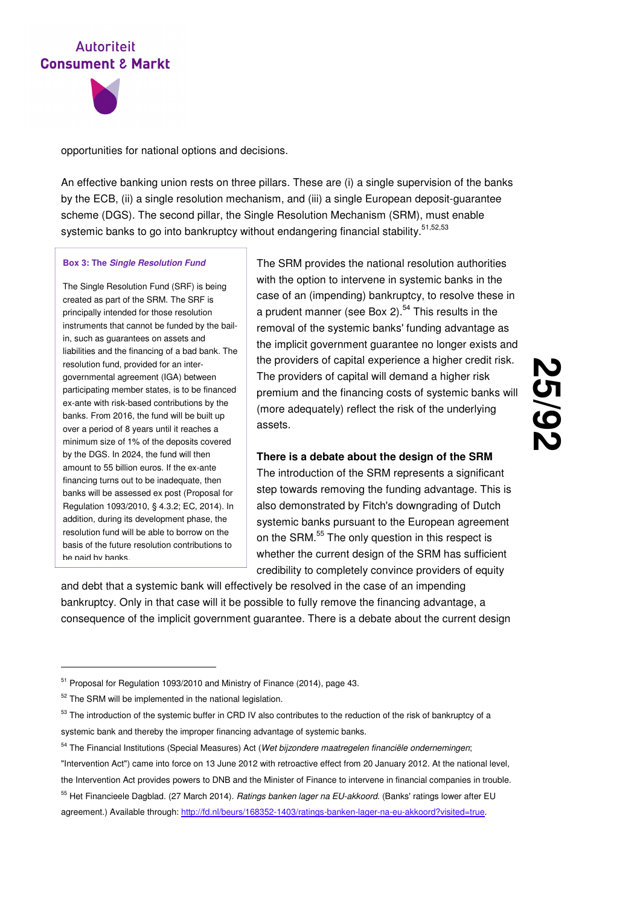opportunities for national options and decisions.

An effective banking union rests on three pillars. These are (i) a single supervision of the banks by the ECB, (ii) a single resolution mechanism, and (iii) a single European deposit-guarantee scheme (DGS). The second pillar, the Single Resolution Mechanism (SRM), must enable systemic banks to go into bankruptcy without endangering financial stability.[51,52,53]

> **Box 3: The *Single Resolution Fund***
>
> The Single Resolution Fund (SRF) is being created as part of the SRM. The SRF is principally intended for those resolution instruments that cannot be funded by the bail-in, such as guarantees on assets and liabilities and the financing of a bad bank. The resolution fund, provided for an inter-governmental agreement (IGA) between participating member states, is to be financed ex-ante with risk-based contributions by the banks. From 2016, the fund will be built up over a period of 8 years until it reaches a minimum size of 1% of the deposits covered by the DGS. In 2024, the fund will then amount to 55 billion euros. If the ex-ante financing turns out to be inadequate, then banks will be assessed ex post (Proposal for Regulation 1093/2010, § 4.3.2; EC, 2014). In addition, during its development phase, the resolution fund will be able to borrow on the basis of the future resolution contributions to be paid by banks.

The SRM provides the national resolution authorities with the option to intervene in systemic banks in the case of an (impending) bankruptcy, to resolve these in a prudent manner (see Box 2).[54] This results in the removal of the systemic banks' funding advantage as the implicit government guarantee no longer exists and the providers of capital experience a higher credit risk. The providers of capital will demand a higher risk premium and the financing costs of systemic banks will (more adequately) reflect the risk of the underlying assets.

**There is a debate about the design of the SRM**

The introduction of the SRM represents a significant step towards removing the funding advantage. This is also demonstrated by Fitch's downgrading of Dutch systemic banks pursuant to the European agreement on the SRM.[55] The only question in this respect is whether the current design of the SRM has sufficient credibility to completely convince providers of equity and debt that a systemic bank will effectively be resolved in the case of an impending bankruptcy. Only in that case will it be possible to fully remove the financing advantage, a consequence of the implicit government guarantee. There is a debate about the current design

---

[51] Proposal for Regulation 1093/2010 and Ministry of Finance (2014), page 43.

[52] The SRM will be implemented in the national legislation.

[53] The introduction of the systemic buffer in CRD IV also contributes to the reduction of the risk of bankruptcy of a systemic bank and thereby the improper financing advantage of systemic banks.

[54] The Financial Institutions (Special Measures) Act (*Wet bijzondere maatregelen financiële ondernemingen*; "Intervention Act") came into force on 13 June 2012 with retroactive effect from 20 January 2012. At the national level, the Intervention Act provides powers to DNB and the Minister of Finance to intervene in financial companies in trouble.

[55] Het Financieele Dagblad. (27 March 2014). *Ratings banken lager na EU-akkoord*. (Banks' ratings lower after EU agreement.) Available through: http://fd.nl/beurs/168352-1403/ratings-banken-lager-na-eu-akkoord?visited=true.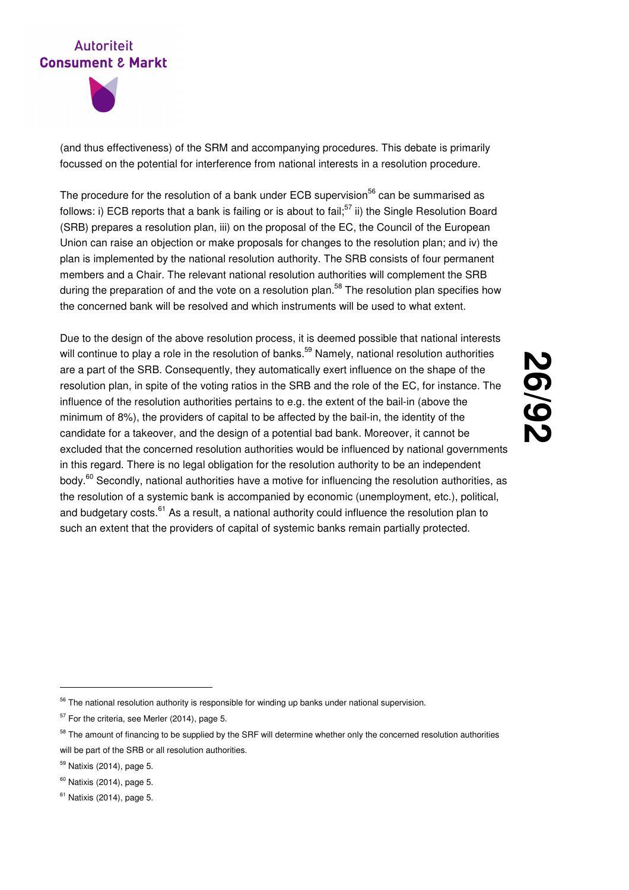(and thus effectiveness) of the SRM and accompanying procedures. This debate is primarily focussed on the potential for interference from national interests in a resolution procedure.

The procedure for the resolution of a bank under ECB supervision[56] can be summarised as follows: i) ECB reports that a bank is failing or is about to fail;[57] ii) the Single Resolution Board (SRB) prepares a resolution plan, iii) on the proposal of the EC, the Council of the European Union can raise an objection or make proposals for changes to the resolution plan; and iv) the plan is implemented by the national resolution authority. The SRB consists of four permanent members and a Chair. The relevant national resolution authorities will complement the SRB during the preparation of and the vote on a resolution plan.[58] The resolution plan specifies how the concerned bank will be resolved and which instruments will be used to what extent.

Due to the design of the above resolution process, it is deemed possible that national interests will continue to play a role in the resolution of banks.[59] Namely, national resolution authorities are a part of the SRB. Consequently, they automatically exert influence on the shape of the resolution plan, in spite of the voting ratios in the SRB and the role of the EC, for instance. The influence of the resolution authorities pertains to e.g. the extent of the bail-in (above the minimum of 8%), the providers of capital to be affected by the bail-in, the identity of the candidate for a takeover, and the design of a potential bad bank. Moreover, it cannot be excluded that the concerned resolution authorities would be influenced by national governments in this regard. There is no legal obligation for the resolution authority to be an independent body.[60] Secondly, national authorities have a motive for influencing the resolution authorities, as the resolution of a systemic bank is accompanied by economic (unemployment, etc.), political, and budgetary costs.[61] As a result, a national authority could influence the resolution plan to such an extent that the providers of capital of systemic banks remain partially protected.

---

[56] The national resolution authority is responsible for winding up banks under national supervision.

[57] For the criteria, see Merler (2014), page 5.

[58] The amount of financing to be supplied by the SRF will determine whether only the concerned resolution authorities will be part of the SRB or all resolution authorities.

[59] Natixis (2014), page 5.

[60] Natixis (2014), page 5.

[61] Natixis (2014), page 5.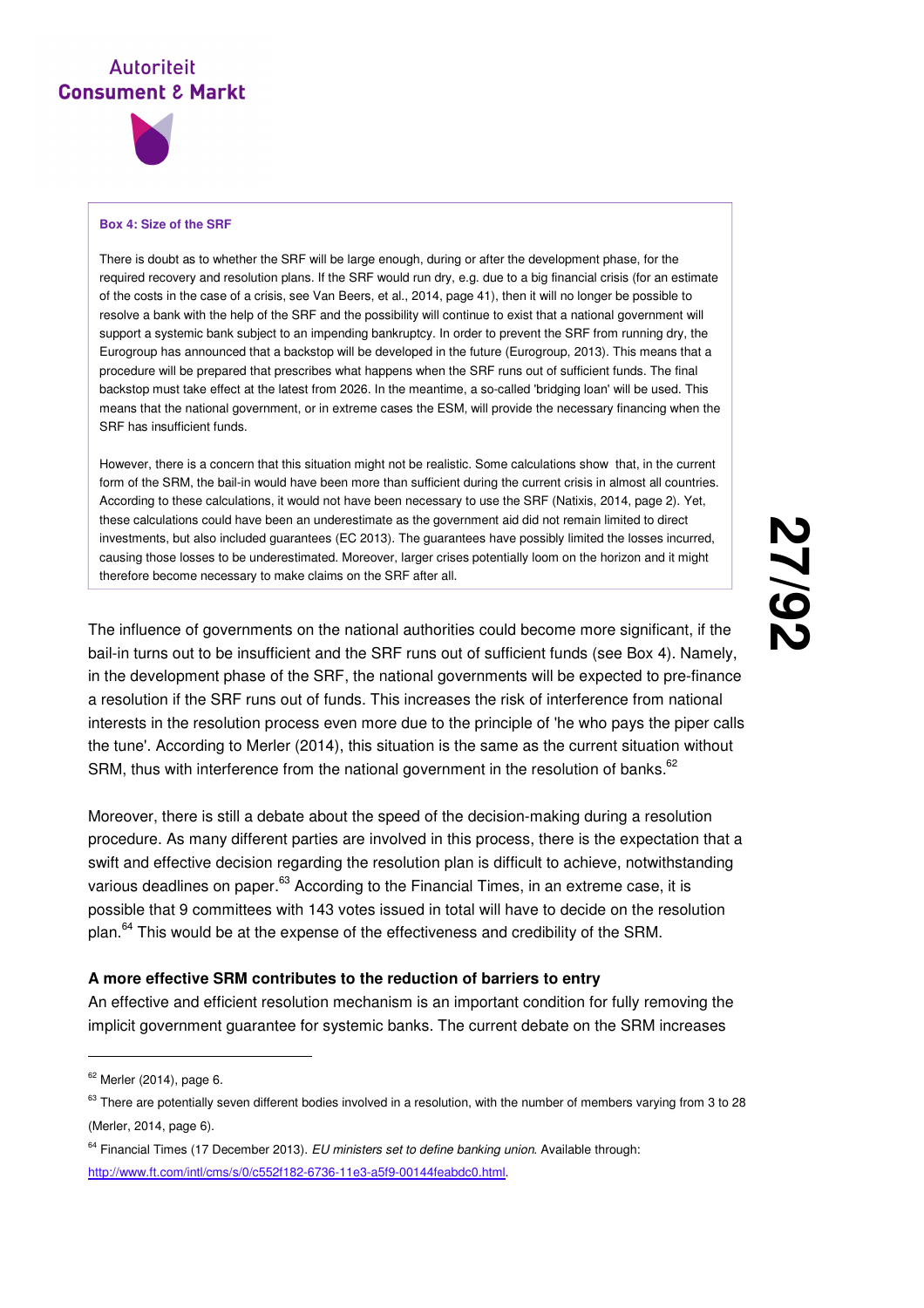**Box 4: Size of the SRF**

There is doubt as to whether the SRF will be large enough, during or after the development phase, for the required recovery and resolution plans. If the SRF would run dry, e.g. due to a big financial crisis (for an estimate of the costs in the case of a crisis, see Van Beers, et al., 2014, page 41), then it will no longer be possible to resolve a bank with the help of the SRF and the possibility will continue to exist that a national government will support a systemic bank subject to an impending bankruptcy. In order to prevent the SRF from running dry, the Eurogroup has announced that a backstop will be developed in the future (Eurogroup, 2013). This means that a procedure will be prepared that prescribes what happens when the SRF runs out of sufficient funds. The final backstop must take effect at the latest from 2026. In the meantime, a so-called 'bridging loan' will be used. This means that the national government, or in extreme cases the ESM, will provide the necessary financing when the SRF has insufficient funds.

However, there is a concern that this situation might not be realistic. Some calculations show that, in the current form of the SRM, the bail-in would have been more than sufficient during the current crisis in almost all countries. According to these calculations, it would not have been necessary to use the SRF (Natixis, 2014, page 2). Yet, these calculations could have been an underestimate as the government aid did not remain limited to direct investments, but also included guarantees (EC 2013). The guarantees have possibly limited the losses incurred, causing those losses to be underestimated. Moreover, larger crises potentially loom on the horizon and it might therefore become necessary to make claims on the SRF after all.

The influence of governments on the national authorities could become more significant, if the bail-in turns out to be insufficient and the SRF runs out of sufficient funds (see Box 4). Namely, in the development phase of the SRF, the national governments will be expected to pre-finance a resolution if the SRF runs out of funds. This increases the risk of interference from national interests in the resolution process even more due to the principle of 'he who pays the piper calls the tune'. According to Merler (2014), this situation is the same as the current situation without SRM, thus with interference from the national government in the resolution of banks.[62]

Moreover, there is still a debate about the speed of the decision-making during a resolution procedure. As many different parties are involved in this process, there is the expectation that a swift and effective decision regarding the resolution plan is difficult to achieve, notwithstanding various deadlines on paper.[63] According to the Financial Times, in an extreme case, it is possible that 9 committees with 143 votes issued in total will have to decide on the resolution plan.[64] This would be at the expense of the effectiveness and credibility of the SRM.

**A more effective SRM contributes to the reduction of barriers to entry**

An effective and efficient resolution mechanism is an important condition for fully removing the implicit government guarantee for systemic banks. The current debate on the SRM increases

---

[62] Merler (2014), page 6.

[63] There are potentially seven different bodies involved in a resolution, with the number of members varying from 3 to 28 (Merler, 2014, page 6).

[64] Financial Times (17 December 2013). *EU ministers set to define banking union*. Available through: http://www.ft.com/intl/cms/s/0/c552f182-6736-11e3-a5f9-00144feabdc0.html.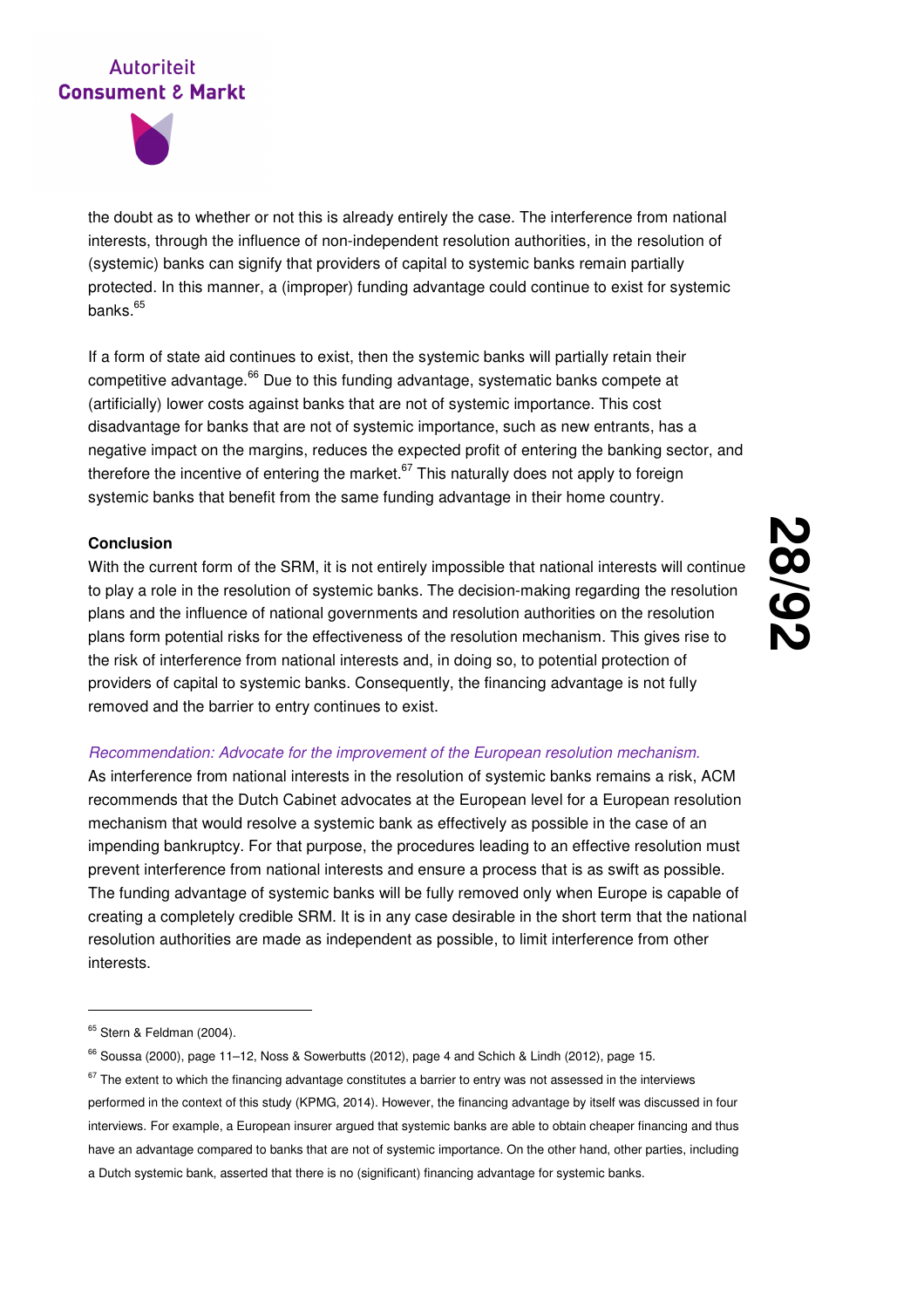the doubt as to whether or not this is already entirely the case. The interference from national interests, through the influence of non-independent resolution authorities, in the resolution of (systemic) banks can signify that providers of capital to systemic banks remain partially protected. In this manner, a (improper) funding advantage could continue to exist for systemic banks.[65]

If a form of state aid continues to exist, then the systemic banks will partially retain their competitive advantage.[66] Due to this funding advantage, systematic banks compete at (artificially) lower costs against banks that are not of systemic importance. This cost disadvantage for banks that are not of systemic importance, such as new entrants, has a negative impact on the margins, reduces the expected profit of entering the banking sector, and therefore the incentive of entering the market.[67] This naturally does not apply to foreign systemic banks that benefit from the same funding advantage in their home country.

**Conclusion**

With the current form of the SRM, it is not entirely impossible that national interests will continue to play a role in the resolution of systemic banks. The decision-making regarding the resolution plans and the influence of national governments and resolution authorities on the resolution plans form potential risks for the effectiveness of the resolution mechanism. This gives rise to the risk of interference from national interests and, in doing so, to potential protection of providers of capital to systemic banks. Consequently, the financing advantage is not fully removed and the barrier to entry continues to exist.

*Recommendation: Advocate for the improvement of the European resolution mechanism.*

As interference from national interests in the resolution of systemic banks remains a risk, ACM recommends that the Dutch Cabinet advocates at the European level for a European resolution mechanism that would resolve a systemic bank as effectively as possible in the case of an impending bankruptcy. For that purpose, the procedures leading to an effective resolution must prevent interference from national interests and ensure a process that is as swift as possible. The funding advantage of systemic banks will be fully removed only when Europe is capable of creating a completely credible SRM. It is in any case desirable in the short term that the national resolution authorities are made as independent as possible, to limit interference from other interests.

---

[65] Stern & Feldman (2004).

[66] Soussa (2000), page 11–12, Noss & Sowerbutts (2012), page 4 and Schich & Lindh (2012), page 15.

[67] The extent to which the financing advantage constitutes a barrier to entry was not assessed in the interviews performed in the context of this study (KPMG, 2014). However, the financing advantage by itself was discussed in four interviews. For example, a European insurer argued that systemic banks are able to obtain cheaper financing and thus have an advantage compared to banks that are not of systemic importance. On the other hand, other parties, including a Dutch systemic bank, asserted that there is no (significant) financing advantage for systemic banks.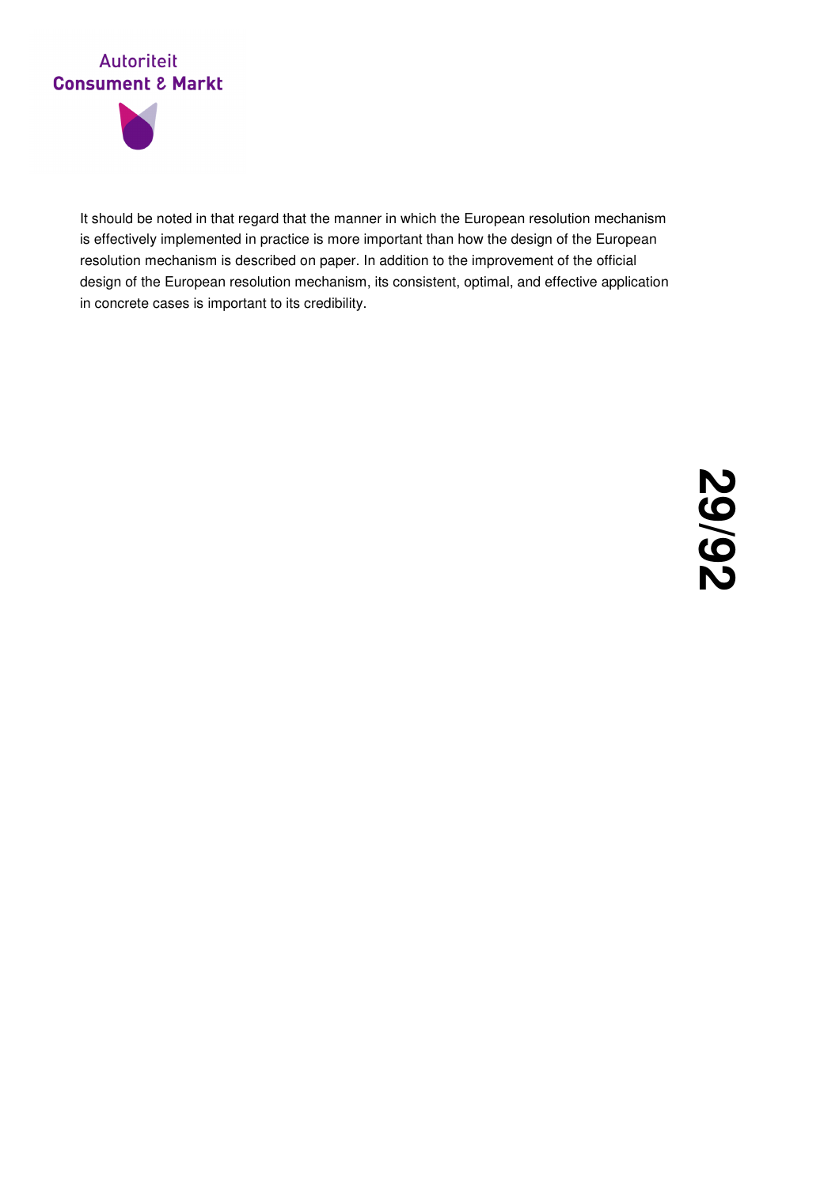It should be noted in that regard that the manner in which the European resolution mechanism is effectively implemented in practice is more important than how the design of the European resolution mechanism is described on paper. In addition to the improvement of the official design of the European resolution mechanism, its consistent, optimal, and effective application in concrete cases is important to its credibility.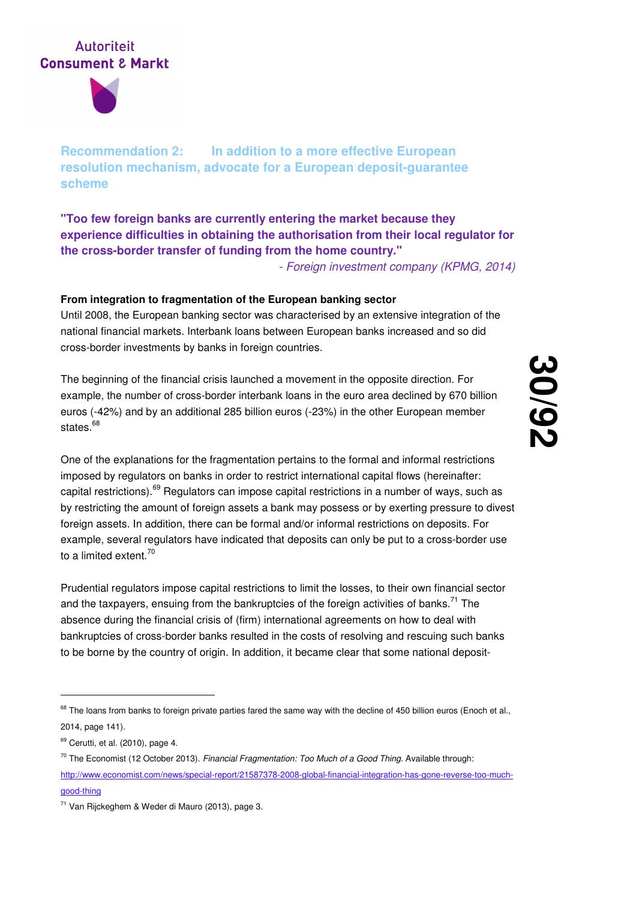## Recommendation 2: In addition to a more effective European resolution mechanism, advocate for a European deposit-guarantee scheme

**"Too few foreign banks are currently entering the market because they experience difficulties in obtaining the authorisation from their local regulator for the cross-border transfer of funding from the home country."**

*- Foreign investment company (KPMG, 2014)*

**From integration to fragmentation of the European banking sector**

Until 2008, the European banking sector was characterised by an extensive integration of the national financial markets. Interbank loans between European banks increased and so did cross-border investments by banks in foreign countries.

The beginning of the financial crisis launched a movement in the opposite direction. For example, the number of cross-border interbank loans in the euro area declined by 670 billion euros (-42%) and by an additional 285 billion euros (-23%) in the other European member states.[68]

One of the explanations for the fragmentation pertains to the formal and informal restrictions imposed by regulators on banks in order to restrict international capital flows (hereinafter: capital restrictions).[69] Regulators can impose capital restrictions in a number of ways, such as by restricting the amount of foreign assets a bank may possess or by exerting pressure to divest foreign assets. In addition, there can be formal and/or informal restrictions on deposits. For example, several regulators have indicated that deposits can only be put to a cross-border use to a limited extent.[70]

Prudential regulators impose capital restrictions to limit the losses, to their own financial sector and the taxpayers, ensuing from the bankruptcies of the foreign activities of banks.[71] The absence during the financial crisis of (firm) international agreements on how to deal with bankruptcies of cross-border banks resulted in the costs of resolving and rescuing such banks to be borne by the country of origin. In addition, it became clear that some national deposit-

---

[68] The loans from banks to foreign private parties fared the same way with the decline of 450 billion euros (Enoch et al., 2014, page 141).

[69] Cerutti, et al. (2010), page 4.

[70] The Economist (12 October 2013). *Financial Fragmentation: Too Much of a Good Thing.* Available through: http://www.economist.com/news/special-report/21587378-2008-global-financial-integration-has-gone-reverse-too-much-good-thing

[71] Van Rijckeghem & Weder di Mauro (2013), page 3.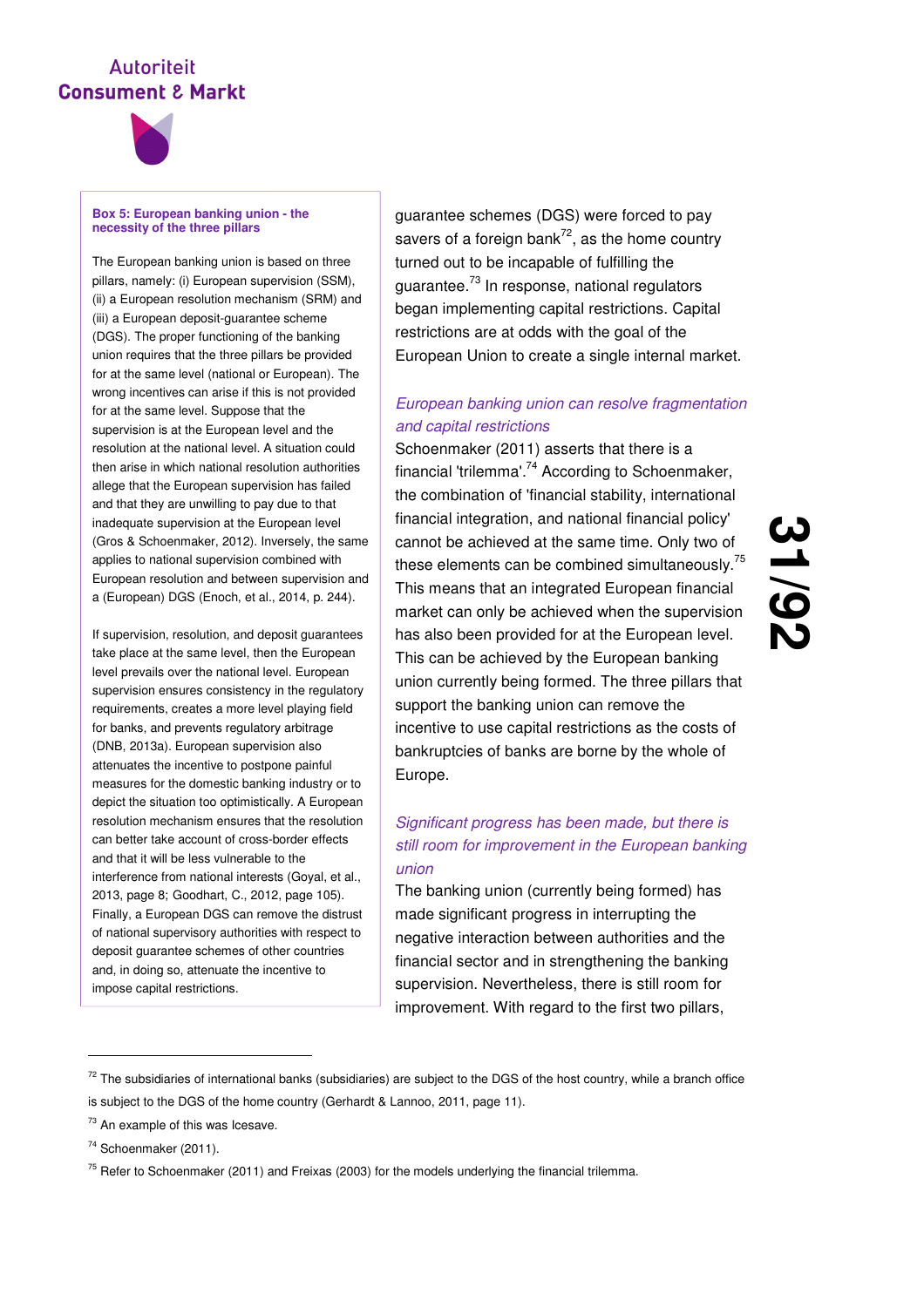### Box 5: European banking union - the necessity of the three pillars

The European banking union is based on three pillars, namely: (i) European supervision (SSM), (ii) a European resolution mechanism (SRM) and (iii) a European deposit-guarantee scheme (DGS). The proper functioning of the banking union requires that the three pillars be provided for at the same level (national or European). The wrong incentives can arise if this is not provided for at the same level. Suppose that the supervision is at the European level and the resolution at the national level. A situation could then arise in which national resolution authorities allege that the European supervision has failed and that they are unwilling to pay due to that inadequate supervision at the European level (Gros & Schoenmaker, 2012). Inversely, the same applies to national supervision combined with European resolution and between supervision and a (European) DGS (Enoch, et al., 2014, p. 244).

If supervision, resolution, and deposit guarantees take place at the same level, then the European level prevails over the national level. European supervision ensures consistency in the regulatory requirements, creates a more level playing field for banks, and prevents regulatory arbitrage (DNB, 2013a). European supervision also attenuates the incentive to postpone painful measures for the domestic banking industry or to depict the situation too optimistically. A European resolution mechanism ensures that the resolution can better take account of cross-border effects and that it will be less vulnerable to the interference from national interests (Goyal, et al., 2013, page 8; Goodhart, C., 2012, page 105). Finally, a European DGS can remove the distrust of national supervisory authorities with respect to deposit guarantee schemes of other countries and, in doing so, attenuate the incentive to impose capital restrictions.

guarantee schemes (DGS) were forced to pay savers of a foreign bank[72], as the home country turned out to be incapable of fulfilling the guarantee.[73] In response, national regulators began implementing capital restrictions. Capital restrictions are at odds with the goal of the European Union to create a single internal market.

*European banking union can resolve fragmentation and capital restrictions*

Schoenmaker (2011) asserts that there is a financial 'trilemma'.[74] According to Schoenmaker, the combination of 'financial stability, international financial integration, and national financial policy' cannot be achieved at the same time. Only two of these elements can be combined simultaneously.[75] This means that an integrated European financial market can only be achieved when the supervision has also been provided for at the European level. This can be achieved by the European banking union currently being formed. The three pillars that support the banking union can remove the incentive to use capital restrictions as the costs of bankruptcies of banks are borne by the whole of Europe.

*Significant progress has been made, but there is still room for improvement in the European banking union*

The banking union (currently being formed) has made significant progress in interrupting the negative interaction between authorities and the financial sector and in strengthening the banking supervision. Nevertheless, there is still room for improvement. With regard to the first two pillars,

---

[72] The subsidiaries of international banks (subsidiaries) are subject to the DGS of the host country, while a branch office is subject to the DGS of the home country (Gerhardt & Lannoo, 2011, page 11).

[73] An example of this was Icesave.

[74] Schoenmaker (2011).

[75] Refer to Schoenmaker (2011) and Freixas (2003) for the models underlying the financial trilemma.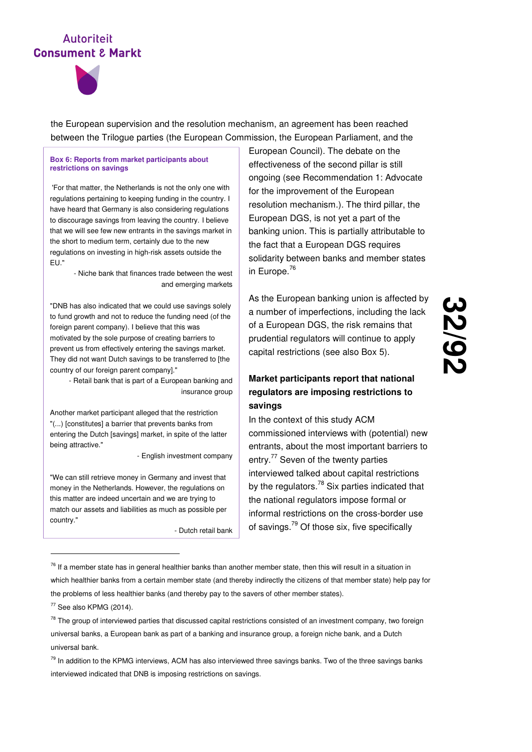the European supervision and the resolution mechanism, an agreement has been reached between the Trilogue parties (the European Commission, the European Parliament, and the European Council). The debate on the effectiveness of the second pillar is still ongoing (see Recommendation 1: Advocate for the improvement of the European resolution mechanism.). The third pillar, the European DGS, is not yet a part of the banking union. This is partially attributable to the fact that a European DGS requires solidarity between banks and member states in Europe.[76]

As the European banking union is affected by a number of imperfections, including the lack of a European DGS, the risk remains that prudential regulators will continue to apply capital restrictions (see also Box 5).

> **Box 6: Reports from market participants about restrictions on savings**
>
> 'For that matter, the Netherlands is not the only one with regulations pertaining to keeping funding in the country. I have heard that Germany is also considering regulations to discourage savings from leaving the country. I believe that we will see few new entrants in the savings market in the short to medium term, certainly due to the new regulations on investing in high-risk assets outside the EU."
>
> \- Niche bank that finances trade between the west and emerging markets
>
> "DNB has also indicated that we could use savings solely to fund growth and not to reduce the funding need (of the foreign parent company). I believe that this was motivated by the sole purpose of creating barriers to prevent us from effectively entering the savings market. They did not want Dutch savings to be transferred to [the country of our foreign parent company]."
>
> \- Retail bank that is part of a European banking and insurance group
>
> Another market participant alleged that the restriction "(...) [constitutes] a barrier that prevents banks from entering the Dutch [savings] market, in spite of the latter being attractive."
>
> \- English investment company
>
> "We can still retrieve money in Germany and invest that money in the Netherlands. However, the regulations on this matter are indeed uncertain and we are trying to match our assets and liabilities as much as possible per country."
>
> \- Dutch retail bank

### Market participants report that national regulators are imposing restrictions to savings

In the context of this study ACM commissioned interviews with (potential) new entrants, about the most important barriers to entry.[77] Seven of the twenty parties interviewed talked about capital restrictions by the regulators.[78] Six parties indicated that the national regulators impose formal or informal restrictions on the cross-border use of savings.[79] Of those six, five specifically

---

[76] If a member state has in general healthier banks than another member state, then this will result in a situation in which healthier banks from a certain member state (and thereby indirectly the citizens of that member state) help pay for the problems of less healthier banks (and thereby pay to the savers of other member states).

[77] See also KPMG (2014).

[78] The group of interviewed parties that discussed capital restrictions consisted of an investment company, two foreign universal banks, a European bank as part of a banking and insurance group, a foreign niche bank, and a Dutch universal bank.

[79] In addition to the KPMG interviews, ACM has also interviewed three savings banks. Two of the three savings banks interviewed indicated that DNB is imposing restrictions on savings.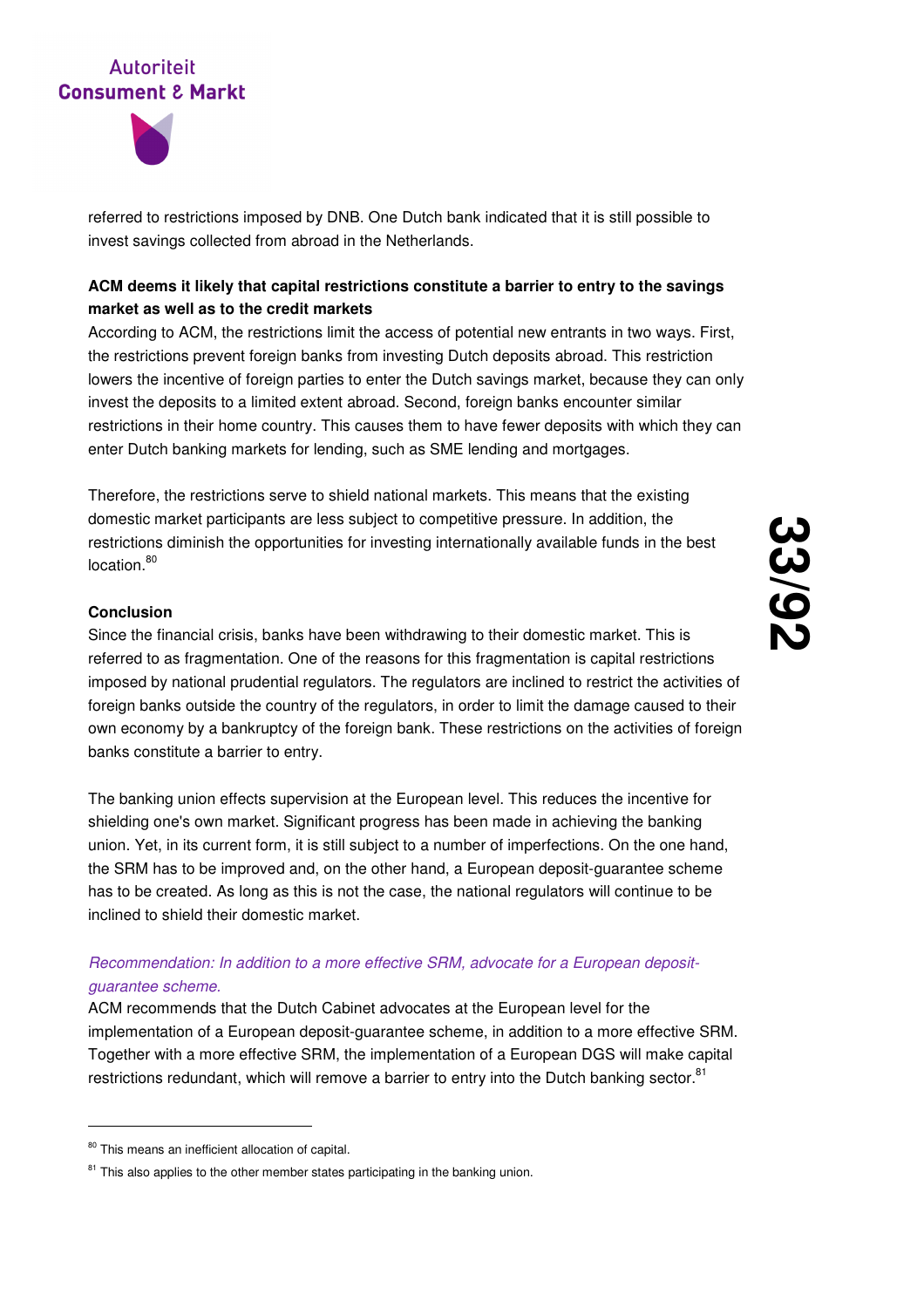referred to restrictions imposed by DNB. One Dutch bank indicated that it is still possible to invest savings collected from abroad in the Netherlands.

**ACM deems it likely that capital restrictions constitute a barrier to entry to the savings market as well as to the credit markets**

According to ACM, the restrictions limit the access of potential new entrants in two ways. First, the restrictions prevent foreign banks from investing Dutch deposits abroad. This restriction lowers the incentive of foreign parties to enter the Dutch savings market, because they can only invest the deposits to a limited extent abroad. Second, foreign banks encounter similar restrictions in their home country. This causes them to have fewer deposits with which they can enter Dutch banking markets for lending, such as SME lending and mortgages.

Therefore, the restrictions serve to shield national markets. This means that the existing domestic market participants are less subject to competitive pressure. In addition, the restrictions diminish the opportunities for investing internationally available funds in the best location.[80]

**Conclusion**

Since the financial crisis, banks have been withdrawing to their domestic market. This is referred to as fragmentation. One of the reasons for this fragmentation is capital restrictions imposed by national prudential regulators. The regulators are inclined to restrict the activities of foreign banks outside the country of the regulators, in order to limit the damage caused to their own economy by a bankruptcy of the foreign bank. These restrictions on the activities of foreign banks constitute a barrier to entry.

The banking union effects supervision at the European level. This reduces the incentive for shielding one's own market. Significant progress has been made in achieving the banking union. Yet, in its current form, it is still subject to a number of imperfections. On the one hand, the SRM has to be improved and, on the other hand, a European deposit-guarantee scheme has to be created. As long as this is not the case, the national regulators will continue to be inclined to shield their domestic market.

*Recommendation: In addition to a more effective SRM, advocate for a European deposit-guarantee scheme.*

ACM recommends that the Dutch Cabinet advocates at the European level for the implementation of a European deposit-guarantee scheme, in addition to a more effective SRM. Together with a more effective SRM, the implementation of a European DGS will make capital restrictions redundant, which will remove a barrier to entry into the Dutch banking sector.[81]

---

[80] This means an inefficient allocation of capital.

[81] This also applies to the other member states participating in the banking union.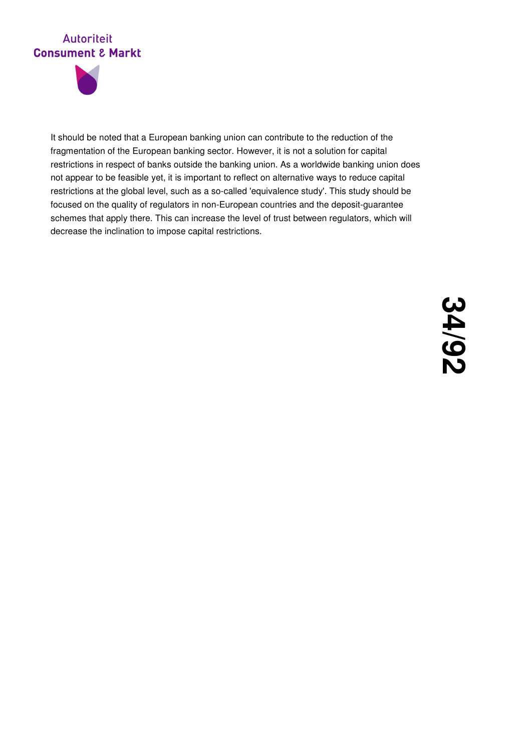It should be noted that a European banking union can contribute to the reduction of the fragmentation of the European banking sector. However, it is not a solution for capital restrictions in respect of banks outside the banking union. As a worldwide banking union does not appear to be feasible yet, it is important to reflect on alternative ways to reduce capital restrictions at the global level, such as a so-called 'equivalence study'. This study should be focused on the quality of regulators in non-European countries and the deposit-guarantee schemes that apply there. This can increase the level of trust between regulators, which will decrease the inclination to impose capital restrictions.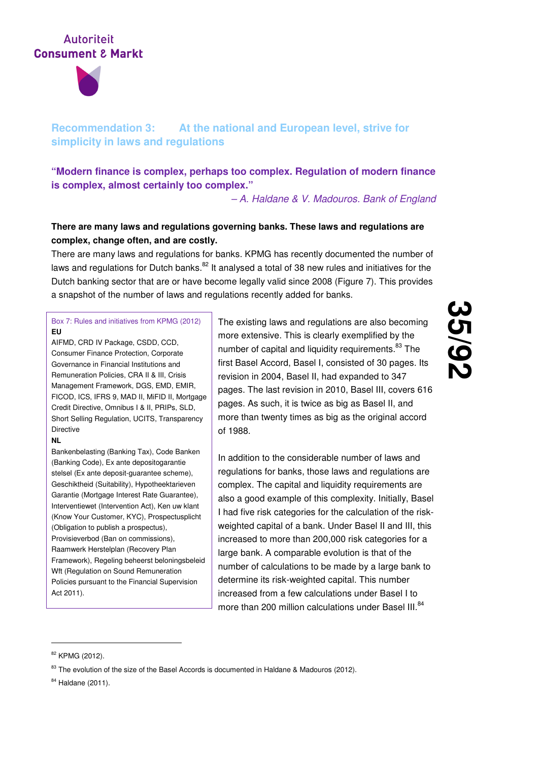## Recommendation 3: At the national and European level, strive for simplicity in laws and regulations

**"Modern finance is complex, perhaps too complex. Regulation of modern finance is complex, almost certainly too complex."**

*– A. Haldane & V. Madouros. Bank of England*

**There are many laws and regulations governing banks. These laws and regulations are complex, change often, and are costly.**

There are many laws and regulations for banks. KPMG has recently documented the number of laws and regulations for Dutch banks.[82] It analysed a total of 38 new rules and initiatives for the Dutch banking sector that are or have become legally valid since 2008 (Figure 7). This provides a snapshot of the number of laws and regulations recently added for banks.

> Box 7: Rules and initiatives from KPMG (2012)
>
> **EU**
>
> AIFMD, CRD IV Package, CSDD, CCD, Consumer Finance Protection, Corporate Governance in Financial Institutions and Remuneration Policies, CRA II & III, Crisis Management Framework, DGS, EMD, EMIR, FICOD, ICS, IFRS 9, MAD II, MiFID II, Mortgage Credit Directive, Omnibus I & II, PRIPs, SLD, Short Selling Regulation, UCITS, Transparency Directive
>
> **NL**
>
> Bankenbelasting (Banking Tax), Code Banken (Banking Code), Ex ante depositogarantie stelsel (Ex ante deposit-guarantee scheme), Geschiktheid (Suitability), Hypotheektarieven Garantie (Mortgage Interest Rate Guarantee), Interventiewet (Intervention Act), Ken uw klant (Know Your Customer, KYC), Prospectusplicht (Obligation to publish a prospectus), Provisieverbod (Ban on commissions), Raamwerk Herstelplan (Recovery Plan Framework), Regeling beheerst beloningsbeleid Wft (Regulation on Sound Remuneration Policies pursuant to the Financial Supervision Act 2011).

The existing laws and regulations are also becoming more extensive. This is clearly exemplified by the number of capital and liquidity requirements.[83] The first Basel Accord, Basel I, consisted of 30 pages. Its revision in 2004, Basel II, had expanded to 347 pages. The last revision in 2010, Basel III, covers 616 pages. As such, it is twice as big as Basel II, and more than twenty times as big as the original accord of 1988.

In addition to the considerable number of laws and regulations for banks, those laws and regulations are complex. The capital and liquidity requirements are also a good example of this complexity. Initially, Basel I had five risk categories for the calculation of the risk-weighted capital of a bank. Under Basel II and III, this increased to more than 200,000 risk categories for a large bank. A comparable evolution is that of the number of calculations to be made by a large bank to determine its risk-weighted capital. This number increased from a few calculations under Basel I to more than 200 million calculations under Basel III.[84]

---

[82] KPMG (2012).

[83] The evolution of the size of the Basel Accords is documented in Haldane & Madouros (2012).

[84] Haldane (2011).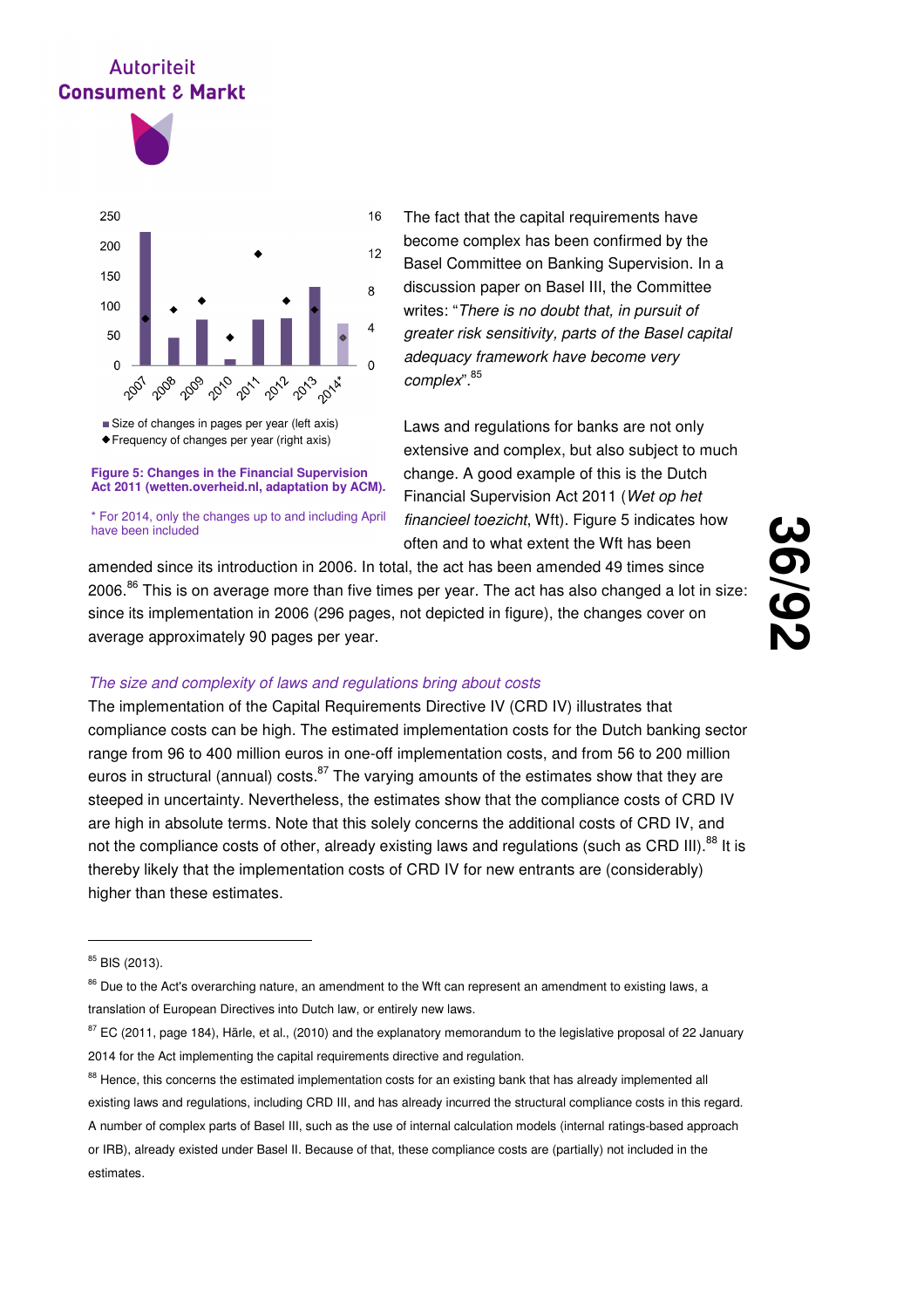The fact that the capital requirements have become complex has been confirmed by the Basel Committee on Banking Supervision. In a discussion paper on Basel III, the Committee writes: "*There is no doubt that, in pursuit of greater risk sensitivity, parts of the Basel capital adequacy framework have become very complex*".[85]

■ Size of changes in pages per year (left axis)
◆ Frequency of changes per year (right axis)

**Figure 5: Changes in the Financial Supervision Act 2011 (wetten.overheid.nl, adaptation by ACM).**

* For 2014, only the changes up to and including April have been included

Laws and regulations for banks are not only extensive and complex, but also subject to much change. A good example of this is the Dutch Financial Supervision Act 2011 (*Wet op het financieel toezicht*, Wft). Figure 5 indicates how often and to what extent the Wft has been amended since its introduction in 2006. In total, the act has been amended 49 times since 2006.[86] This is on average more than five times per year. The act has also changed a lot in size: since its implementation in 2006 (296 pages, not depicted in figure), the changes cover on average approximately 90 pages per year.

*The size and complexity of laws and regulations bring about costs*

The implementation of the Capital Requirements Directive IV (CRD IV) illustrates that compliance costs can be high. The estimated implementation costs for the Dutch banking sector range from 96 to 400 million euros in one-off implementation costs, and from 56 to 200 million euros in structural (annual) costs.[87] The varying amounts of the estimates show that they are steeped in uncertainty. Nevertheless, the estimates show that the compliance costs of CRD IV are high in absolute terms. Note that this solely concerns the additional costs of CRD IV, and not the compliance costs of other, already existing laws and regulations (such as CRD III).[88] It is thereby likely that the implementation costs of CRD IV for new entrants are (considerably) higher than these estimates.

---

[85] BIS (2013).

[86] Due to the Act's overarching nature, an amendment to the Wft can represent an amendment to existing laws, a translation of European Directives into Dutch law, or entirely new laws.

[87] EC (2011, page 184), Härle, et al., (2010) and the explanatory memorandum to the legislative proposal of 22 January 2014 for the Act implementing the capital requirements directive and regulation.

[88] Hence, this concerns the estimated implementation costs for an existing bank that has already implemented all existing laws and regulations, including CRD III, and has already incurred the structural compliance costs in this regard. A number of complex parts of Basel III, such as the use of internal calculation models (internal ratings-based approach or IRB), already existed under Basel II. Because of that, these compliance costs are (partially) not included in the estimates.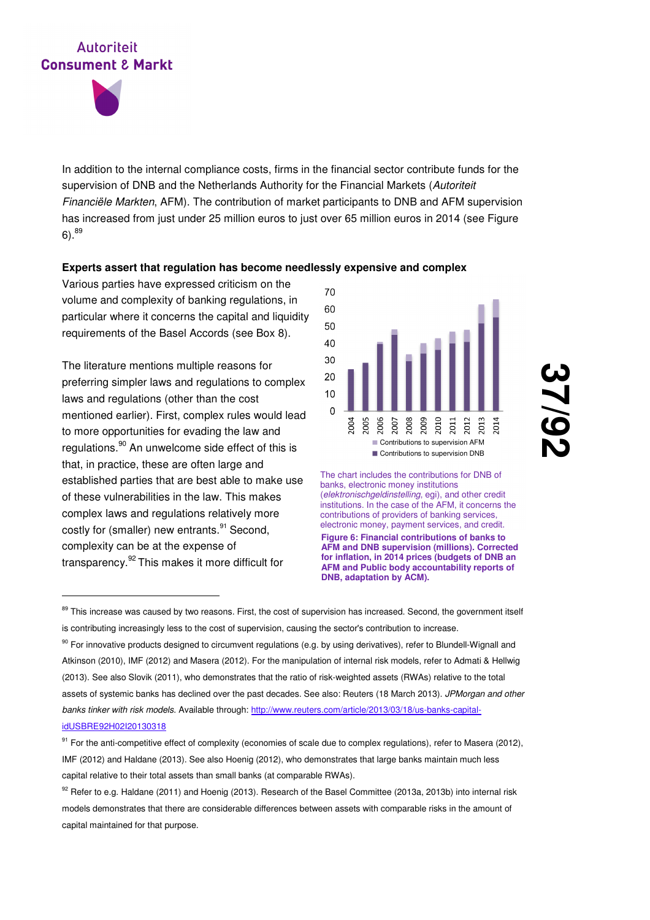In addition to the internal compliance costs, firms in the financial sector contribute funds for the supervision of DNB and the Netherlands Authority for the Financial Markets (*Autoriteit Financiële Markten*, AFM). The contribution of market participants to DNB and AFM supervision has increased from just under 25 million euros to just over 65 million euros in 2014 (see Figure 6).[89]

**Experts assert that regulation has become needlessly expensive and complex**

Various parties have expressed criticism on the volume and complexity of banking regulations, in particular where it concerns the capital and liquidity requirements of the Basel Accords (see Box 8).

The literature mentions multiple reasons for preferring simpler laws and regulations to complex laws and regulations (other than the cost mentioned earlier). First, complex rules would lead to more opportunities for evading the law and regulations.[90] An unwelcome side effect of this is that, in practice, these are often large and established parties that are best able to make use of these vulnerabilities in the law. This makes complex laws and regulations relatively more costly for (smaller) new entrants.[91] Second, complexity can be at the expense of transparency.[92] This makes it more difficult for

The chart includes the contributions for DNB of banks, electronic money institutions (*elektronischgeldinstelling*, egi), and other credit institutions. In the case of the AFM, it concerns the contributions of providers of banking services, electronic money, payment services, and credit.

**Figure 6: Financial contributions of banks to AFM and DNB supervision (millions). Corrected for inflation, in 2014 prices (budgets of DNB an AFM and Public body accountability reports of DNB, adaptation by ACM).**

---

[89] This increase was caused by two reasons. First, the cost of supervision has increased. Second, the government itself is contributing increasingly less to the cost of supervision, causing the sector's contribution to increase.

[90] For innovative products designed to circumvent regulations (e.g. by using derivatives), refer to Blundell-Wignall and Atkinson (2010), IMF (2012) and Masera (2012). For the manipulation of internal risk models, refer to Admati & Hellwig (2013). See also Slovik (2011), who demonstrates that the ratio of risk-weighted assets (RWAs) relative to the total assets of systemic banks has declined over the past decades. See also: Reuters (18 March 2013). *JPMorgan and other banks tinker with risk models*. Available through: http://www.reuters.com/article/2013/03/18/us-banks-capital-idUSBRE92H02I20130318

[91] For the anti-competitive effect of complexity (economies of scale due to complex regulations), refer to Masera (2012), IMF (2012) and Haldane (2013). See also Hoenig (2012), who demonstrates that large banks maintain much less capital relative to their total assets than small banks (at comparable RWAs).

[92] Refer to e.g. Haldane (2011) and Hoenig (2013). Research of the Basel Committee (2013a, 2013b) into internal risk models demonstrates that there are considerable differences between assets with comparable risks in the amount of capital maintained for that purpose.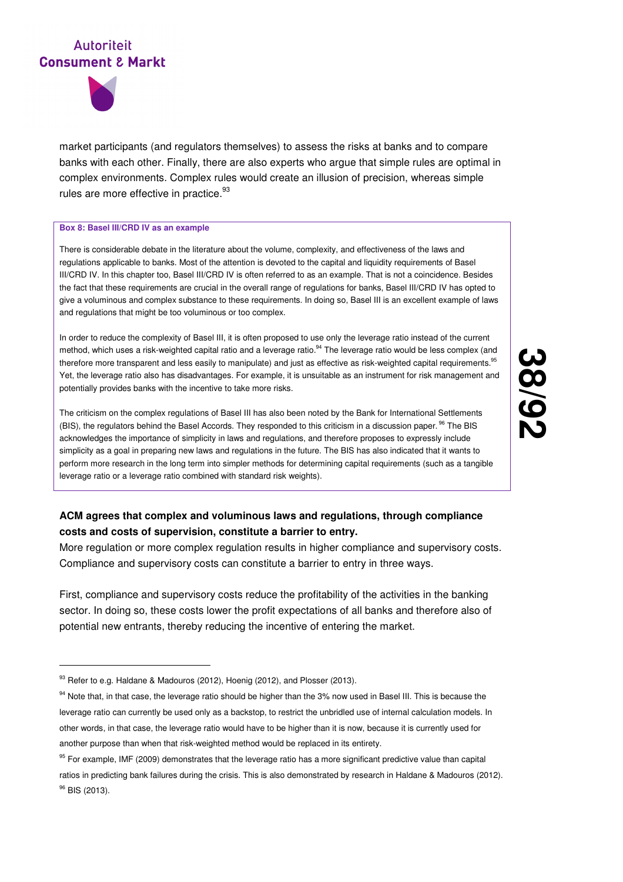market participants (and regulators themselves) to assess the risks at banks and to compare banks with each other. Finally, there are also experts who argue that simple rules are optimal in complex environments. Complex rules would create an illusion of precision, whereas simple rules are more effective in practice.[93]

**Box 8: Basel III/CRD IV as an example**

There is considerable debate in the literature about the volume, complexity, and effectiveness of the laws and regulations applicable to banks. Most of the attention is devoted to the capital and liquidity requirements of Basel III/CRD IV. In this chapter too, Basel III/CRD IV is often referred to as an example. That is not a coincidence. Besides the fact that these requirements are crucial in the overall range of regulations for banks, Basel III/CRD IV has opted to give a voluminous and complex substance to these requirements. In doing so, Basel III is an excellent example of laws and regulations that might be too voluminous or too complex.

In order to reduce the complexity of Basel III, it is often proposed to use only the leverage ratio instead of the current method, which uses a risk-weighted capital ratio and a leverage ratio.[94] The leverage ratio would be less complex (and therefore more transparent and less easily to manipulate) and just as effective as risk-weighted capital requirements.[95] Yet, the leverage ratio also has disadvantages. For example, it is unsuitable as an instrument for risk management and potentially provides banks with the incentive to take more risks.

The criticism on the complex regulations of Basel III has also been noted by the Bank for International Settlements (BIS), the regulators behind the Basel Accords. They responded to this criticism in a discussion paper.[96] The BIS acknowledges the importance of simplicity in laws and regulations, and therefore proposes to expressly include simplicity as a goal in preparing new laws and regulations in the future. The BIS has also indicated that it wants to perform more research in the long term into simpler methods for determining capital requirements (such as a tangible leverage ratio or a leverage ratio combined with standard risk weights).

**ACM agrees that complex and voluminous laws and regulations, through compliance costs and costs of supervision, constitute a barrier to entry.**

More regulation or more complex regulation results in higher compliance and supervisory costs. Compliance and supervisory costs can constitute a barrier to entry in three ways.

First, compliance and supervisory costs reduce the profitability of the activities in the banking sector. In doing so, these costs lower the profit expectations of all banks and therefore also of potential new entrants, thereby reducing the incentive of entering the market.

---

[93] Refer to e.g. Haldane & Madouros (2012), Hoenig (2012), and Plosser (2013).

[94] Note that, in that case, the leverage ratio should be higher than the 3% now used in Basel III. This is because the leverage ratio can currently be used only as a backstop, to restrict the unbridled use of internal calculation models. In other words, in that case, the leverage ratio would have to be higher than it is now, because it is currently used for another purpose than when that risk-weighted method would be replaced in its entirety.

[95] For example, IMF (2009) demonstrates that the leverage ratio has a more significant predictive value than capital ratios in predicting bank failures during the crisis. This is also demonstrated by research in Haldane & Madouros (2012).

[96] BIS (2013).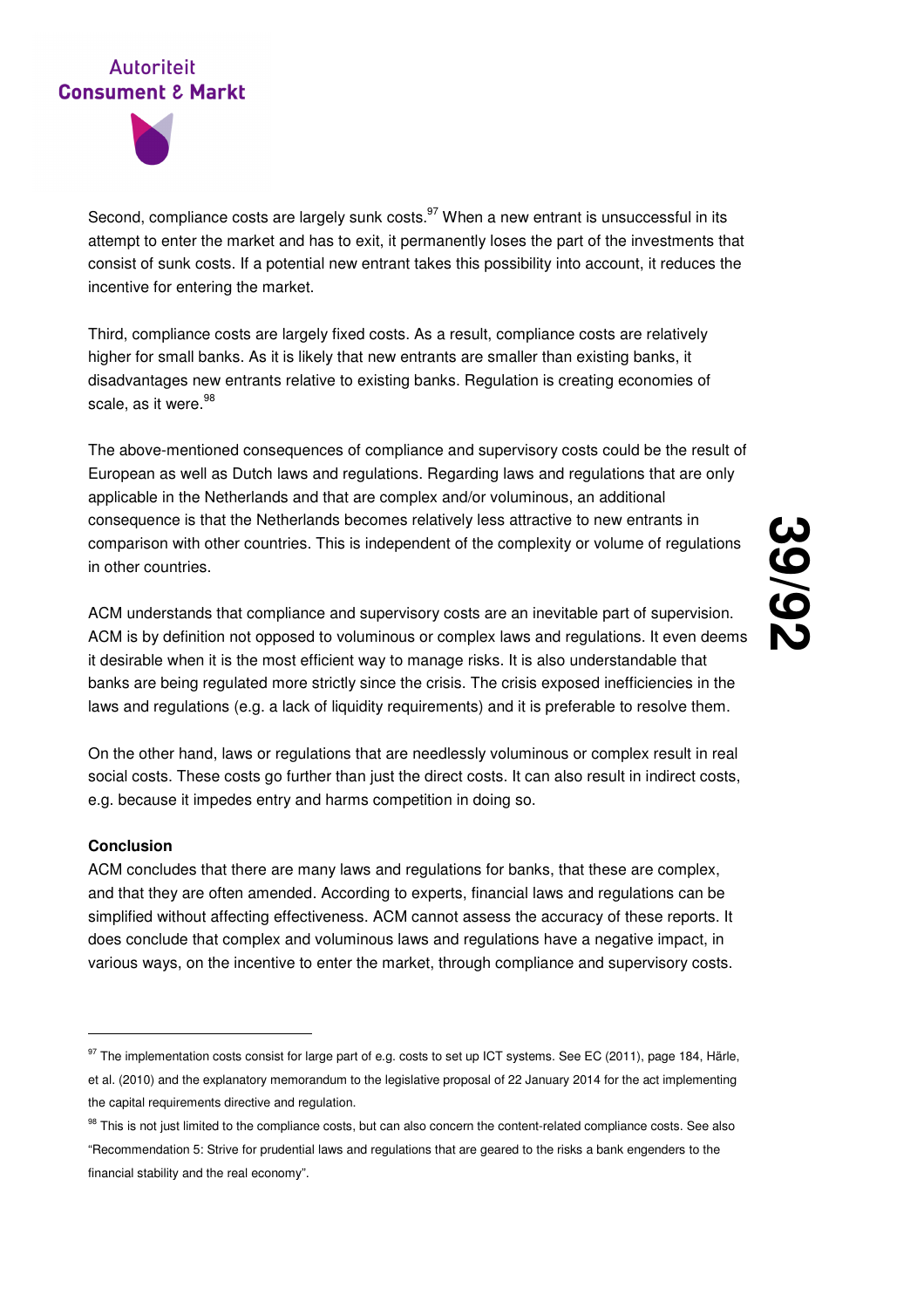Second, compliance costs are largely sunk costs.[97] When a new entrant is unsuccessful in its attempt to enter the market and has to exit, it permanently loses the part of the investments that consist of sunk costs. If a potential new entrant takes this possibility into account, it reduces the incentive for entering the market.

Third, compliance costs are largely fixed costs. As a result, compliance costs are relatively higher for small banks. As it is likely that new entrants are smaller than existing banks, it disadvantages new entrants relative to existing banks. Regulation is creating economies of scale, as it were.[98]

The above-mentioned consequences of compliance and supervisory costs could be the result of European as well as Dutch laws and regulations. Regarding laws and regulations that are only applicable in the Netherlands and that are complex and/or voluminous, an additional consequence is that the Netherlands becomes relatively less attractive to new entrants in comparison with other countries. This is independent of the complexity or volume of regulations in other countries.

ACM understands that compliance and supervisory costs are an inevitable part of supervision. ACM is by definition not opposed to voluminous or complex laws and regulations. It even deems it desirable when it is the most efficient way to manage risks. It is also understandable that banks are being regulated more strictly since the crisis. The crisis exposed inefficiencies in the laws and regulations (e.g. a lack of liquidity requirements) and it is preferable to resolve them.

On the other hand, laws or regulations that are needlessly voluminous or complex result in real social costs. These costs go further than just the direct costs. It can also result in indirect costs, e.g. because it impedes entry and harms competition in doing so.

**Conclusion**

ACM concludes that there are many laws and regulations for banks, that these are complex, and that they are often amended. According to experts, financial laws and regulations can be simplified without affecting effectiveness. ACM cannot assess the accuracy of these reports. It does conclude that complex and voluminous laws and regulations have a negative impact, in various ways, on the incentive to enter the market, through compliance and supervisory costs.

---

[97] The implementation costs consist for large part of e.g. costs to set up ICT systems. See EC (2011), page 184, Härle, et al. (2010) and the explanatory memorandum to the legislative proposal of 22 January 2014 for the act implementing the capital requirements directive and regulation.

[98] This is not just limited to the compliance costs, but can also concern the content-related compliance costs. See also "Recommendation 5: Strive for prudential laws and regulations that are geared to the risks a bank engenders to the financial stability and the real economy".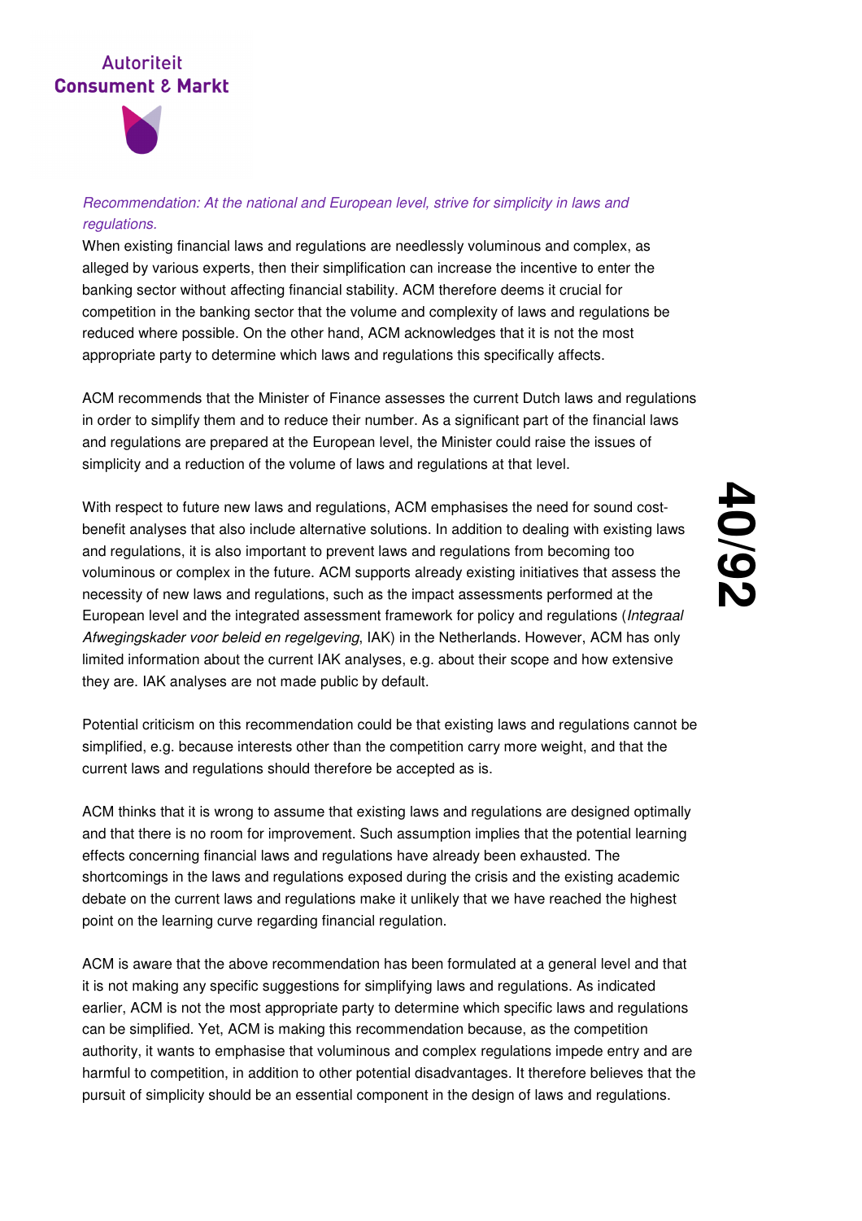*Recommendation: At the national and European level, strive for simplicity in laws and regulations.*

When existing financial laws and regulations are needlessly voluminous and complex, as alleged by various experts, then their simplification can increase the incentive to enter the banking sector without affecting financial stability. ACM therefore deems it crucial for competition in the banking sector that the volume and complexity of laws and regulations be reduced where possible. On the other hand, ACM acknowledges that it is not the most appropriate party to determine which laws and regulations this specifically affects.

ACM recommends that the Minister of Finance assesses the current Dutch laws and regulations in order to simplify them and to reduce their number. As a significant part of the financial laws and regulations are prepared at the European level, the Minister could raise the issues of simplicity and a reduction of the volume of laws and regulations at that level.

With respect to future new laws and regulations, ACM emphasises the need for sound cost-benefit analyses that also include alternative solutions. In addition to dealing with existing laws and regulations, it is also important to prevent laws and regulations from becoming too voluminous or complex in the future. ACM supports already existing initiatives that assess the necessity of new laws and regulations, such as the impact assessments performed at the European level and the integrated assessment framework for policy and regulations (*Integraal Afwegingskader voor beleid en regelgeving*, IAK) in the Netherlands. However, ACM has only limited information about the current IAK analyses, e.g. about their scope and how extensive they are. IAK analyses are not made public by default.

Potential criticism on this recommendation could be that existing laws and regulations cannot be simplified, e.g. because interests other than the competition carry more weight, and that the current laws and regulations should therefore be accepted as is.

ACM thinks that it is wrong to assume that existing laws and regulations are designed optimally and that there is no room for improvement. Such assumption implies that the potential learning effects concerning financial laws and regulations have already been exhausted. The shortcomings in the laws and regulations exposed during the crisis and the existing academic debate on the current laws and regulations make it unlikely that we have reached the highest point on the learning curve regarding financial regulation.

ACM is aware that the above recommendation has been formulated at a general level and that it is not making any specific suggestions for simplifying laws and regulations. As indicated earlier, ACM is not the most appropriate party to determine which specific laws and regulations can be simplified. Yet, ACM is making this recommendation because, as the competition authority, it wants to emphasise that voluminous and complex regulations impede entry and are harmful to competition, in addition to other potential disadvantages. It therefore believes that the pursuit of simplicity should be an essential component in the design of laws and regulations.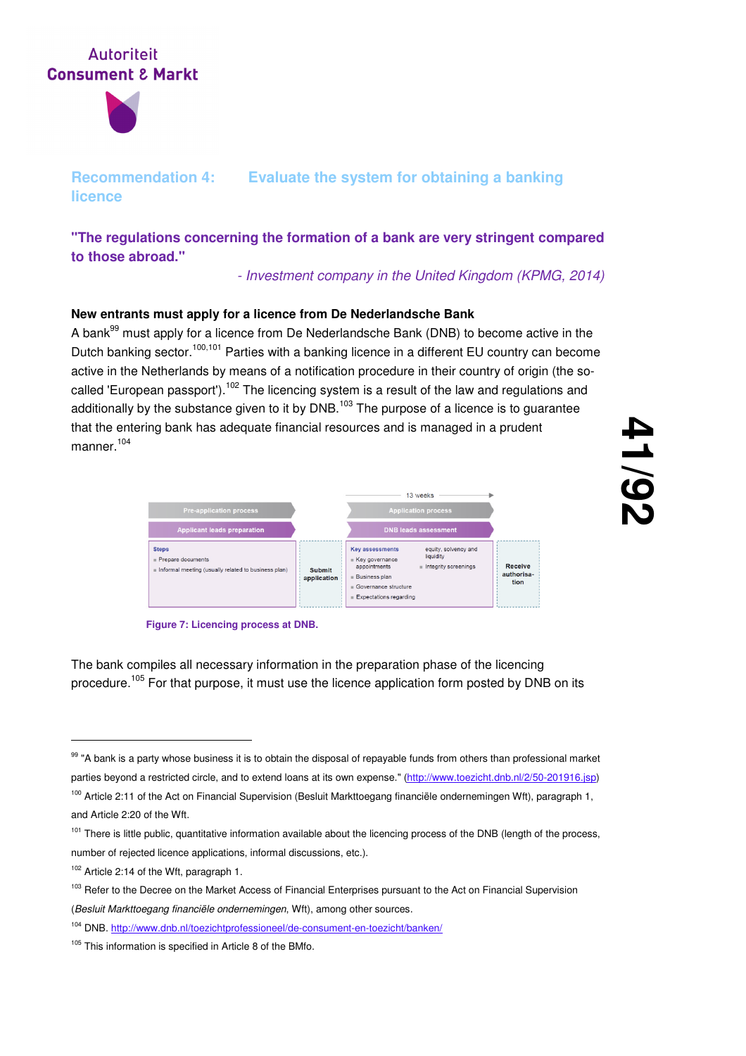## Recommendation 4: Evaluate the system for obtaining a banking licence

**"The regulations concerning the formation of a bank are very stringent compared to those abroad."**

*- Investment company in the United Kingdom (KPMG, 2014)*

**New entrants must apply for a licence from De Nederlandsche Bank**

A bank[99] must apply for a licence from De Nederlandsche Bank (DNB) to become active in the Dutch banking sector.[100,101] Parties with a banking licence in a different EU country can become active in the Netherlands by means of a notification procedure in their country of origin (the so-called 'European passport').[102] The licencing system is a result of the law and regulations and additionally by the substance given to it by DNB.[103] The purpose of a licence is to guarantee that the entering bank has adequate financial resources and is managed in a prudent manner.[104]

| Pre-application process | | Application process (13 weeks) | |
|---|---|---|---|
| Applicant leads preparation | | DNB leads assessment | |
| **Steps**<br>- Prepare documents<br>- Informal meeting (usually related to business plan) | Submit application | **Key assessments**<br>- Key governance appointments<br>- Business plan<br>- Governance structure<br>- Expectations regarding equity, solvency and liquidity<br>- Integrity screenings | Receive authorisation |

Figure 7: Licencing process at DNB.

The bank compiles all necessary information in the preparation phase of the licencing procedure.[105] For that purpose, it must use the licence application form posted by DNB on its

---

[99] "A bank is a party whose business it is to obtain the disposal of repayable funds from others than professional market parties beyond a restricted circle, and to extend loans at its own expense." (http://www.toezicht.dnb.nl/2/50-201916.jsp)

[100] Article 2:11 of the Act on Financial Supervision (Besluit Markttoegang financiële ondernemingen Wft), paragraph 1, and Article 2:20 of the Wft.

[101] There is little public, quantitative information available about the licencing process of the DNB (length of the process, number of rejected licence applications, informal discussions, etc.).

[102] Article 2:14 of the Wft, paragraph 1.

[103] Refer to the Decree on the Market Access of Financial Enterprises pursuant to the Act on Financial Supervision (*Besluit Markttoegang financiële ondernemingen*, Wft), among other sources.

[104] DNB. http://www.dnb.nl/toezichtprofessioneel/de-consument-en-toezicht/banken/

[105] This information is specified in Article 8 of the BMfo.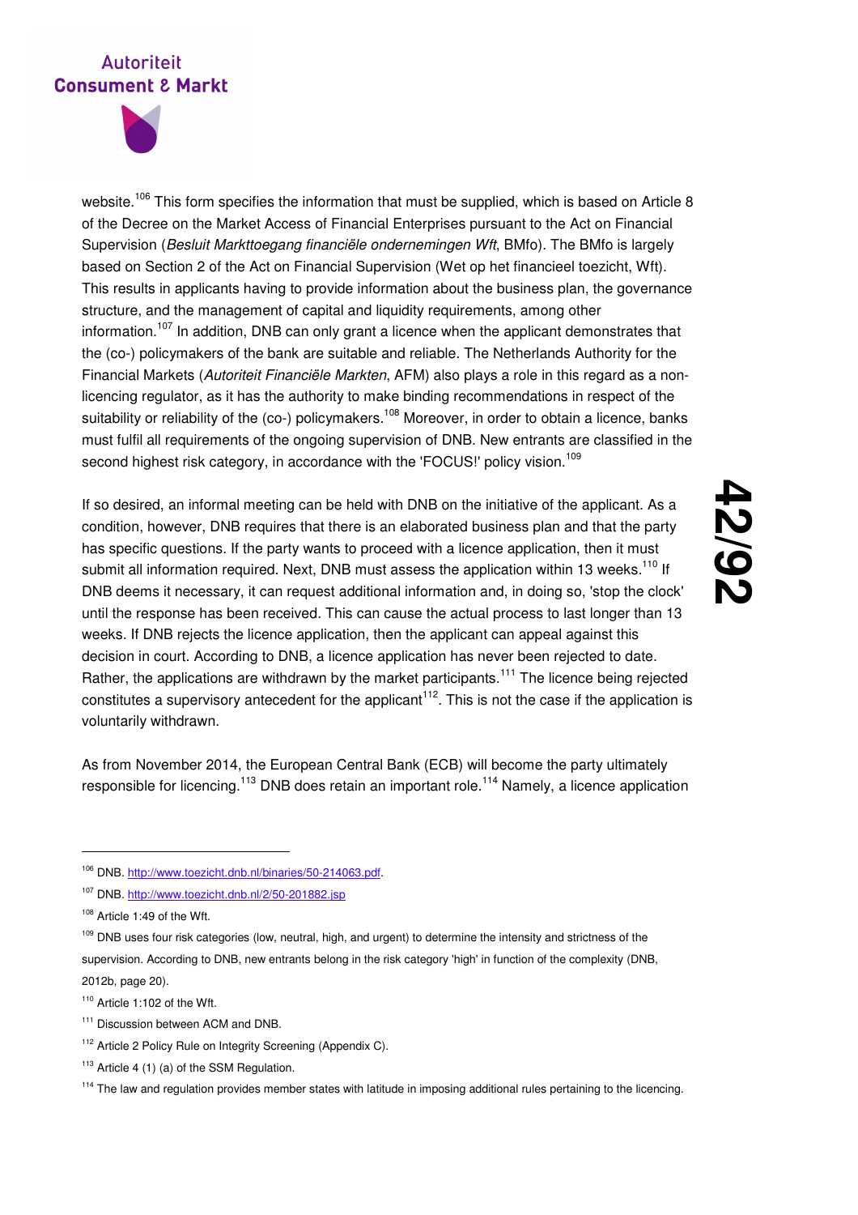website.[106] This form specifies the information that must be supplied, which is based on Article 8 of the Decree on the Market Access of Financial Enterprises pursuant to the Act on Financial Supervision (*Besluit Markttoegang financiële ondernemingen Wft*, BMfo). The BMfo is largely based on Section 2 of the Act on Financial Supervision (Wet op het financieel toezicht, Wft). This results in applicants having to provide information about the business plan, the governance structure, and the management of capital and liquidity requirements, among other information.[107] In addition, DNB can only grant a licence when the applicant demonstrates that the (co-) policymakers of the bank are suitable and reliable. The Netherlands Authority for the Financial Markets (*Autoriteit Financiële Markten*, AFM) also plays a role in this regard as a non-licencing regulator, as it has the authority to make binding recommendations in respect of the suitability or reliability of the (co-) policymakers.[108] Moreover, in order to obtain a licence, banks must fulfil all requirements of the ongoing supervision of DNB. New entrants are classified in the second highest risk category, in accordance with the 'FOCUS!' policy vision.[109]

If so desired, an informal meeting can be held with DNB on the initiative of the applicant. As a condition, however, DNB requires that there is an elaborated business plan and that the party has specific questions. If the party wants to proceed with a licence application, then it must submit all information required. Next, DNB must assess the application within 13 weeks.[110] If DNB deems it necessary, it can request additional information and, in doing so, 'stop the clock' until the response has been received. This can cause the actual process to last longer than 13 weeks. If DNB rejects the licence application, then the applicant can appeal against this decision in court. According to DNB, a licence application has never been rejected to date. Rather, the applications are withdrawn by the market participants.[111] The licence being rejected constitutes a supervisory antecedent for the applicant[112]. This is not the case if the application is voluntarily withdrawn.

As from November 2014, the European Central Bank (ECB) will become the party ultimately responsible for licencing.[113] DNB does retain an important role.[114] Namely, a licence application

---

[106] DNB. http://www.toezicht.dnb.nl/binaries/50-214063.pdf.

[107] DNB. http://www.toezicht.dnb.nl/2/50-201882.jsp

[108] Article 1:49 of the Wft.

[109] DNB uses four risk categories (low, neutral, high, and urgent) to determine the intensity and strictness of the supervision. According to DNB, new entrants belong in the risk category 'high' in function of the complexity (DNB, 2012b, page 20).

[110] Article 1:102 of the Wft.

[111] Discussion between ACM and DNB.

[112] Article 2 Policy Rule on Integrity Screening (Appendix C).

[113] Article 4 (1) (a) of the SSM Regulation.

[114] The law and regulation provides member states with latitude in imposing additional rules pertaining to the licencing.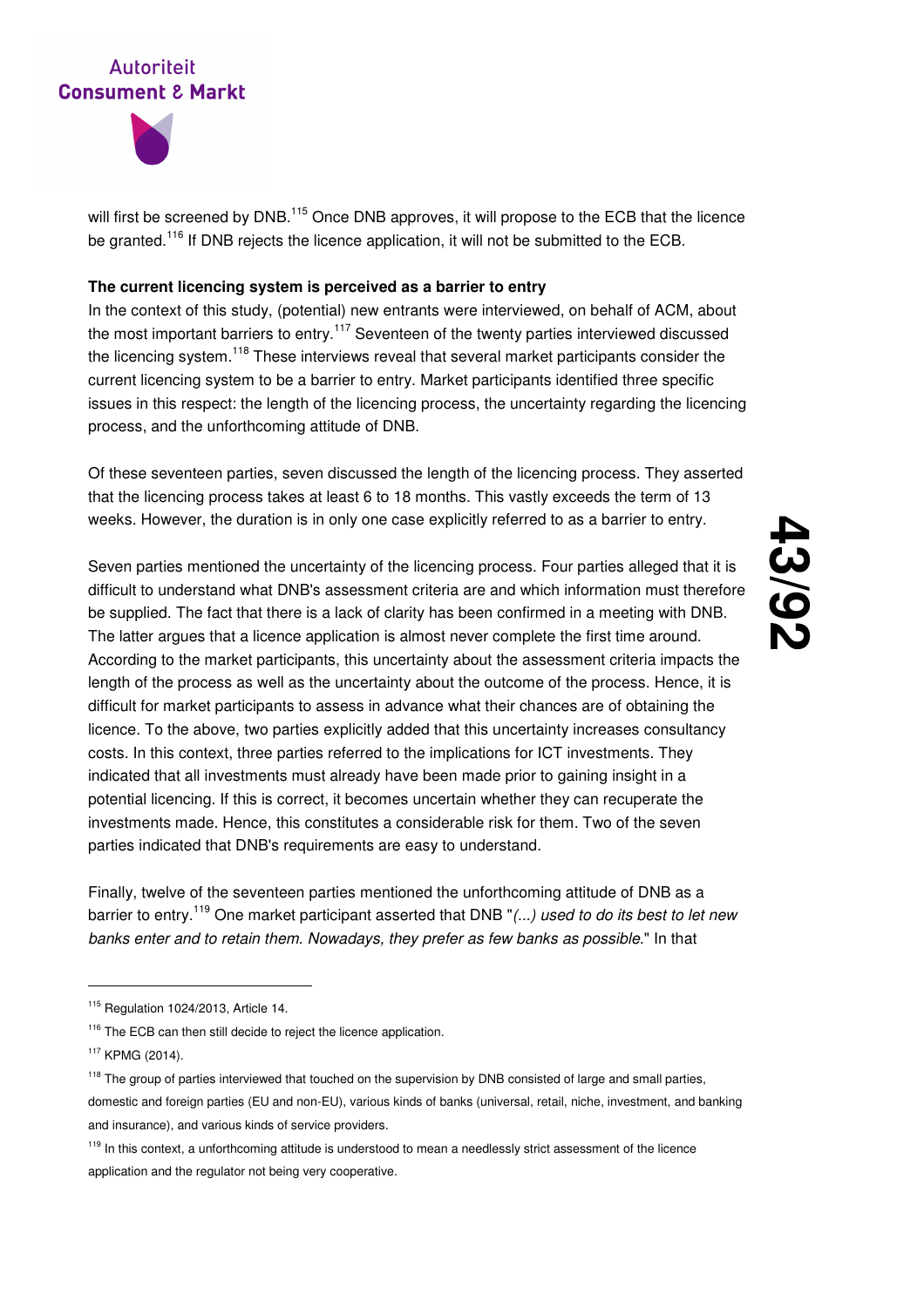will first be screened by DNB.[115] Once DNB approves, it will propose to the ECB that the licence be granted.[116] If DNB rejects the licence application, it will not be submitted to the ECB.

**The current licencing system is perceived as a barrier to entry**

In the context of this study, (potential) new entrants were interviewed, on behalf of ACM, about the most important barriers to entry.[117] Seventeen of the twenty parties interviewed discussed the licencing system.[118] These interviews reveal that several market participants consider the current licencing system to be a barrier to entry. Market participants identified three specific issues in this respect: the length of the licencing process, the uncertainty regarding the licencing process, and the unforthcoming attitude of DNB.

Of these seventeen parties, seven discussed the length of the licencing process. They asserted that the licencing process takes at least 6 to 18 months. This vastly exceeds the term of 13 weeks. However, the duration is in only one case explicitly referred to as a barrier to entry.

Seven parties mentioned the uncertainty of the licencing process. Four parties alleged that it is difficult to understand what DNB's assessment criteria are and which information must therefore be supplied. The fact that there is a lack of clarity has been confirmed in a meeting with DNB. The latter argues that a licence application is almost never complete the first time around. According to the market participants, this uncertainty about the assessment criteria impacts the length of the process as well as the uncertainty about the outcome of the process. Hence, it is difficult for market participants to assess in advance what their chances are of obtaining the licence. To the above, two parties explicitly added that this uncertainty increases consultancy costs. In this context, three parties referred to the implications for ICT investments. They indicated that all investments must already have been made prior to gaining insight in a potential licencing. If this is correct, it becomes uncertain whether they can recuperate the investments made. Hence, this constitutes a considerable risk for them. Two of the seven parties indicated that DNB's requirements are easy to understand.

Finally, twelve of the seventeen parties mentioned the unforthcoming attitude of DNB as a barrier to entry.[119] One market participant asserted that DNB "*(...) used to do its best to let new banks enter and to retain them. Nowadays, they prefer as few banks as possible.*" In that

---

[115] Regulation 1024/2013, Article 14.

[116] The ECB can then still decide to reject the licence application.

[117] KPMG (2014).

[118] The group of parties interviewed that touched on the supervision by DNB consisted of large and small parties, domestic and foreign parties (EU and non-EU), various kinds of banks (universal, retail, niche, investment, and banking and insurance), and various kinds of service providers.

[119] In this context, a unforthcoming attitude is understood to mean a needlessly strict assessment of the licence application and the regulator not being very cooperative.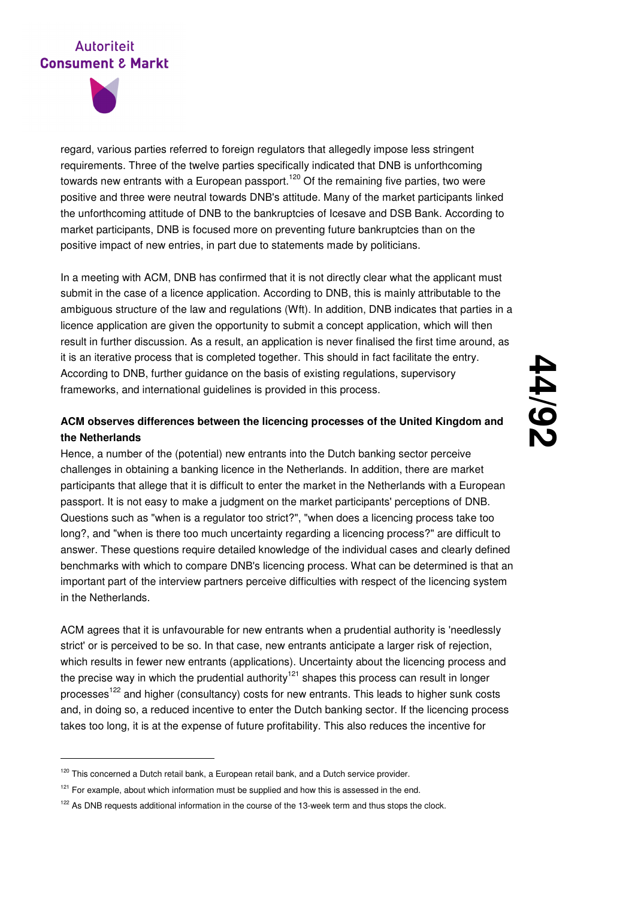regard, various parties referred to foreign regulators that allegedly impose less stringent requirements. Three of the twelve parties specifically indicated that DNB is unforthcoming towards new entrants with a European passport.[120] Of the remaining five parties, two were positive and three were neutral towards DNB's attitude. Many of the market participants linked the unforthcoming attitude of DNB to the bankruptcies of Icesave and DSB Bank. According to market participants, DNB is focused more on preventing future bankruptcies than on the positive impact of new entries, in part due to statements made by politicians.

In a meeting with ACM, DNB has confirmed that it is not directly clear what the applicant must submit in the case of a licence application. According to DNB, this is mainly attributable to the ambiguous structure of the law and regulations (Wft). In addition, DNB indicates that parties in a licence application are given the opportunity to submit a concept application, which will then result in further discussion. As a result, an application is never finalised the first time around, as it is an iterative process that is completed together. This should in fact facilitate the entry. According to DNB, further guidance on the basis of existing regulations, supervisory frameworks, and international guidelines is provided in this process.

**ACM observes differences between the licencing processes of the United Kingdom and the Netherlands**

Hence, a number of the (potential) new entrants into the Dutch banking sector perceive challenges in obtaining a banking licence in the Netherlands. In addition, there are market participants that allege that it is difficult to enter the market in the Netherlands with a European passport. It is not easy to make a judgment on the market participants' perceptions of DNB. Questions such as "when is a regulator too strict?", "when does a licencing process take too long?, and "when is there too much uncertainty regarding a licencing process?" are difficult to answer. These questions require detailed knowledge of the individual cases and clearly defined benchmarks with which to compare DNB's licencing process. What can be determined is that an important part of the interview partners perceive difficulties with respect of the licencing system in the Netherlands.

ACM agrees that it is unfavourable for new entrants when a prudential authority is 'needlessly strict' or is perceived to be so. In that case, new entrants anticipate a larger risk of rejection, which results in fewer new entrants (applications). Uncertainty about the licencing process and the precise way in which the prudential authority[121] shapes this process can result in longer processes[122] and higher (consultancy) costs for new entrants. This leads to higher sunk costs and, in doing so, a reduced incentive to enter the Dutch banking sector. If the licencing process takes too long, it is at the expense of future profitability. This also reduces the incentive for

---

[120] This concerned a Dutch retail bank, a European retail bank, and a Dutch service provider.

[121] For example, about which information must be supplied and how this is assessed in the end.

[122] As DNB requests additional information in the course of the 13-week term and thus stops the clock.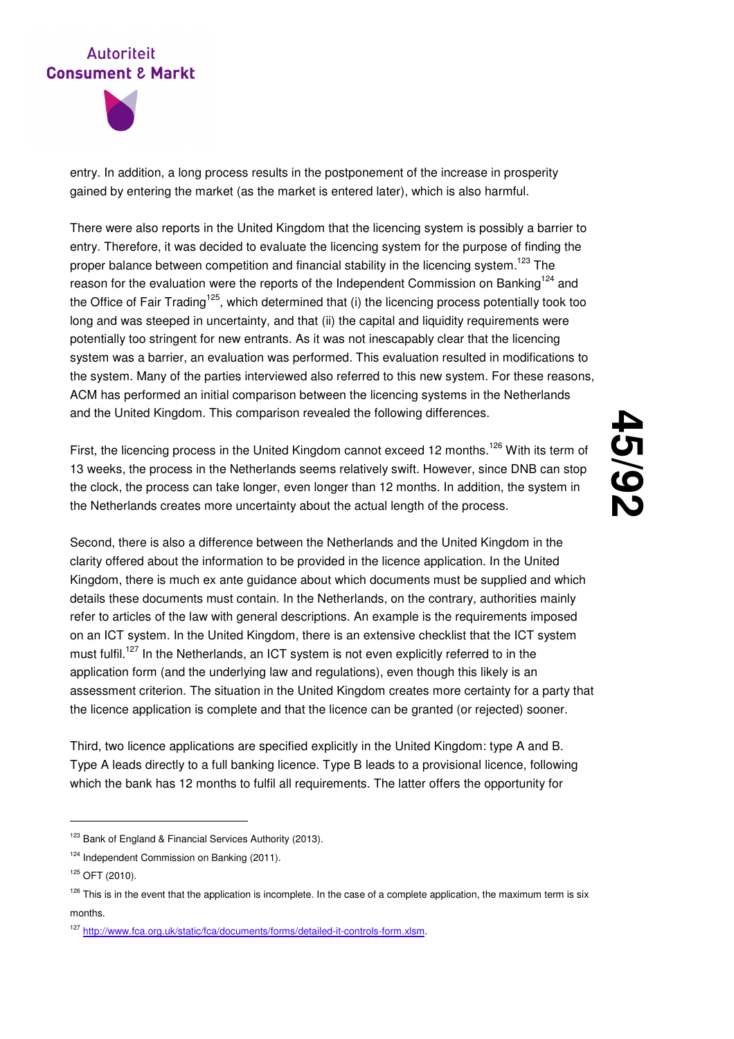entry. In addition, a long process results in the postponement of the increase in prosperity gained by entering the market (as the market is entered later), which is also harmful.

There were also reports in the United Kingdom that the licencing system is possibly a barrier to entry. Therefore, it was decided to evaluate the licencing system for the purpose of finding the proper balance between competition and financial stability in the licencing system.[123] The reason for the evaluation were the reports of the Independent Commission on Banking[124] and the Office of Fair Trading[125], which determined that (i) the licencing process potentially took too long and was steeped in uncertainty, and that (ii) the capital and liquidity requirements were potentially too stringent for new entrants. As it was not inescapably clear that the licencing system was a barrier, an evaluation was performed. This evaluation resulted in modifications to the system. Many of the parties interviewed also referred to this new system. For these reasons, ACM has performed an initial comparison between the licencing systems in the Netherlands and the United Kingdom. This comparison revealed the following differences.

First, the licencing process in the United Kingdom cannot exceed 12 months.[126] With its term of 13 weeks, the process in the Netherlands seems relatively swift. However, since DNB can stop the clock, the process can take longer, even longer than 12 months. In addition, the system in the Netherlands creates more uncertainty about the actual length of the process.

Second, there is also a difference between the Netherlands and the United Kingdom in the clarity offered about the information to be provided in the licence application. In the United Kingdom, there is much ex ante guidance about which documents must be supplied and which details these documents must contain. In the Netherlands, on the contrary, authorities mainly refer to articles of the law with general descriptions. An example is the requirements imposed on an ICT system. In the United Kingdom, there is an extensive checklist that the ICT system must fulfil.[127] In the Netherlands, an ICT system is not even explicitly referred to in the application form (and the underlying law and regulations), even though this likely is an assessment criterion. The situation in the United Kingdom creates more certainty for a party that the licence application is complete and that the licence can be granted (or rejected) sooner.

Third, two licence applications are specified explicitly in the United Kingdom: type A and B. Type A leads directly to a full banking licence. Type B leads to a provisional licence, following which the bank has 12 months to fulfil all requirements. The latter offers the opportunity for

---

[123] Bank of England & Financial Services Authority (2013).

[124] Independent Commission on Banking (2011).

[125] OFT (2010).

[126] This is in the event that the application is incomplete. In the case of a complete application, the maximum term is six months.

[127] http://www.fca.org.uk/static/fca/documents/forms/detailed-it-controls-form.xlsm.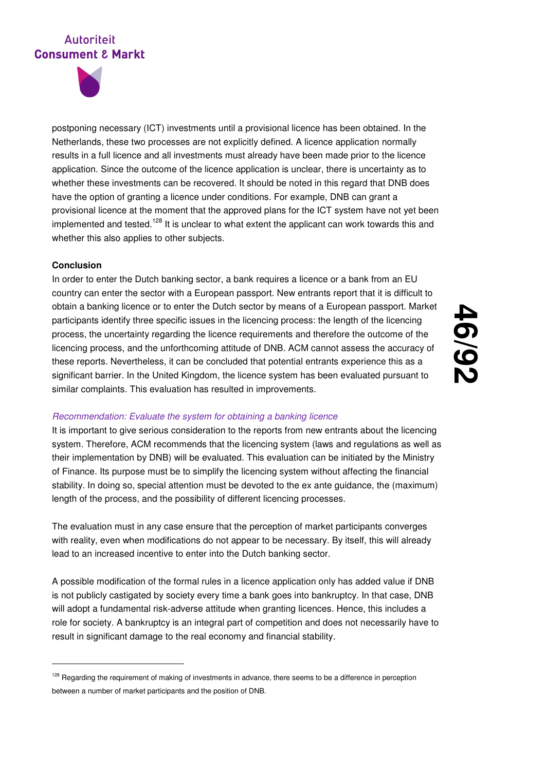postponing necessary (ICT) investments until a provisional licence has been obtained. In the Netherlands, these two processes are not explicitly defined. A licence application normally results in a full licence and all investments must already have been made prior to the licence application. Since the outcome of the licence application is unclear, there is uncertainty as to whether these investments can be recovered. It should be noted in this regard that DNB does have the option of granting a licence under conditions. For example, DNB can grant a provisional licence at the moment that the approved plans for the ICT system have not yet been implemented and tested.[128] It is unclear to what extent the applicant can work towards this and whether this also applies to other subjects.

**Conclusion**

In order to enter the Dutch banking sector, a bank requires a licence or a bank from an EU country can enter the sector with a European passport. New entrants report that it is difficult to obtain a banking licence or to enter the Dutch sector by means of a European passport. Market participants identify three specific issues in the licencing process: the length of the licencing process, the uncertainty regarding the licence requirements and therefore the outcome of the licencing process, and the unforthcoming attitude of DNB. ACM cannot assess the accuracy of these reports. Nevertheless, it can be concluded that potential entrants experience this as a significant barrier. In the United Kingdom, the licence system has been evaluated pursuant to similar complaints. This evaluation has resulted in improvements.

*Recommendation: Evaluate the system for obtaining a banking licence*

It is important to give serious consideration to the reports from new entrants about the licencing system. Therefore, ACM recommends that the licencing system (laws and regulations as well as their implementation by DNB) will be evaluated. This evaluation can be initiated by the Ministry of Finance. Its purpose must be to simplify the licencing system without affecting the financial stability. In doing so, special attention must be devoted to the ex ante guidance, the (maximum) length of the process, and the possibility of different licencing processes.

The evaluation must in any case ensure that the perception of market participants converges with reality, even when modifications do not appear to be necessary. By itself, this will already lead to an increased incentive to enter into the Dutch banking sector.

A possible modification of the formal rules in a licence application only has added value if DNB is not publicly castigated by society every time a bank goes into bankruptcy. In that case, DNB will adopt a fundamental risk-adverse attitude when granting licences. Hence, this includes a role for society. A bankruptcy is an integral part of competition and does not necessarily have to result in significant damage to the real economy and financial stability.

---

[128] Regarding the requirement of making of investments in advance, there seems to be a difference in perception between a number of market participants and the position of DNB.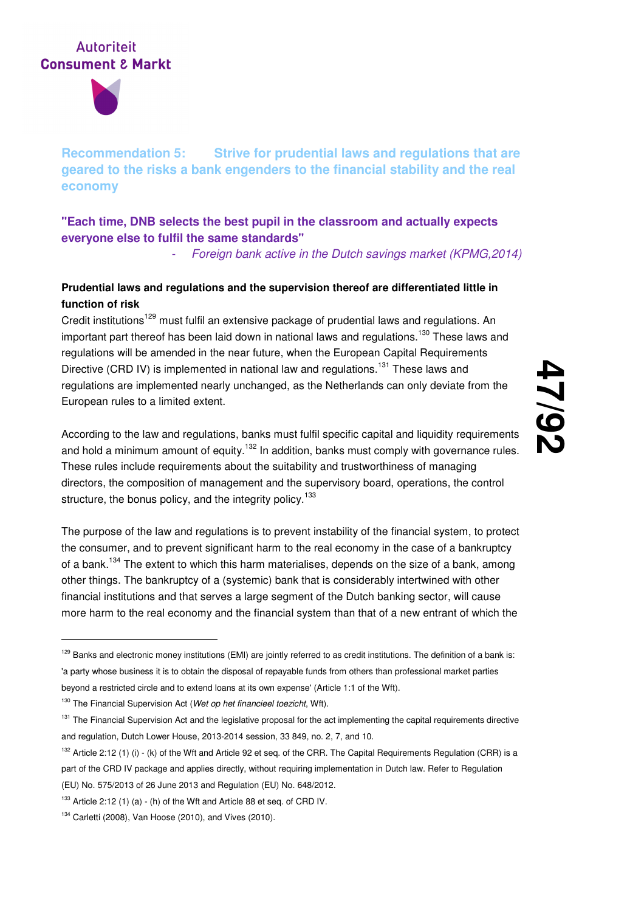## Recommendation 5: Strive for prudential laws and regulations that are geared to the risks a bank engenders to the financial stability and the real economy

**"Each time, DNB selects the best pupil in the classroom and actually expects everyone else to fulfil the same standards"**

- *Foreign bank active in the Dutch savings market (KPMG,2014)*

**Prudential laws and regulations and the supervision thereof are differentiated little in function of risk**

Credit institutions[129] must fulfil an extensive package of prudential laws and regulations. An important part thereof has been laid down in national laws and regulations.[130] These laws and regulations will be amended in the near future, when the European Capital Requirements Directive (CRD IV) is implemented in national law and regulations.[131] These laws and regulations are implemented nearly unchanged, as the Netherlands can only deviate from the European rules to a limited extent.

According to the law and regulations, banks must fulfil specific capital and liquidity requirements and hold a minimum amount of equity.[132] In addition, banks must comply with governance rules. These rules include requirements about the suitability and trustworthiness of managing directors, the composition of management and the supervisory board, operations, the control structure, the bonus policy, and the integrity policy.[133]

The purpose of the law and regulations is to prevent instability of the financial system, to protect the consumer, and to prevent significant harm to the real economy in the case of a bankruptcy of a bank.[134] The extent to which this harm materialises, depends on the size of a bank, among other things. The bankruptcy of a (systemic) bank that is considerably intertwined with other financial institutions and that serves a large segment of the Dutch banking sector, will cause more harm to the real economy and the financial system than that of a new entrant of which the

---

[129] Banks and electronic money institutions (EMI) are jointly referred to as credit institutions. The definition of a bank is: 'a party whose business it is to obtain the disposal of repayable funds from others than professional market parties beyond a restricted circle and to extend loans at its own expense' (Article 1:1 of the Wft).

[130] The Financial Supervision Act (*Wet op het financieel toezicht*, Wft).

[131] The Financial Supervision Act and the legislative proposal for the act implementing the capital requirements directive and regulation, Dutch Lower House, 2013-2014 session, 33 849, no. 2, 7, and 10.

[132] Article 2:12 (1) (i) - (k) of the Wft and Article 92 et seq. of the CRR. The Capital Requirements Regulation (CRR) is a part of the CRD IV package and applies directly, without requiring implementation in Dutch law. Refer to Regulation (EU) No. 575/2013 of 26 June 2013 and Regulation (EU) No. 648/2012.

[133] Article 2:12 (1) (a) - (h) of the Wft and Article 88 et seq. of CRD IV.

[134] Carletti (2008), Van Hoose (2010), and Vives (2010).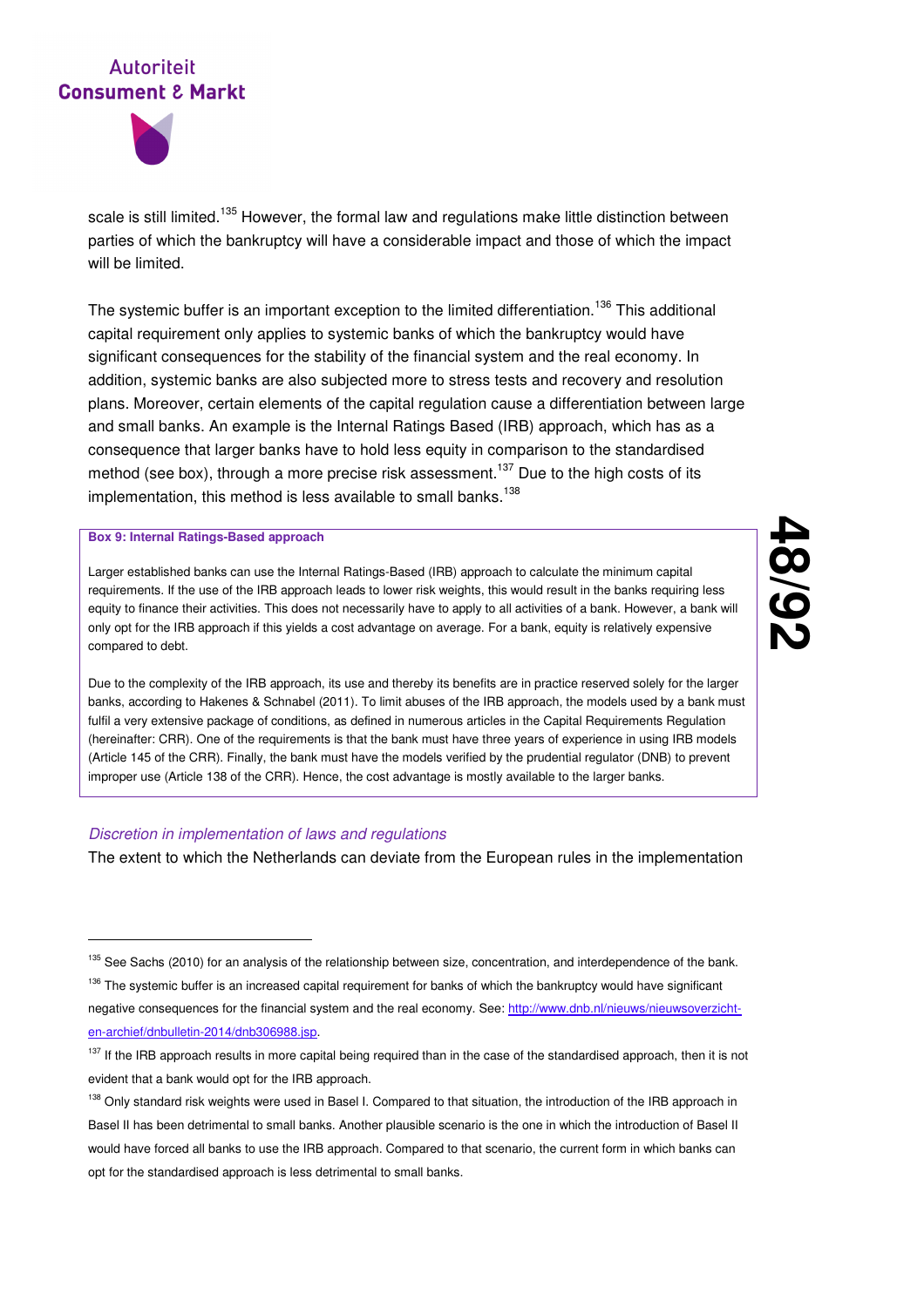scale is still limited.[135] However, the formal law and regulations make little distinction between parties of which the bankruptcy will have a considerable impact and those of which the impact will be limited.

The systemic buffer is an important exception to the limited differentiation.[136] This additional capital requirement only applies to systemic banks of which the bankruptcy would have significant consequences for the stability of the financial system and the real economy. In addition, systemic banks are also subjected more to stress tests and recovery and resolution plans. Moreover, certain elements of the capital regulation cause a differentiation between large and small banks. An example is the Internal Ratings Based (IRB) approach, which has as a consequence that larger banks have to hold less equity in comparison to the standardised method (see box), through a more precise risk assessment.[137] Due to the high costs of its implementation, this method is less available to small banks.[138]

**Box 9: Internal Ratings-Based approach**

Larger established banks can use the Internal Ratings-Based (IRB) approach to calculate the minimum capital requirements. If the use of the IRB approach leads to lower risk weights, this would result in the banks requiring less equity to finance their activities. This does not necessarily have to apply to all activities of a bank. However, a bank will only opt for the IRB approach if this yields a cost advantage on average. For a bank, equity is relatively expensive compared to debt.

Due to the complexity of the IRB approach, its use and thereby its benefits are in practice reserved solely for the larger banks, according to Hakenes & Schnabel (2011). To limit abuses of the IRB approach, the models used by a bank must fulfil a very extensive package of conditions, as defined in numerous articles in the Capital Requirements Regulation (hereinafter: CRR). One of the requirements is that the bank must have three years of experience in using IRB models (Article 145 of the CRR). Finally, the bank must have the models verified by the prudential regulator (DNB) to prevent improper use (Article 138 of the CRR). Hence, the cost advantage is mostly available to the larger banks.

*Discretion in implementation of laws and regulations*

The extent to which the Netherlands can deviate from the European rules in the implementation

---

[135] See Sachs (2010) for an analysis of the relationship between size, concentration, and interdependence of the bank.

[136] The systemic buffer is an increased capital requirement for banks of which the bankruptcy would have significant negative consequences for the financial system and the real economy. See: http://www.dnb.nl/nieuws/nieuwsoverzicht-en-archief/dnbulletin-2014/dnb306988.jsp.

[137] If the IRB approach results in more capital being required than in the case of the standardised approach, then it is not evident that a bank would opt for the IRB approach.

[138] Only standard risk weights were used in Basel I. Compared to that situation, the introduction of the IRB approach in Basel II has been detrimental to small banks. Another plausible scenario is the one in which the introduction of Basel II would have forced all banks to use the IRB approach. Compared to that scenario, the current form in which banks can opt for the standardised approach is less detrimental to small banks.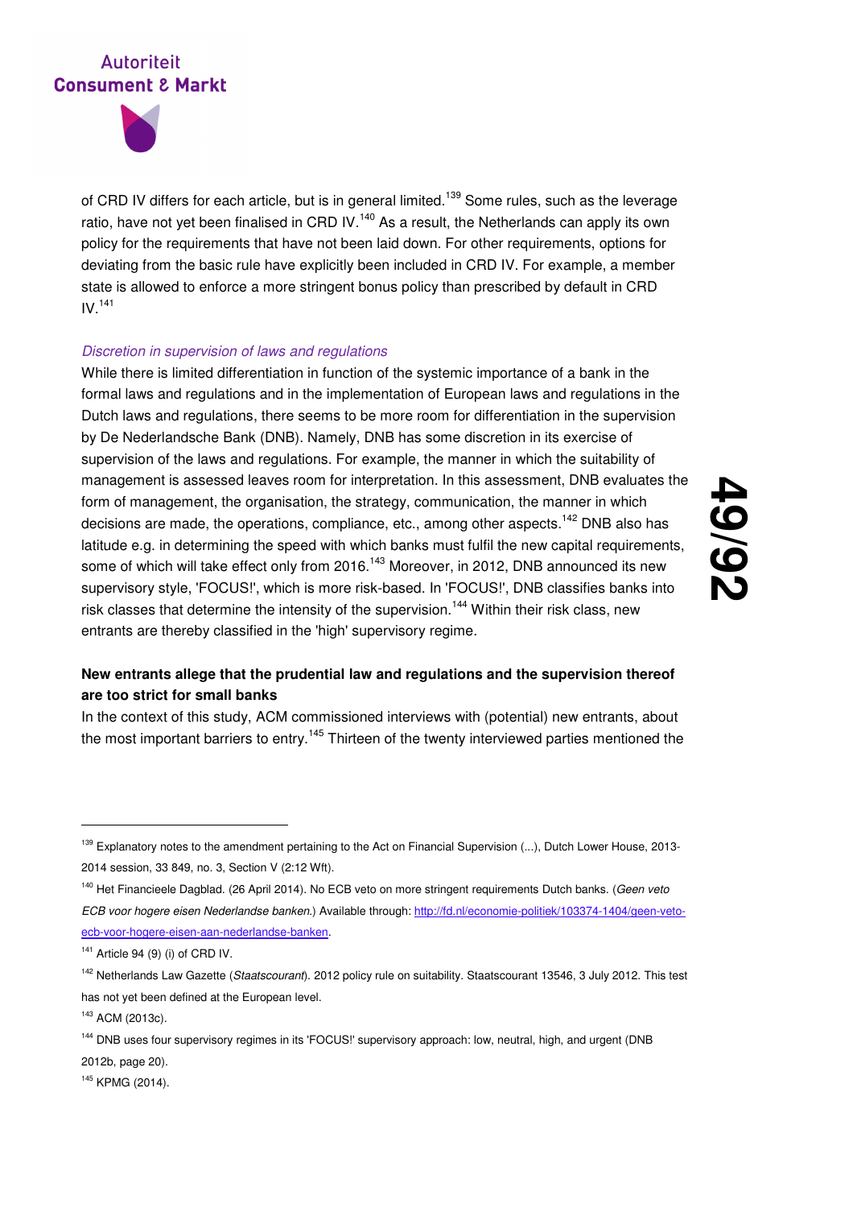of CRD IV differs for each article, but is in general limited.[139] Some rules, such as the leverage ratio, have not yet been finalised in CRD IV.[140] As a result, the Netherlands can apply its own policy for the requirements that have not been laid down. For other requirements, options for deviating from the basic rule have explicitly been included in CRD IV. For example, a member state is allowed to enforce a more stringent bonus policy than prescribed by default in CRD IV.[141]

*Discretion in supervision of laws and regulations*

While there is limited differentiation in function of the systemic importance of a bank in the formal laws and regulations and in the implementation of European laws and regulations in the Dutch laws and regulations, there seems to be more room for differentiation in the supervision by De Nederlandsche Bank (DNB). Namely, DNB has some discretion in its exercise of supervision of the laws and regulations. For example, the manner in which the suitability of management is assessed leaves room for interpretation. In this assessment, DNB evaluates the form of management, the organisation, the strategy, communication, the manner in which decisions are made, the operations, compliance, etc., among other aspects.[142] DNB also has latitude e.g. in determining the speed with which banks must fulfil the new capital requirements, some of which will take effect only from 2016.[143] Moreover, in 2012, DNB announced its new supervisory style, 'FOCUS!', which is more risk-based. In 'FOCUS!', DNB classifies banks into risk classes that determine the intensity of the supervision.[144] Within their risk class, new entrants are thereby classified in the 'high' supervisory regime.

**New entrants allege that the prudential law and regulations and the supervision thereof are too strict for small banks**

In the context of this study, ACM commissioned interviews with (potential) new entrants, about the most important barriers to entry.[145] Thirteen of the twenty interviewed parties mentioned the

---

[139] Explanatory notes to the amendment pertaining to the Act on Financial Supervision (...), Dutch Lower House, 2013-2014 session, 33 849, no. 3, Section V (2:12 Wft).

[140] Het Financieele Dagblad. (26 April 2014). No ECB veto on more stringent requirements Dutch banks. (*Geen veto ECB voor hogere eisen Nederlandse banken.*) Available through: http://fd.nl/economie-politiek/103374-1404/geen-veto-ecb-voor-hogere-eisen-aan-nederlandse-banken.

[141] Article 94 (9) (i) of CRD IV.

[142] Netherlands Law Gazette (*Staatscourant*). 2012 policy rule on suitability. Staatscourant 13546, 3 July 2012. This test has not yet been defined at the European level.

[143] ACM (2013c).

[144] DNB uses four supervisory regimes in its 'FOCUS!' supervisory approach: low, neutral, high, and urgent (DNB 2012b, page 20).

[145] KPMG (2014).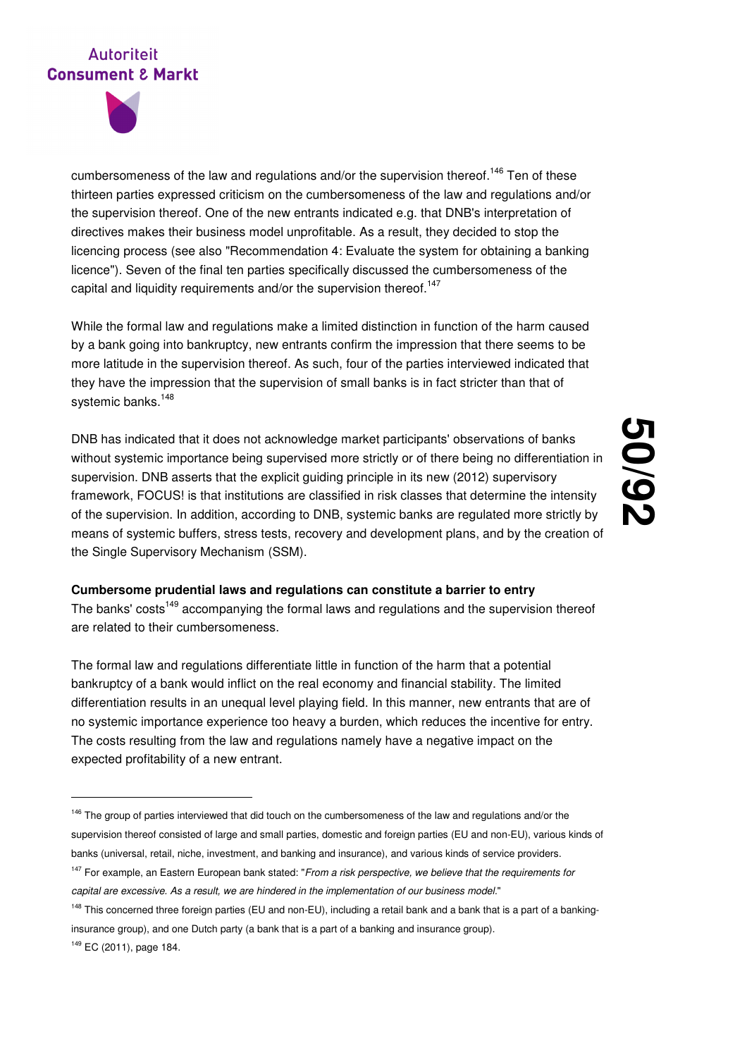cumbersomeness of the law and regulations and/or the supervision thereof.[146] Ten of these thirteen parties expressed criticism on the cumbersomeness of the law and regulations and/or the supervision thereof. One of the new entrants indicated e.g. that DNB's interpretation of directives makes their business model unprofitable. As a result, they decided to stop the licencing process (see also "Recommendation 4: Evaluate the system for obtaining a banking licence"). Seven of the final ten parties specifically discussed the cumbersomeness of the capital and liquidity requirements and/or the supervision thereof.[147]

While the formal law and regulations make a limited distinction in function of the harm caused by a bank going into bankruptcy, new entrants confirm the impression that there seems to be more latitude in the supervision thereof. As such, four of the parties interviewed indicated that they have the impression that the supervision of small banks is in fact stricter than that of systemic banks.[148]

DNB has indicated that it does not acknowledge market participants' observations of banks without systemic importance being supervised more strictly or of there being no differentiation in supervision. DNB asserts that the explicit guiding principle in its new (2012) supervisory framework, FOCUS! is that institutions are classified in risk classes that determine the intensity of the supervision. In addition, according to DNB, systemic banks are regulated more strictly by means of systemic buffers, stress tests, recovery and development plans, and by the creation of the Single Supervisory Mechanism (SSM).

**Cumbersome prudential laws and regulations can constitute a barrier to entry**

The banks' costs[149] accompanying the formal laws and regulations and the supervision thereof are related to their cumbersomeness.

The formal law and regulations differentiate little in function of the harm that a potential bankruptcy of a bank would inflict on the real economy and financial stability. The limited differentiation results in an unequal level playing field. In this manner, new entrants that are of no systemic importance experience too heavy a burden, which reduces the incentive for entry. The costs resulting from the law and regulations namely have a negative impact on the expected profitability of a new entrant.

---

[146] The group of parties interviewed that did touch on the cumbersomeness of the law and regulations and/or the supervision thereof consisted of large and small parties, domestic and foreign parties (EU and non-EU), various kinds of banks (universal, retail, niche, investment, and banking and insurance), and various kinds of service providers.

[147] For example, an Eastern European bank stated: "*From a risk perspective, we believe that the requirements for capital are excessive. As a result, we are hindered in the implementation of our business model.*"

[148] This concerned three foreign parties (EU and non-EU), including a retail bank and a bank that is a part of a banking-insurance group), and one Dutch party (a bank that is a part of a banking and insurance group).

[149] EC (2011), page 184.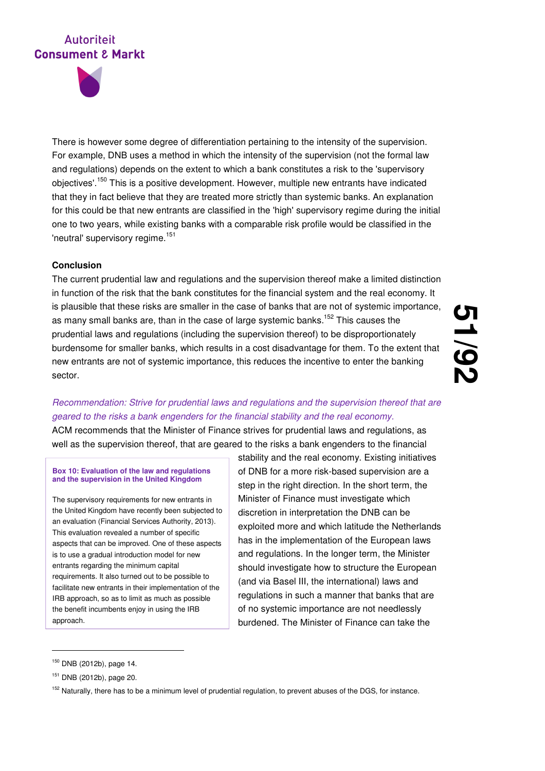There is however some degree of differentiation pertaining to the intensity of the supervision. For example, DNB uses a method in which the intensity of the supervision (not the formal law and regulations) depends on the extent to which a bank constitutes a risk to the 'supervisory objectives'.[150] This is a positive development. However, multiple new entrants have indicated that they in fact believe that they are treated more strictly than systemic banks. An explanation for this could be that new entrants are classified in the 'high' supervisory regime during the initial one to two years, while existing banks with a comparable risk profile would be classified in the 'neutral' supervisory regime.[151]

**Conclusion**

The current prudential law and regulations and the supervision thereof make a limited distinction in function of the risk that the bank constitutes for the financial system and the real economy. It is plausible that these risks are smaller in the case of banks that are not of systemic importance, as many small banks are, than in the case of large systemic banks.[152] This causes the prudential laws and regulations (including the supervision thereof) to be disproportionately burdensome for smaller banks, which results in a cost disadvantage for them. To the extent that new entrants are not of systemic importance, this reduces the incentive to enter the banking sector.

*Recommendation: Strive for prudential laws and regulations and the supervision thereof that are geared to the risks a bank engenders for the financial stability and the real economy.*

ACM recommends that the Minister of Finance strives for prudential laws and regulations, as well as the supervision thereof, that are geared to the risks a bank engenders to the financial stability and the real economy. Existing initiatives of DNB for a more risk-based supervision are a step in the right direction. In the short term, the Minister of Finance must investigate which discretion in interpretation the DNB can be exploited more and which latitude the Netherlands has in the implementation of the European laws and regulations. In the longer term, the Minister should investigate how to structure the European (and via Basel III, the international) laws and regulations in such a manner that banks that are of no systemic importance are not needlessly burdened. The Minister of Finance can take the

> **Box 10: Evaluation of the law and regulations and the supervision in the United Kingdom**
>
> The supervisory requirements for new entrants in the United Kingdom have recently been subjected to an evaluation (Financial Services Authority, 2013). This evaluation revealed a number of specific aspects that can be improved. One of these aspects is to use a gradual introduction model for new entrants regarding the minimum capital requirements. It also turned out to be possible to facilitate new entrants in their implementation of the IRB approach, so as to limit as much as possible the benefit incumbents enjoy in using the IRB approach.

---

[150] DNB (2012b), page 14.

[151] DNB (2012b), page 20.

[152] Naturally, there has to be a minimum level of prudential regulation, to prevent abuses of the DGS, for instance.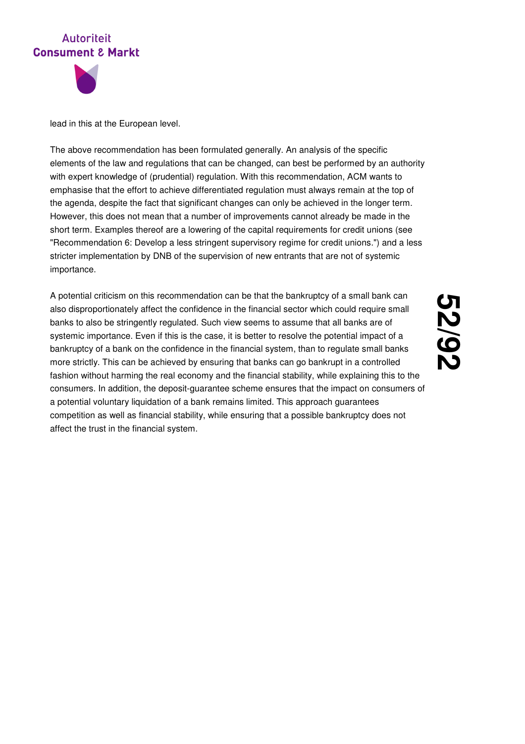lead in this at the European level.

The above recommendation has been formulated generally. An analysis of the specific elements of the law and regulations that can be changed, can best be performed by an authority with expert knowledge of (prudential) regulation. With this recommendation, ACM wants to emphasise that the effort to achieve differentiated regulation must always remain at the top of the agenda, despite the fact that significant changes can only be achieved in the longer term. However, this does not mean that a number of improvements cannot already be made in the short term. Examples thereof are a lowering of the capital requirements for credit unions (see "Recommendation 6: Develop a less stringent supervisory regime for credit unions.") and a less stricter implementation by DNB of the supervision of new entrants that are not of systemic importance.

A potential criticism on this recommendation can be that the bankruptcy of a small bank can also disproportionately affect the confidence in the financial sector which could require small banks to also be stringently regulated. Such view seems to assume that all banks are of systemic importance. Even if this is the case, it is better to resolve the potential impact of a bankruptcy of a bank on the confidence in the financial system, than to regulate small banks more strictly. This can be achieved by ensuring that banks can go bankrupt in a controlled fashion without harming the real economy and the financial stability, while explaining this to the consumers. In addition, the deposit-guarantee scheme ensures that the impact on consumers of a potential voluntary liquidation of a bank remains limited. This approach guarantees competition as well as financial stability, while ensuring that a possible bankruptcy does not affect the trust in the financial system.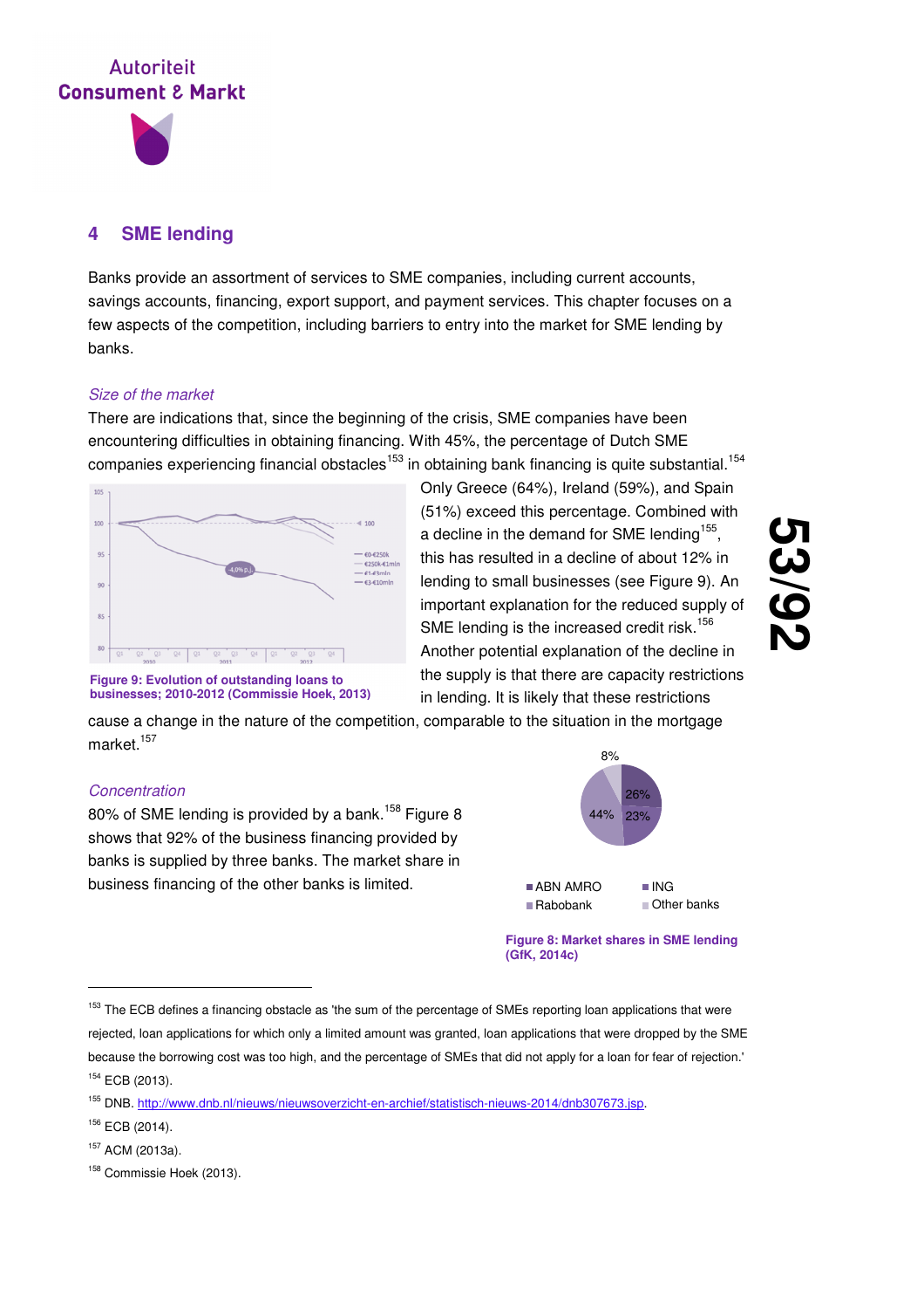## 4 SME lending

Banks provide an assortment of services to SME companies, including current accounts, savings accounts, financing, export support, and payment services. This chapter focuses on a few aspects of the competition, including barriers to entry into the market for SME lending by banks.

*Size of the market*

There are indications that, since the beginning of the crisis, SME companies have been encountering difficulties in obtaining financing. With 45%, the percentage of Dutch SME companies experiencing financial obstacles[153] in obtaining bank financing is quite substantial.[154] Only Greece (64%), Ireland (59%), and Spain (51%) exceed this percentage. Combined with a decline in the demand for SME lending[155], this has resulted in a decline of about 12% in lending to small businesses (see Figure 9). An important explanation for the reduced supply of SME lending is the increased credit risk.[156] Another potential explanation of the decline in the supply is that there are capacity restrictions in lending. It is likely that these restrictions cause a change in the nature of the competition, comparable to the situation in the mortgage market.[157]

**Figure 9: Evolution of outstanding loans to businesses; 2010-2012 (Commissie Hoek, 2013)**

*Concentration*

80% of SME lending is provided by a bank.[158] Figure 8 shows that 92% of the business provided by banks is supplied by three banks. The market share in business financing of the other banks is limited.

**Figure 8: Market shares in SME lending (GfK, 2014c)**

---

[153] The ECB defines a financing obstacle as 'the sum of the percentage of SMEs reporting loan applications that were rejected, loan applications for which only a limited amount was granted, loan applications that were dropped by the SME because the borrowing cost was too high, and the percentage of SMEs that did not apply for a loan for fear of rejection.'

[154] ECB (2013).

[155] DNB. http://www.dnb.nl/nieuws/nieuwsoverzicht-en-archief/statistisch-nieuws-2014/dnb307673.jsp.

[156] ECB (2014).

[157] ACM (2013a).

[158] Commissie Hoek (2013).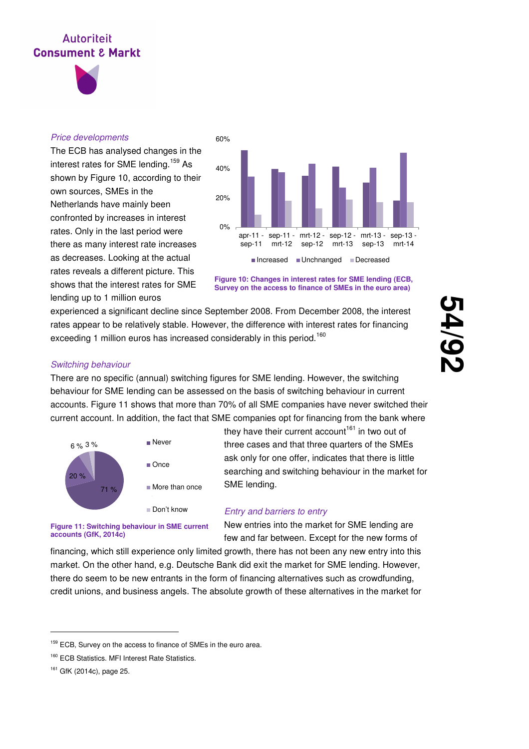*Price developments*

The ECB has analysed changes in the interest rates for SME lending.[159] As shown by Figure 10, according to their own sources, SMEs in the Netherlands have mainly been confronted by increases in interest rates. Only in the last period were there as many interest rate increases as decreases. Looking at the actual rates reveals a different picture. This shows that the interest rates for SME lending up to 1 million euros experienced a significant decline since September 2008. From December 2008, the interest rates appear to be relatively stable. However, the difference with interest rates for financing exceeding 1 million euros has increased considerably in this period.[160]

**Figure 10: Changes in interest rates for SME lending (ECB, Survey on the access to finance of SMEs in the euro area)**

*Switching behaviour*

There are no specific (annual) switching figures for SME lending. However, the switching behaviour for SME lending can be assessed on the basis of switching behaviour in current accounts. Figure 11 shows that more than 70% of all SME companies have never switched their current account. In addition, the fact that SME companies opt for financing from the bank where they have their current account[161] in two out of three cases and that three quarters of the SMEs ask only for one offer, indicates that there is little searching and switching behaviour in the market for SME lending.

**Figure 11: Switching behaviour in SME current accounts (GfK, 2014c)**

*Entry and barriers to entry*

New entries into the market for SME lending are few and far between. Except for the new forms of financing, which still experience only limited growth, there has not been any new entry into this market. On the other hand, e.g. Deutsche Bank did exit the market for SME lending. However, there do seem to be new entrants in the form of financing alternatives such as crowdfunding, credit unions, and business angels. The absolute growth of these alternatives in the market for

---

[159] ECB, Survey on the access to finance of SMEs in the euro area.

[160] ECB Statistics. MFI Interest Rate Statistics.

[161] GfK (2014c), page 25.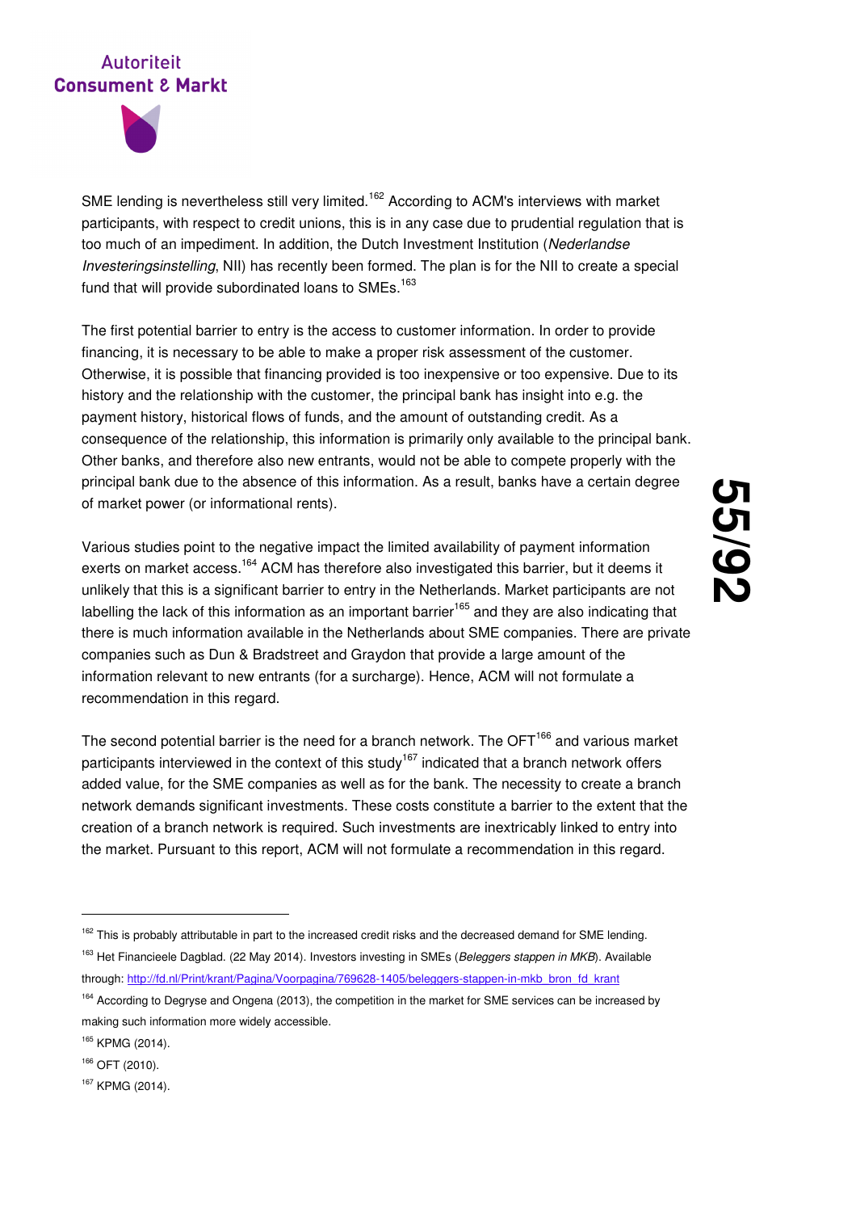SME lending is nevertheless still very limited.[162] According to ACM's interviews with market participants, with respect to credit unions, this is in any case due to prudential regulation that is too much of an impediment. In addition, the Dutch Investment Institution (*Nederlandse Investeringsinstelling*, NII) has recently been formed. The plan is for the NII to create a special fund that will provide subordinated loans to SMEs.[163]

The first potential barrier to entry is the access to customer information. In order to provide financing, it is necessary to be able to make a proper risk assessment of the customer. Otherwise, it is possible that financing provided is too inexpensive or too expensive. Due to its history and the relationship with the customer, the principal bank has insight into e.g. the payment history, historical flows of funds, and the amount of outstanding credit. As a consequence of the relationship, this information is primarily only available to the principal bank. Other banks, and therefore also new entrants, would not be able to compete properly with the principal bank due to the absence of this information. As a result, banks have a certain degree of market power (or informational rents).

Various studies point to the negative impact the limited availability of payment information exerts on market access.[164] ACM has therefore also investigated this barrier, but it deems it unlikely that this is a significant barrier to entry in the Netherlands. Market participants are not labelling the lack of this information as an important barrier[165] and they are also indicating that there is much information available in the Netherlands about SME companies. There are private companies such as Dun & Bradstreet and Graydon that provide a large amount of the information relevant to new entrants (for a surcharge). Hence, ACM will not formulate a recommendation in this regard.

The second potential barrier is the need for a branch network. The OFT[166] and various market participants interviewed in the context of this study[167] indicated that a branch network offers added value, for the SME companies as well as for the bank. The necessity to create a branch network demands significant investments. These costs constitute a barrier to the extent that the creation of a branch network is required. Such investments are inextricably linked to entry into the market. Pursuant to this report, ACM will not formulate a recommendation in this regard.

---

[162] This is probably attributable in part to the increased credit risks and the decreased demand for SME lending.

[163] Het Financieele Dagblad. (22 May 2014). Investors investing in SMEs (*Beleggers stappen in MKB*). Available through: http://fd.nl/Print/krant/Pagina/Voorpagina/769628-1405/beleggers-stappen-in-mkb_bron_fd_krant

[164] According to Degryse and Ongena (2013), the competition in the market for SME services can be increased by making such information more widely accessible.

[165] KPMG (2014).

[166] OFT (2010).

[167] KPMG (2014).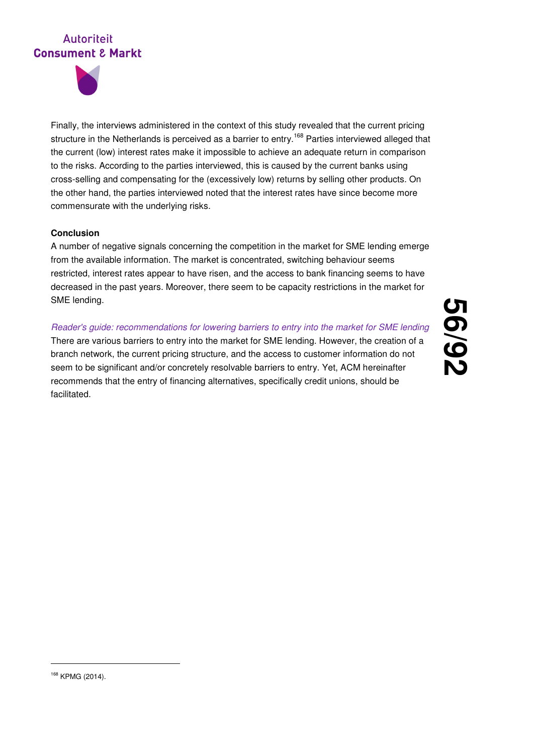Finally, the interviews administered in the context of this study revealed that the current pricing structure in the Netherlands is perceived as a barrier to entry.[168] Parties interviewed alleged that the current (low) interest rates make it impossible to achieve an adequate return in comparison to the risks. According to the parties interviewed, this is caused by the current banks using cross-selling and compensating for the (excessively low) returns by selling other products. On the other hand, the parties interviewed noted that the interest rates have since become more commensurate with the underlying risks.

**Conclusion**

A number of negative signals concerning the competition in the market for SME lending emerge from the available information. The market is concentrated, switching behaviour seems restricted, interest rates appear to have risen, and the access to bank financing seems to have decreased in the past years. Moreover, there seem to be capacity restrictions in the market for SME lending.

*Reader's guide: recommendations for lowering barriers to entry into the market for SME lending*

There are various barriers to entry into the market for SME lending. However, the creation of a branch network, the current pricing structure, and the access to customer information do not seem to be significant and/or concretely resolvable barriers to entry. Yet, ACM hereinafter recommends that the entry of financing alternatives, specifically credit unions, should be facilitated.

---

[168] KPMG (2014).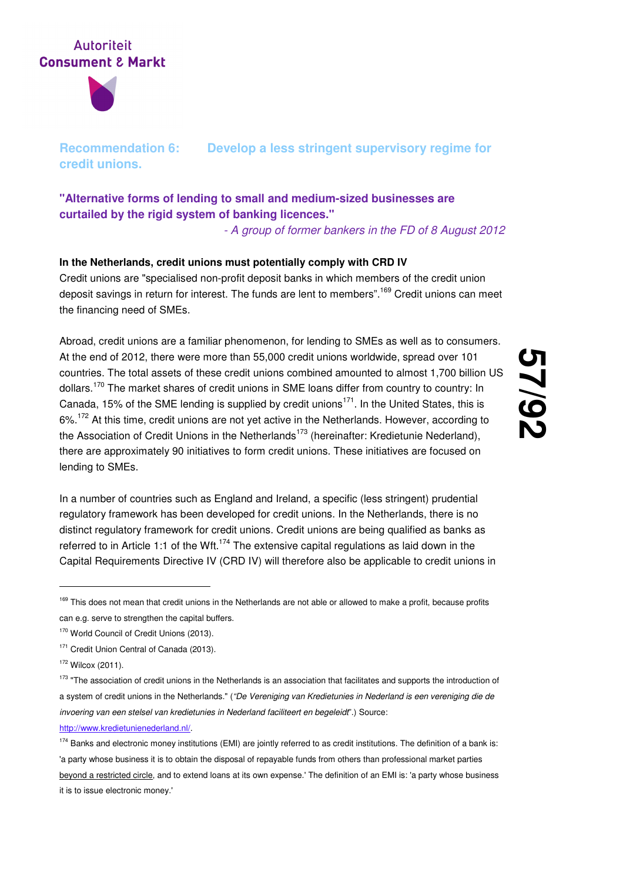## Recommendation 6: Develop a less stringent supervisory regime for credit unions.

**"Alternative forms of lending to small and medium-sized businesses are curtailed by the rigid system of banking licences."**

*- A group of former bankers in the FD of 8 August 2012*

**In the Netherlands, credit unions must potentially comply with CRD IV**

Credit unions are "specialised non-profit deposit banks in which members of the credit union deposit savings in return for interest. The funds are lent to members".[169] Credit unions can meet the financing need of SMEs.

Abroad, credit unions are a familiar phenomenon, for lending to SMEs as well as to consumers. At the end of 2012, there were more than 55,000 credit unions worldwide, spread over 101 countries. The total assets of these credit unions combined amounted to almost 1,700 billion US dollars.[170] The market shares of credit unions in SME loans differ from country to country: In Canada, 15% of the SME lending is supplied by credit unions[171]. In the United States, this is 6%.[172] At this time, credit unions are not yet active in the Netherlands. However, according to the Association of Credit Unions in the Netherlands[173] (hereinafter: Kredietunie Nederland), there are approximately 90 initiatives to form credit unions. These initiatives are focused on lending to SMEs.

In a number of countries such as England and Ireland, a specific (less stringent) prudential regulatory framework has been developed for credit unions. In the Netherlands, there is no distinct regulatory framework for credit unions. Credit unions are being qualified as banks as referred to in Article 1:1 of the Wft.[174] The extensive capital regulations as laid down in the Capital Requirements Directive IV (CRD IV) will therefore also be applicable to credit unions in

---

[169] This does not mean that credit unions in the Netherlands are not able or allowed to make a profit, because profits can e.g. serve to strengthen the capital buffers.

[170] World Council of Credit Unions (2013).

[171] Credit Union Central of Canada (2013).

[172] Wilcox (2011).

[173] "The association of credit unions in the Netherlands is an association that facilitates and supports the introduction of a system of credit unions in the Netherlands." (*"De Vereniging van Kredietunies in Nederland is een vereniging die de invoering van een stelsel van kredietunies in Nederland faciliteert en begeleidt*".) Source: http://www.kredietunienederland.nl/.

[174] Banks and electronic money institutions (EMI) are jointly referred to as credit institutions. The definition of a bank is: 'a party whose business it is to obtain the disposal of repayable funds from others than professional market parties beyond a restricted circle, and to extend loans at its own expense.' The definition of an EMI is: 'a party whose business it is to issue electronic money.'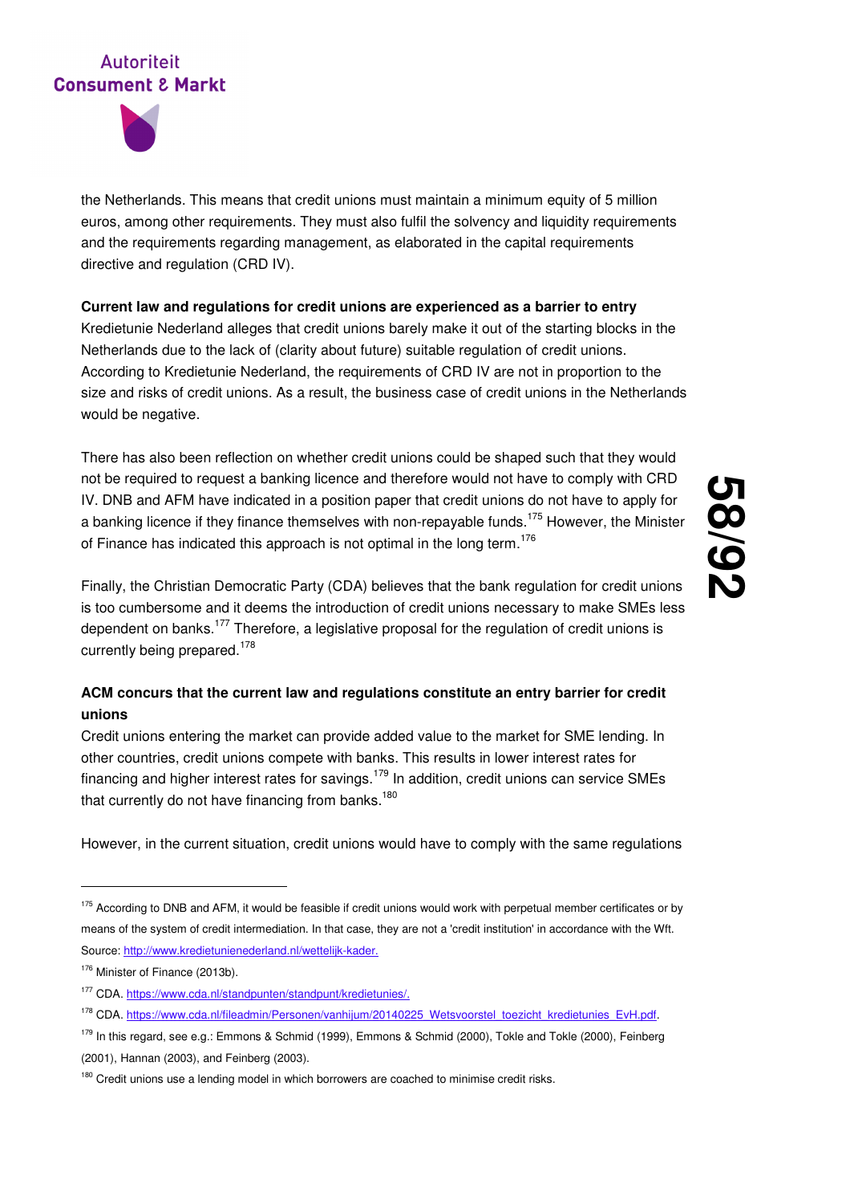the Netherlands. This means that credit unions must maintain a minimum equity of 5 million euros, among other requirements. They must also fulfil the solvency and liquidity requirements and the requirements regarding management, as elaborated in the capital requirements directive and regulation (CRD IV).

**Current law and regulations for credit unions are experienced as a barrier to entry**

Kredietunie Nederland alleges that credit unions barely make it out of the starting blocks in the Netherlands due to the lack of (clarity about future) suitable regulation of credit unions. According to Kredietunie Nederland, the requirements of CRD IV are not in proportion to the size and risks of credit unions. As a result, the business case of credit unions in the Netherlands would be negative.

There has also been reflection on whether credit unions could be shaped such that they would not be required to request a banking licence and therefore would not have to comply with CRD IV. DNB and AFM have indicated in a position paper that credit unions do not have to apply for a banking licence if they finance themselves with non-repayable funds.[175] However, the Minister of Finance has indicated this approach is not optimal in the long term.[176]

Finally, the Christian Democratic Party (CDA) believes that the bank regulation for credit unions is too cumbersome and it deems the introduction of credit unions necessary to make SMEs less dependent on banks.[177] Therefore, a legislative proposal for the regulation of credit unions is currently being prepared.[178]

**ACM concurs that the current law and regulations constitute an entry barrier for credit unions**

Credit unions entering the market can provide added value to the market for SME lending. In other countries, credit unions compete with banks. This results in lower interest rates for financing and higher interest rates for savings.[179] In addition, credit unions can service SMEs that currently do not have financing from banks.[180]

However, in the current situation, credit unions would have to comply with the same regulations

---

[175] According to DNB and AFM, it would be feasible if credit unions would work with perpetual member certificates or by means of the system of credit intermediation. In that case, they are not a 'credit institution' in accordance with the Wft. Source: http://www.kredietunienederland.nl/wettelijk-kader.

[176] Minister of Finance (2013b).

[177] CDA. https://www.cda.nl/standpunten/standpunt/kredietunies/.

[178] CDA. https://www.cda.nl/fileadmin/Personen/vanhijum/20140225_Wetsvoorstel_toezicht_kredietunies_EvH.pdf.

[179] In this regard, see e.g.: Emmons & Schmid (1999), Emmons & Schmid (2000), Tokle and Tokle (2000), Feinberg (2001), Hannan (2003), and Feinberg (2003).

[180] Credit unions use a lending model in which borrowers are coached to minimise credit risks.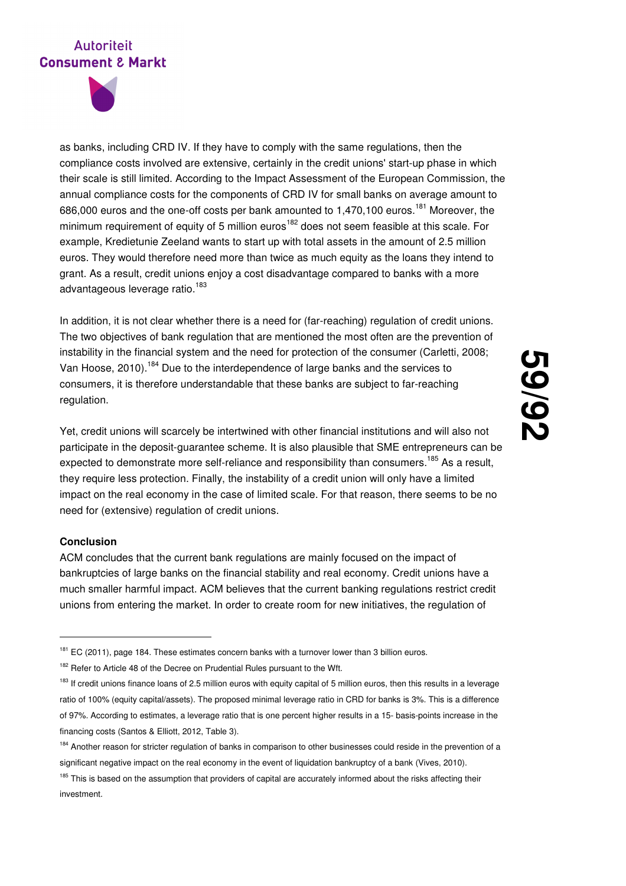as banks, including CRD IV. If they have to comply with the same regulations, then the compliance costs involved are extensive, certainly in the credit unions' start-up phase in which their scale is still limited. According to the Impact Assessment of the European Commission, the annual compliance costs for the components of CRD IV for small banks on average amount to 686,000 euros and the one-off costs per bank amounted to 1,470,100 euros.[181] Moreover, the minimum requirement of equity of 5 million euros[182] does not seem feasible at this scale. For example, Kredietunie Zeeland wants to start up with total assets in the amount of 2.5 million euros. They would therefore need more than twice as much equity as the loans they intend to grant. As a result, credit unions enjoy a cost disadvantage compared to banks with a more advantageous leverage ratio.[183]

In addition, it is not clear whether there is a need for (far-reaching) regulation of credit unions. The two objectives of bank regulation that are mentioned the most often are the prevention of instability in the financial system and the need for protection of the consumer (Carletti, 2008; Van Hoose, 2010).[184] Due to the interdependence of large banks and the services to consumers, it is therefore understandable that these banks are subject to far-reaching regulation.

Yet, credit unions will scarcely be intertwined with other financial institutions and will also not participate in the deposit-guarantee scheme. It is also plausible that SME entrepreneurs can be expected to demonstrate more self-reliance and responsibility than consumers.[185] As a result, they require less protection. Finally, the instability of a credit union will only have a limited impact on the real economy in the case of limited scale. For that reason, there seems to be no need for (extensive) regulation of credit unions.

**Conclusion**

ACM concludes that the current bank regulations are mainly focused on the impact of bankruptcies of large banks on the financial stability and real economy. Credit unions have a much smaller harmful impact. ACM believes that the current banking regulations restrict credit unions from entering the market. In order to create room for new initiatives, the regulation of

---

[181] EC (2011), page 184. These estimates concern banks with a turnover lower than 3 billion euros.

[182] Refer to Article 48 of the Decree on Prudential Rules pursuant to the Wft.

[183] If credit unions finance loans of 2.5 million euros with equity capital of 5 million euros, then this results in a leverage ratio of 100% (equity capital/assets). The proposed minimal leverage ratio in CRD for banks is 3%. This is a difference of 97%. According to estimates, a leverage ratio that is one percent higher results in a 15- basis-points increase in the financing costs (Santos & Elliott, 2012, Table 3).

[184] Another reason for stricter regulation of banks in comparison to other businesses could reside in the prevention of a significant negative impact on the real economy in the event of liquidation bankruptcy of a bank (Vives, 2010).

[185] This is based on the assumption that providers of capital are accurately informed about the risks affecting their investment.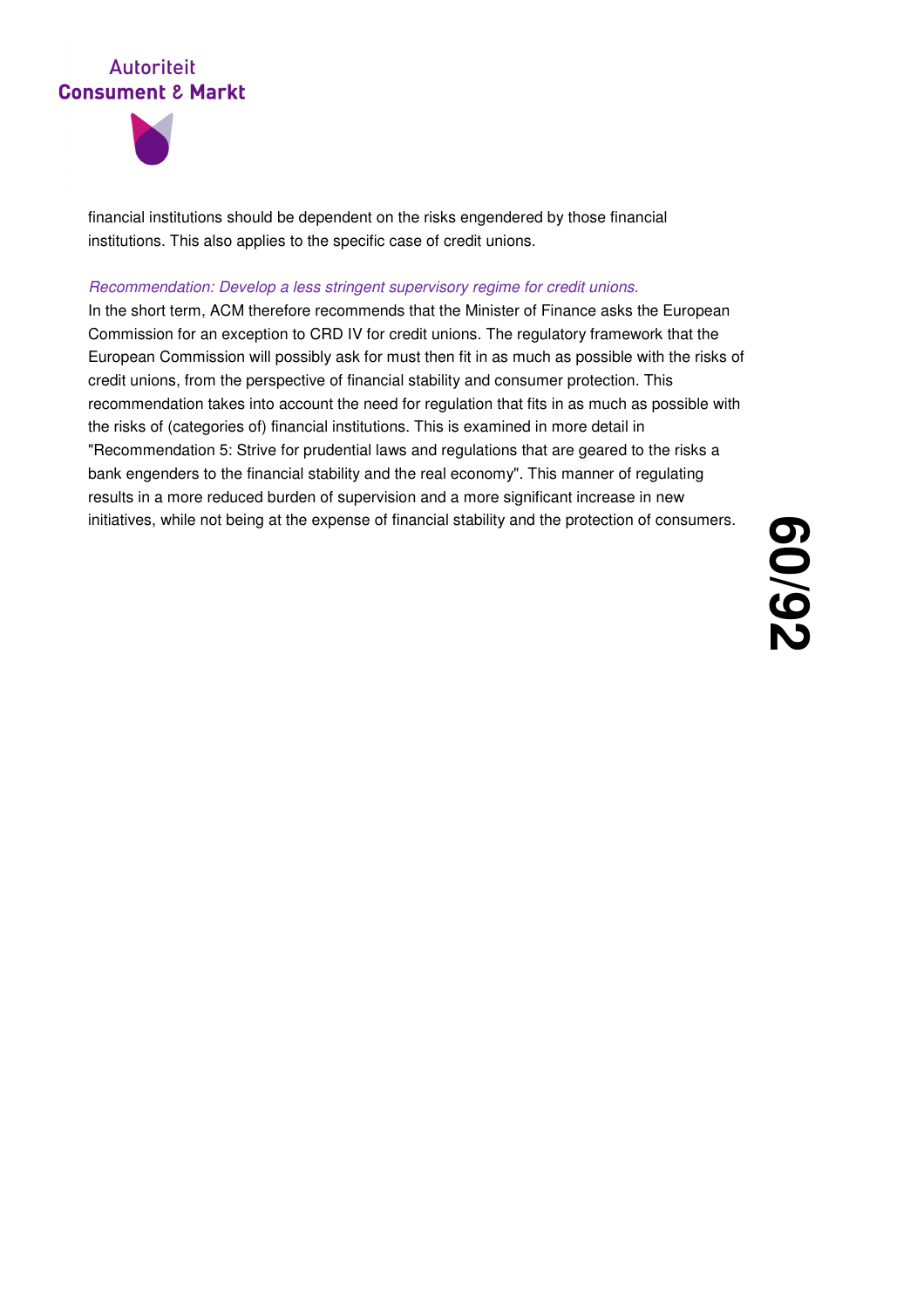financial institutions should be dependent on the risks engendered by those financial institutions. This also applies to the specific case of credit unions.

*Recommendation: Develop a less stringent supervisory regime for credit unions.*

In the short term, ACM therefore recommends that the Minister of Finance asks the European Commission for an exception to CRD IV for credit unions. The regulatory framework that the European Commission will possibly ask for must then fit in as much as possible with the risks of credit unions, from the perspective of financial stability and consumer protection. This recommendation takes into account the need for regulation that fits in as much as possible with the risks of (categories of) financial institutions. This is examined in more detail in "Recommendation 5: Strive for prudential laws and regulations that are geared to the risks a bank engenders to the financial stability and the real economy". This manner of regulating results in a more reduced burden of supervision and a more significant increase in new initiatives, while not being at the expense of financial stability and the protection of consumers.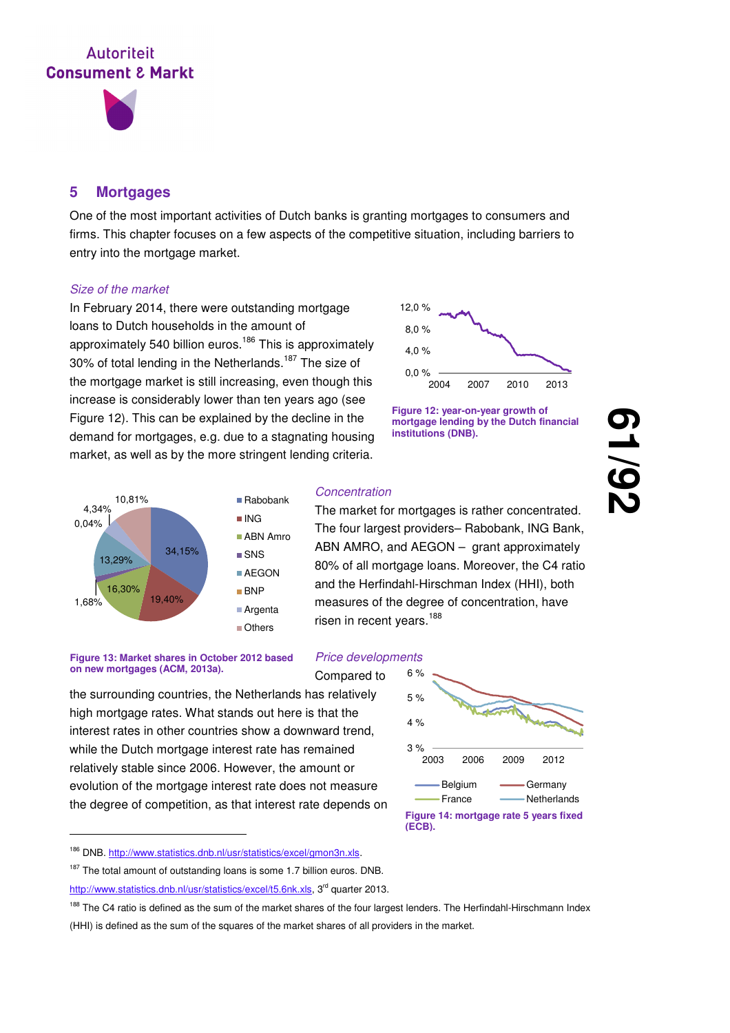## 5 Mortgages

One of the most important activities of Dutch banks is granting mortgages to consumers and firms. This chapter focuses on a few aspects of the competitive situation, including barriers to entry into the mortgage market.

*Size of the market*

In February 2014, there were outstanding mortgage loans to Dutch households in the amount of approximately 540 billion euros.[186] This is approximately 30% of total lending in the Netherlands.[187] The size of the mortgage market is still increasing, even though this increase is considerably lower than ten years ago (see Figure 12). This can be explained by the decline in the demand for mortgages, e.g. due to a stagnating housing market, as well as by the more stringent lending criteria.

**Figure 12: year-on-year growth of mortgage lending by the Dutch financial institutions (DNB).**

**Figure 13: Market shares in October 2012 based on new mortgages (ACM, 2013a).**

*Concentration*

The market for mortgages is rather concentrated. The four largest providers– Rabobank, ING Bank, ABN AMRO, and AEGON – grant approximately 80% of all mortgage loans. Moreover, the C4 ratio and the Herfindahl-Hirschman Index (HHI), both measures of the degree of concentration, have risen in recent years.[188]

*Price developments*

Compared to the surrounding countries, the Netherlands has relatively high mortgage rates. What stands out here is that the interest rates in other countries show a downward trend, while the Dutch mortgage interest rate has remained relatively stable since 2006. However, the amount or evolution of the mortgage interest rate does not measure the degree of competition, as that interest rate depends on

**Figure 14: mortgage rate 5 years fixed (ECB).**

---

[186] DNB. http://www.statistics.dnb.nl/usr/statistics/excel/gmon3n.xls.

[187] The total amount of outstanding loans is some 1.7 billion euros. DNB. http://www.statistics.dnb.nl/usr/statistics/excel/t5.6nk.xls, 3rd quarter 2013.

[188] The C4 ratio is defined as the sum of the market shares of the four largest lenders. The Herfindahl-Hirschmann Index (HHI) is defined as the sum of the squares of the market shares of all providers in the market.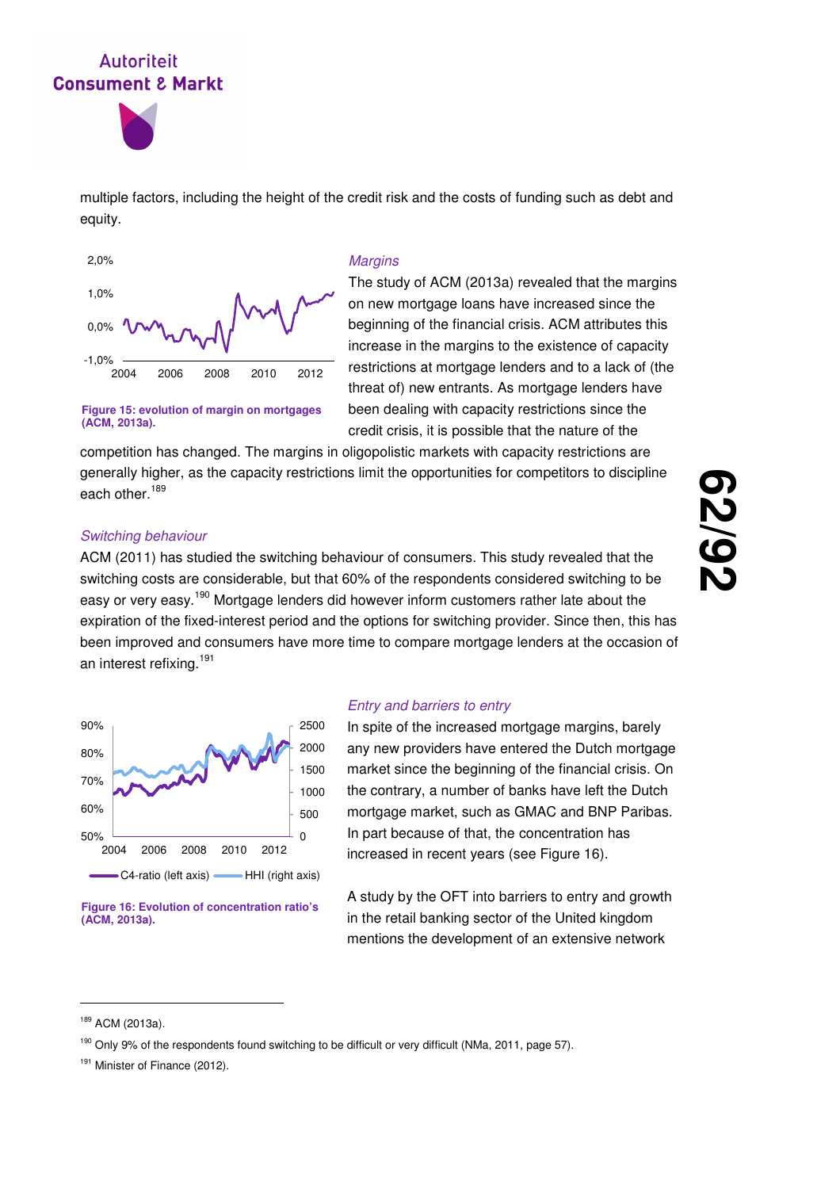multiple factors, including the height of the credit risk and the costs of funding such as debt and equity.

**Figure 15: evolution of margin on mortgages (ACM, 2013a).**

*Margins*

The study of ACM (2013a) revealed that the margins on new mortgage loans have increased since the beginning of the financial crisis. ACM attributes this increase in the margins to the existence of capacity restrictions at mortgage lenders and to a lack of (the threat of) new entrants. As mortgage lenders have been dealing with capacity restrictions since the credit crisis, it is possible that the nature of the competition has changed. The margins in oligopolistic markets with capacity restrictions are generally higher, as the capacity restrictions limit the opportunities for competitors to discipline each other.[189]

*Switching behaviour*

ACM (2011) has studied the switching behaviour of consumers. This study revealed that the switching costs are considerable, but that 60% of the respondents considered switching to be easy or very easy.[190] Mortgage lenders did however inform customers rather late about the expiration of the fixed-interest period and the options for switching provider. Since then, this has been improved and consumers have more time to compare mortgage lenders at the occasion of an interest refixing.[191]

**Figure 16: Evolution of concentration ratio's (ACM, 2013a).**

*Entry and barriers to entry*

In spite of the increased mortgage margins, barely any new providers have entered the Dutch mortgage market since the beginning of the financial crisis. On the contrary, a number of banks have left the Dutch mortgage market, such as GMAC and BNP Paribas. In part because of that, the concentration has increased in recent years (see Figure 16).

A study by the OFT into barriers to entry and growth in the retail banking sector of the United kingdom mentions the development of an extensive network

---

[189] ACM (2013a).

[190] Only 9% of the respondents found switching to be difficult or very difficult (NMa, 2011, page 57).

[191] Minister of Finance (2012).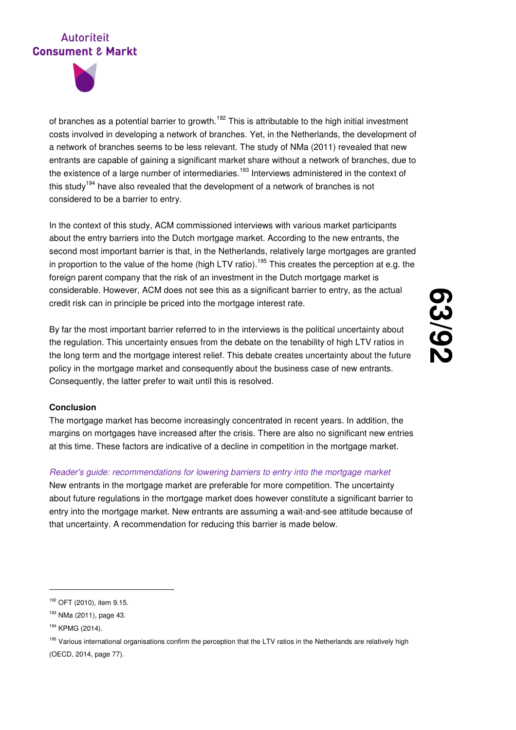of branches as a potential barrier to growth.[192] This is attributable to the high initial investment costs involved in developing a network of branches. Yet, in the Netherlands, the development of a network of branches seems to be less relevant. The study of NMa (2011) revealed that new entrants are capable of gaining a significant market share without a network of branches, due to the existence of a large number of intermediaries.[193] Interviews administered in the context of this study[194] have also revealed that the development of a network of branches is not considered to be a barrier to entry.

In the context of this study, ACM commissioned interviews with various market participants about the entry barriers into the Dutch mortgage market. According to the new entrants, the second most important barrier is that, in the Netherlands, relatively large mortgages are granted in proportion to the value of the home (high LTV ratio).[195] This creates the perception at e.g. the foreign parent company that the risk of an investment in the Dutch mortgage market is considerable. However, ACM does not see this as a significant barrier to entry, as the actual credit risk can in principle be priced into the mortgage interest rate.

By far the most important barrier referred to in the interviews is the political uncertainty about the regulation. This uncertainty ensues from the debate on the tenability of high LTV ratios in the long term and the mortgage interest relief. This debate creates uncertainty about the future policy in the mortgage market and consequently about the business case of new entrants. Consequently, the latter prefer to wait until this is resolved.

**Conclusion**

The mortgage market has become increasingly concentrated in recent years. In addition, the margins on mortgages have increased after the crisis. There are also no significant new entries at this time. These factors are indicative of a decline in competition in the mortgage market.

*Reader's guide: recommendations for lowering barriers to entry into the mortgage market*

New entrants in the mortgage market are preferable for more competition. The uncertainty about future regulations in the mortgage market does however constitute a significant barrier to entry into the mortgage market. New entrants are assuming a wait-and-see attitude because of that uncertainty. A recommendation for reducing this barrier is made below.

---

[192] OFT (2010), item 9.15.

[193] NMa (2011), page 43.

[194] KPMG (2014).

[195] Various international organisations confirm the perception that the LTV ratios in the Netherlands are relatively high (OECD, 2014, page 77).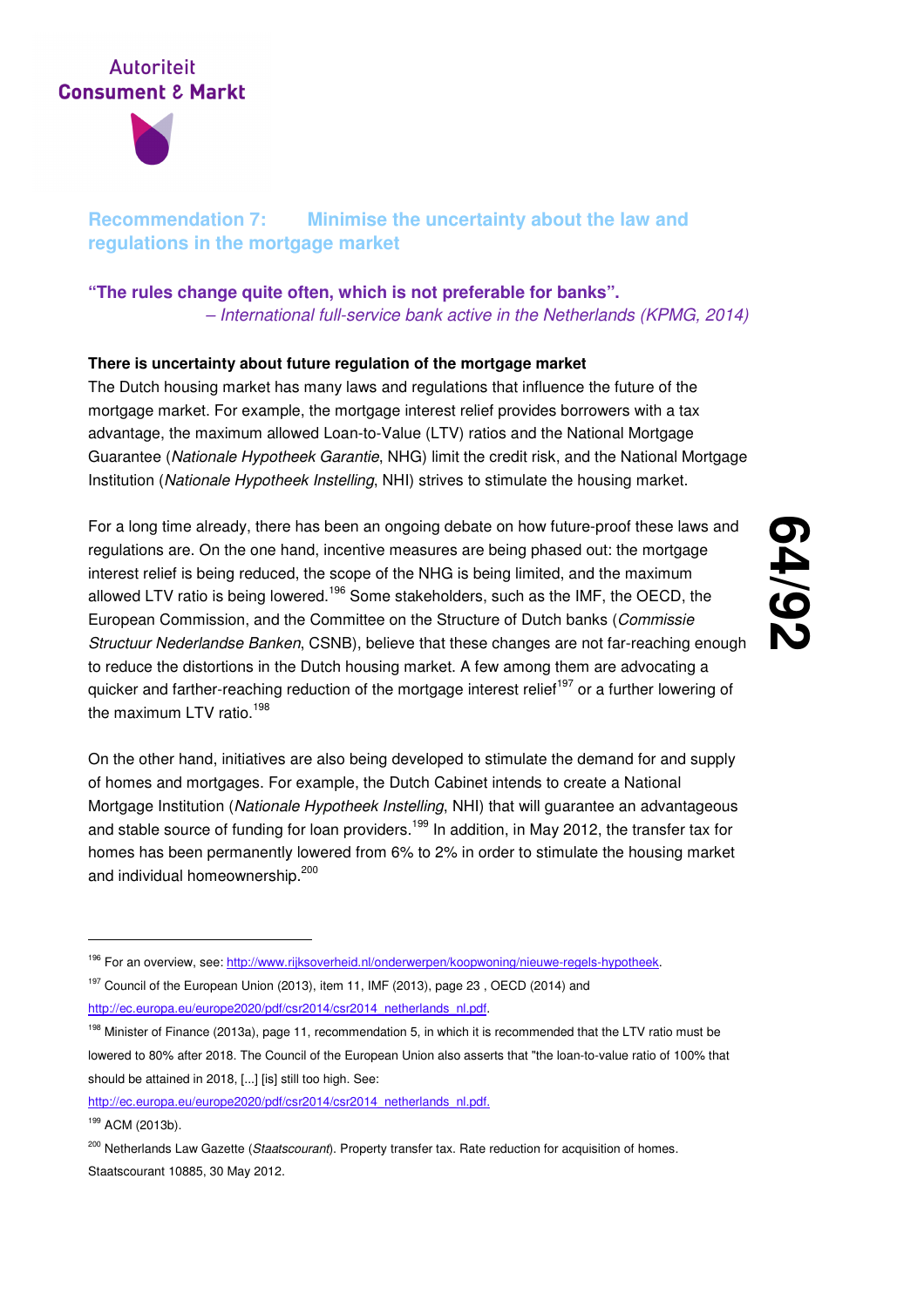## Recommendation 7: Minimise the uncertainty about the law and regulations in the mortgage market

**"The rules change quite often, which is not preferable for banks".**
*– International full-service bank active in the Netherlands (KPMG, 2014)*

**There is uncertainty about future regulation of the mortgage market**

The Dutch housing market has many laws and regulations that influence the future of the mortgage market. For example, the mortgage interest relief provides borrowers with a tax advantage, the maximum allowed Loan-to-Value (LTV) ratios and the National Mortgage Guarantee (*Nationale Hypotheek Garantie*, NHG) limit the credit risk, and the National Mortgage Institution (*Nationale Hypotheek Instelling*, NHI) strives to stimulate the housing market.

For a long time already, there has been an ongoing debate on how future-proof these laws and regulations are. On the one hand, incentive measures are being phased out: the mortgage interest relief is being reduced, the scope of the NHG is being limited, and the maximum allowed LTV ratio is being lowered.[196] Some stakeholders, such as the IMF, the OECD, the European Commission, and the Committee on the Structure of Dutch banks (*Commissie Structuur Nederlandse Banken*, CSNB), believe that these changes are not far-reaching enough to reduce the distortions in the Dutch housing market. A few among them are advocating a quicker and farther-reaching reduction of the mortgage interest relief[197] or a further lowering of the maximum LTV ratio.[198]

On the other hand, initiatives are also being developed to stimulate the demand for and supply of homes and mortgages. For example, the Dutch Cabinet intends to create a National Mortgage Institution (*Nationale Hypotheek Instelling*, NHI) that will guarantee an advantageous and stable source of funding for loan providers.[199] In addition, in May 2012, the transfer tax for homes has been permanently lowered from 6% to 2% in order to stimulate the housing market and individual homeownership.[200]

---

[196] For an overview, see: http://www.rijksoverheid.nl/onderwerpen/koopwoning/nieuwe-regels-hypotheek.

[197] Council of the European Union (2013), item 11, IMF (2013), page 23 , OECD (2014) and http://ec.europa.eu/europe2020/pdf/csr2014/csr2014_netherlands_nl.pdf.

[198] Minister of Finance (2013a), page 11, recommendation 5, in which it is recommended that the LTV ratio must be lowered to 80% after 2018. The Council of the European Union also asserts that "the loan-to-value ratio of 100% that should be attained in 2018, [...] [is] still too high. See: http://ec.europa.eu/europe2020/pdf/csr2014/csr2014_netherlands_nl.pdf.

[199] ACM (2013b).

[200] Netherlands Law Gazette (*Staatscourant*). Property transfer tax. Rate reduction for acquisition of homes. Staatscourant 10885, 30 May 2012.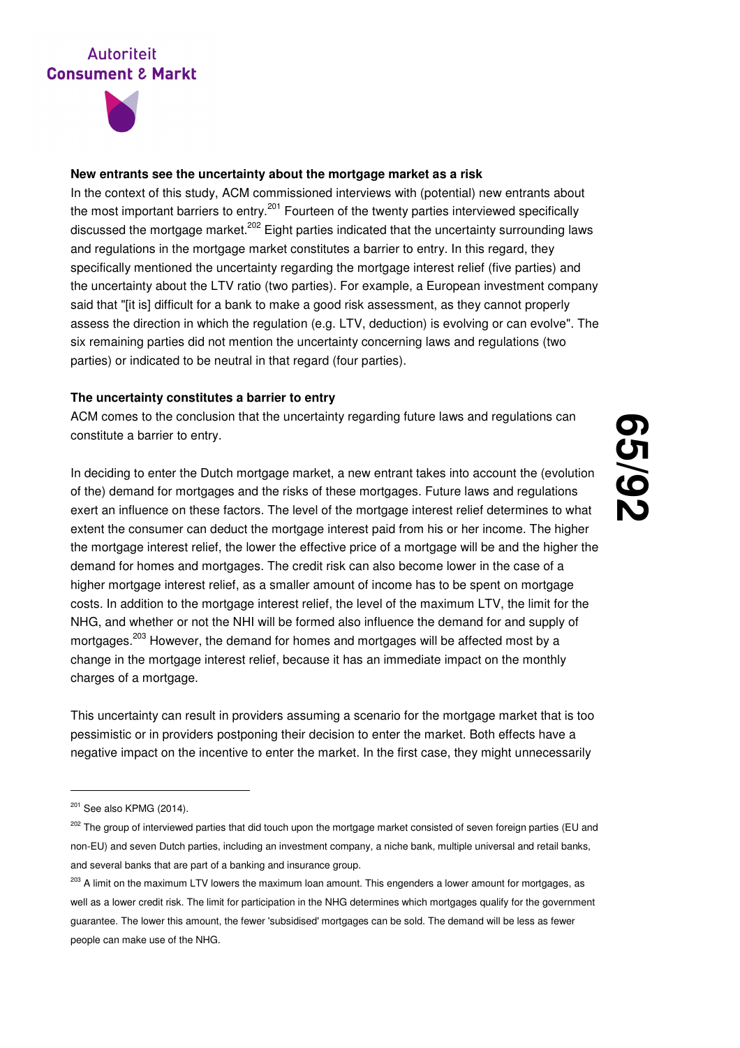**New entrants see the uncertainty about the mortgage market as a risk**

In the context of this study, ACM commissioned interviews with (potential) new entrants about the most important barriers to entry.[201] Fourteen of the twenty parties interviewed specifically discussed the mortgage market.[202] Eight parties indicated that the uncertainty surrounding laws and regulations in the mortgage market constitutes a barrier to entry. In this regard, they specifically mentioned the uncertainty regarding the mortgage interest relief (five parties) and the uncertainty about the LTV ratio (two parties). For example, a European investment company said that "[it is] difficult for a bank to make a good risk assessment, as they cannot properly assess the direction in which the regulation (e.g. LTV, deduction) is evolving or can evolve". The six remaining parties did not mention the uncertainty concerning laws and regulations (two parties) or indicated to be neutral in that regard (four parties).

**The uncertainty constitutes a barrier to entry**

ACM comes to the conclusion that the uncertainty regarding future laws and regulations can constitute a barrier to entry.

In deciding to enter the Dutch mortgage market, a new entrant takes into account the (evolution of the) demand for mortgages and the risks of these mortgages. Future laws and regulations exert an influence on these factors. The level of the mortgage interest relief determines to what extent the consumer can deduct the mortgage interest paid from his or her income. The higher the mortgage interest relief, the lower the effective price of a mortgage will be and the higher the demand for homes and mortgages. The credit risk can also become lower in the case of a higher mortgage interest relief, as a smaller amount of income has to be spent on mortgage costs. In addition to the mortgage interest relief, the level of the maximum LTV, the limit for the NHG, and whether or not the NHI will be formed also influence the demand for and supply of mortgages.[203] However, the demand for homes and mortgages will be affected most by a change in the mortgage interest relief, because it has an immediate impact on the monthly charges of a mortgage.

This uncertainty can result in providers assuming a scenario for the mortgage market that is too pessimistic or in providers postponing their decision to enter the market. Both effects have a negative impact on the incentive to enter the market. In the first case, they might unnecessarily

---

[201] See also KPMG (2014).

[202] The group of interviewed parties that did touch upon the mortgage market consisted of seven foreign parties (EU and non-EU) and seven Dutch parties, including an investment company, a niche bank, multiple universal and retail banks, and several banks that are part of a banking and insurance group.

[203] A limit on the maximum LTV lowers the maximum loan amount. This engenders a lower amount for mortgages, as well as a lower credit risk. The limit for participation in the NHG determines which mortgages qualify for the government guarantee. The lower this amount, the fewer 'subsidised' mortgages can be sold. The demand will be less as fewer people can make use of the NHG.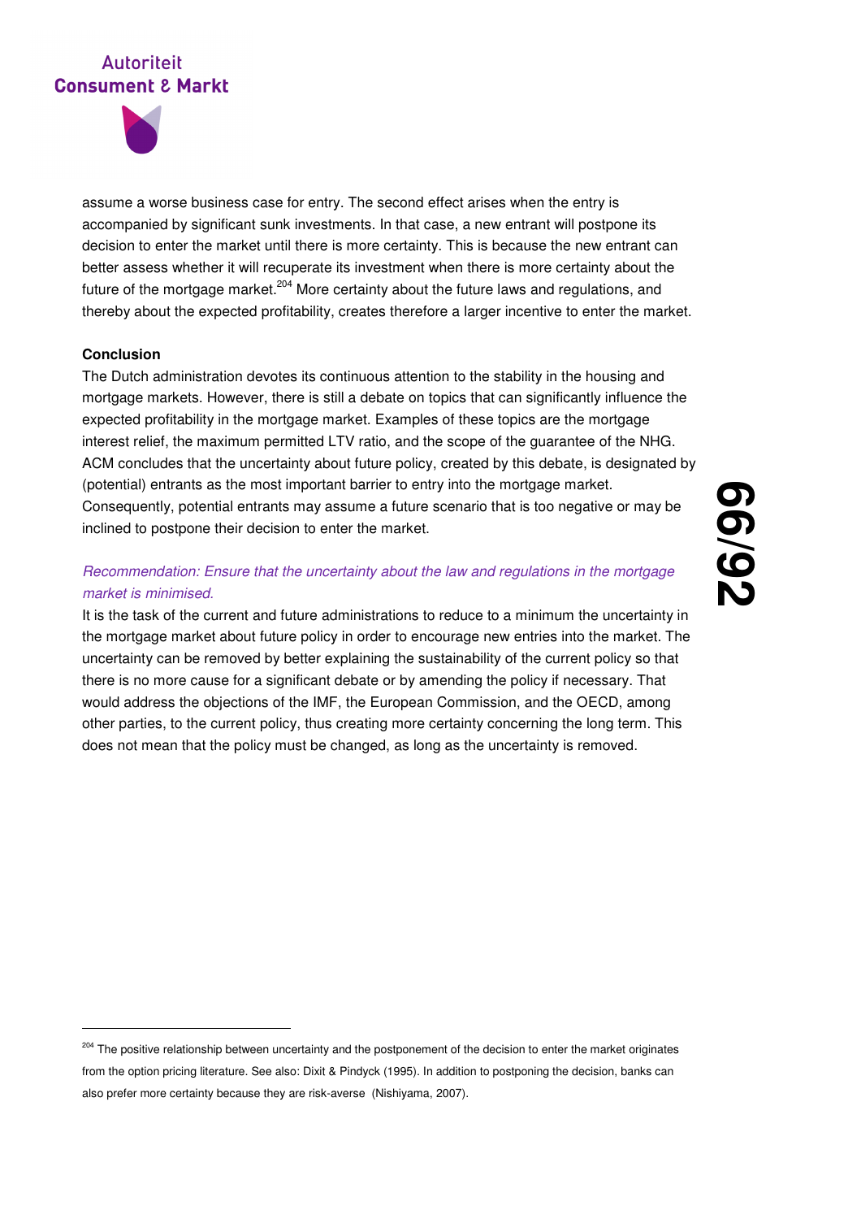assume a worse business case for entry. The second effect arises when the entry is accompanied by significant sunk investments. In that case, a new entrant will postpone its decision to enter the market until there is more certainty. This is because the new entrant can better assess whether it will recuperate its investment when there is more certainty about the future of the mortgage market.[204] More certainty about the future laws and regulations, and thereby about the expected profitability, creates therefore a larger incentive to enter the market.

**Conclusion**

The Dutch administration devotes its continuous attention to the stability in the housing and mortgage markets. However, there is still a debate on topics that can significantly influence the expected profitability in the mortgage market. Examples of these topics are the mortgage interest relief, the maximum permitted LTV ratio, and the scope of the guarantee of the NHG. ACM concludes that the uncertainty about future policy, created by this debate, is designated by (potential) entrants as the most important barrier to entry into the mortgage market. Consequently, potential entrants may assume a future scenario that is too negative or may be inclined to postpone their decision to enter the market.

*Recommendation: Ensure that the uncertainty about the law and regulations in the mortgage market is minimised.*

It is the task of the current and future administrations to reduce to a minimum the uncertainty in the mortgage market about future policy in order to encourage new entries into the market. The uncertainty can be removed by better explaining the sustainability of the current policy so that there is no more cause for a significant debate or by amending the policy if necessary. That would address the objections of the IMF, the European Commission, and the OECD, among other parties, to the current policy, thus creating more certainty concerning the long term. This does not mean that the policy must be changed, as long as the uncertainty is removed.

---

[204] The positive relationship between uncertainty and the postponement of the decision to enter the market originates from the option pricing literature. See also: Dixit & Pindyck (1995). In addition to postponing the decision, banks can also prefer more certainty because they are risk-averse (Nishiyama, 2007).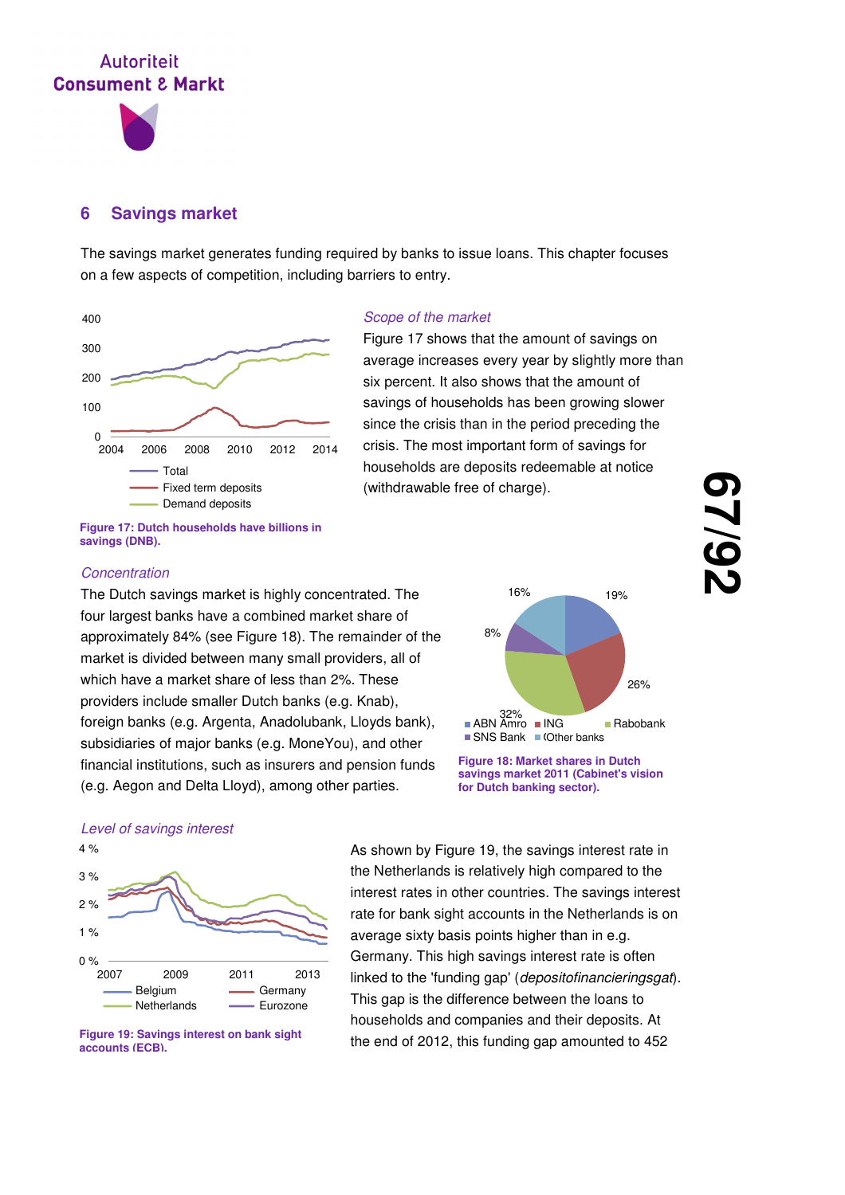## 6 Savings market

The savings market generates funding required by banks to issue loans. This chapter focuses on a few aspects of competition, including barriers to entry.

*Scope of the market*

Figure 17 shows that the amount of savings on average increases every year by slightly more than six percent. It also shows that the amount of savings of households has been growing slower since the crisis than in the period preceding the crisis. The most important form of savings for households are deposits redeemable at notice (withdrawable free of charge).

**Figure 17: Dutch households have billions in savings (DNB).**

*Concentration*

The Dutch savings market is highly concentrated. The four largest banks have a combined market share of approximately 84% (see Figure 18). The remainder of the market is divided between many small providers, all of which have a market share of less than 2%. These providers include smaller Dutch banks (e.g. Knab), foreign banks (e.g. Argenta, Anadolubank, Lloyds bank), subsidiaries of major banks (e.g. MoneYou), and other financial institutions, such as insurers and pension funds (e.g. Aegon and Delta Lloyd), among other parties.

**Figure 18: Market shares in Dutch savings market 2011 (Cabinet's vision for Dutch banking sector).**

*Level of savings interest*

As shown by Figure 19, the savings interest rate in the Netherlands is relatively high compared to the interest rates in other countries. The savings interest rate for bank sight accounts in the Netherlands is on average sixty basis points higher than in e.g. Germany. This high savings interest rate is often linked to the 'funding gap' (*depositofinancieringsgat*). This gap is the difference between the loans to households and companies and their deposits. At the end of 2012, this funding gap amounted to 452

**Figure 19: Savings interest on bank sight accounts (ECB).**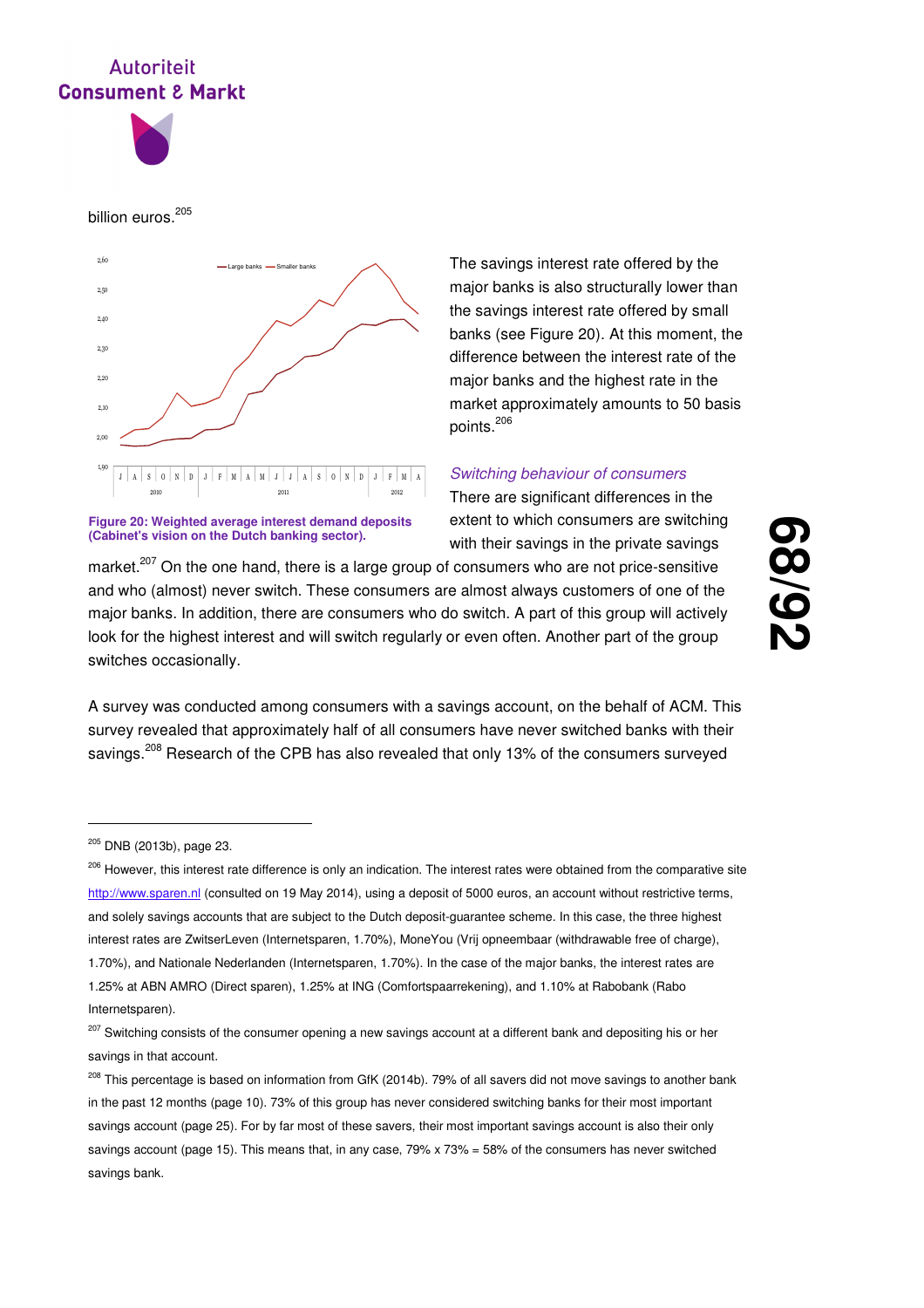billion euros.[205]

The savings interest rate offered by the major banks is also structurally lower than the savings interest rate offered by small banks (see Figure 20). At this moment, the difference between the interest rate of the major banks and the highest rate in the market approximately amounts to 50 basis points.[206]

**Figure 20: Weighted average interest demand deposits (Cabinet's vision on the Dutch banking sector).**

### *Switching behaviour of consumers*

There are significant differences in the extent to which consumers are switching with their savings in the private savings market.[207] On the one hand, there is a large group of consumers who are not price-sensitive and who (almost) never switch. These consumers are almost always customers of one of the major banks. In addition, there are consumers who do switch. A part of this group will actively look for the highest interest and will switch regularly or even often. Another part of the group switches occasionally.

A survey was conducted among consumers with a savings account, on the behalf of ACM. This survey revealed that approximately half of all consumers have never switched banks with their savings.[208] Research of the CPB has also revealed that only 13% of the consumers surveyed

---

[205] DNB (2013b), page 23.

[206] However, this interest rate difference is only an indication. The interest rates were obtained from the comparative site http://www.sparen.nl (consulted on 19 May 2014), using a deposit of 5000 euros, an account without restrictive terms, and solely savings accounts that are subject to the Dutch deposit-guarantee scheme. In this case, the three highest interest rates are ZwitserLeven (Internetsparen, 1.70%), MoneYou (Vrij opneembaar (withdrawable free of charge), 1.70%), and Nationale Nederlanden (Internetsparen, 1.70%). In the case of the major banks, the interest rates are 1.25% at ABN AMRO (Direct sparen), 1.25% at ING (Comfortspaarrekening), and 1.10% at Rabobank (Rabo Internetsparen).

[207] Switching consists of the consumer opening a new savings account at a different bank and depositing his or her savings in that account.

[208] This percentage is based on information from GfK (2014b). 79% of all savers did not move savings to another bank in the past 12 months (page 10). 73% of this group has never considered switching banks for their most important savings account (page 25). For by far most of these savers, their most important savings account is also their only savings account (page 15). This means that, in any case, 79% x 73% = 58% of the consumers has never switched savings bank.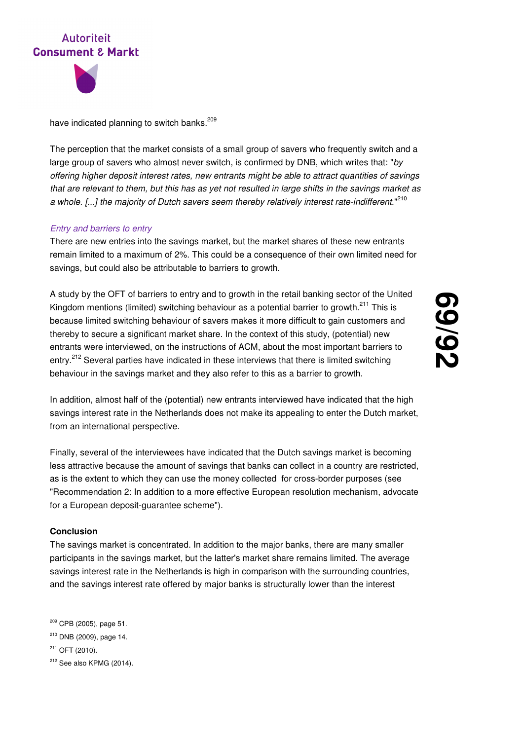have indicated planning to switch banks.[209]

The perception that the market consists of a small group of savers who frequently switch and a large group of savers who almost never switch, is confirmed by DNB, which writes that: "*by offering higher deposit interest rates, new entrants might be able to attract quantities of savings that are relevant to them, but this has as yet not resulted in large shifts in the savings market as a whole. [...] the majority of Dutch savers seem thereby relatively interest rate-indifferent.*"[210]

*Entry and barriers to entry*

There are new entries into the savings market, but the market shares of these new entrants remain limited to a maximum of 2%. This could be a consequence of their own limited need for savings, but could also be attributable to barriers to growth.

A study by the OFT of barriers to entry and to growth in the retail banking sector of the United Kingdom mentions (limited) switching behaviour as a potential barrier to growth.[211] This is because limited switching behaviour of savers makes it more difficult to gain customers and thereby to secure a significant market share. In the context of this study, (potential) new entrants were interviewed, on the instructions of ACM, about the most important barriers to entry.[212] Several parties have indicated in these interviews that there is limited switching behaviour in the savings market and they also refer to this as a barrier to growth.

In addition, almost half of the (potential) new entrants interviewed have indicated that the high savings interest rate in the Netherlands does not make its appealing to enter the Dutch market, from an international perspective.

Finally, several of the interviewees have indicated that the Dutch savings market is becoming less attractive because the amount of savings that banks can collect in a country are restricted, as is the extent to which they can use the money collected for cross-border purposes (see "Recommendation 2: In addition to a more effective European resolution mechanism, advocate for a European deposit-guarantee scheme").

**Conclusion**

The savings market is concentrated. In addition to the major banks, there are many smaller participants in the savings market, but the latter's market share remains limited. The average savings interest rate in the Netherlands is high in comparison with the surrounding countries, and the savings interest rate offered by major banks is structurally lower than the interest

[209] CPB (2005), page 51.

[210] DNB (2009), page 14.

[211] OFT (2010).

[212] See also KPMG (2014).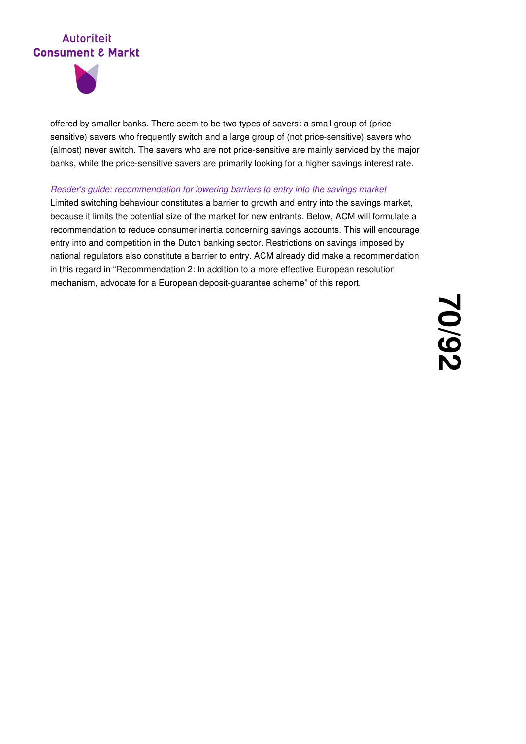offered by smaller banks. There seem to be two types of savers: a small group of (price-sensitive) savers who frequently switch and a large group of (not price-sensitive) savers who (almost) never switch. The savers who are not price-sensitive are mainly serviced by the major banks, while the price-sensitive savers are primarily looking for a higher savings interest rate.

*Reader's guide: recommendation for lowering barriers to entry into the savings market*

Limited switching behaviour constitutes a barrier to growth and entry into the savings market, because it limits the potential size of the market for new entrants. Below, ACM will formulate a recommendation to reduce consumer inertia concerning savings accounts. This will encourage entry into and competition in the Dutch banking sector. Restrictions on savings imposed by national regulators also constitute a barrier to entry. ACM already did make a recommendation in this regard in “Recommendation 2: In addition to a more effective European resolution mechanism, advocate for a European deposit-guarantee scheme” of this report.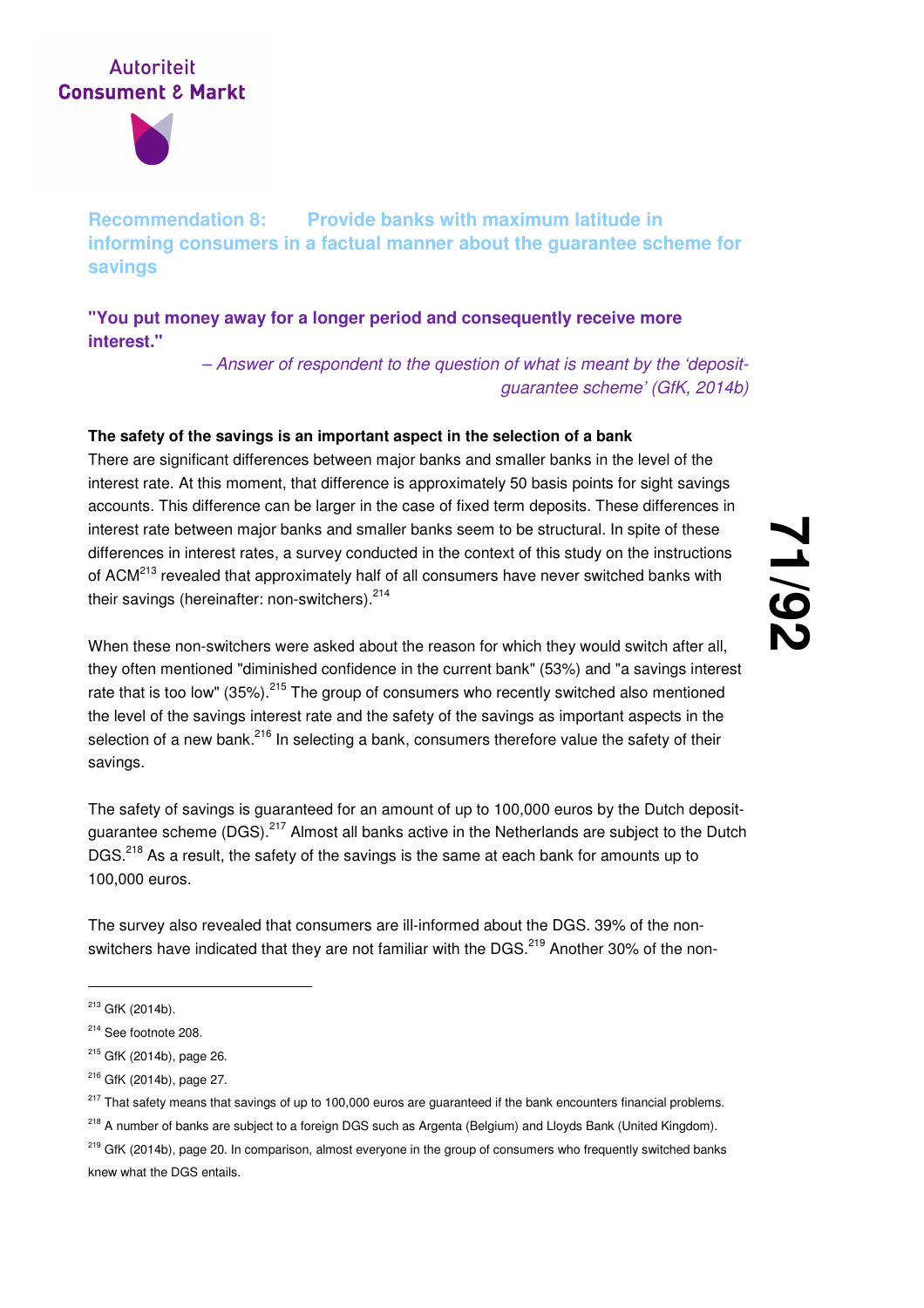## Recommendation 8: Provide banks with maximum latitude in informing consumers in a factual manner about the guarantee scheme for savings

**"You put money away for a longer period and consequently receive more interest."**

*– Answer of respondent to the question of what is meant by the 'deposit-guarantee scheme' (GfK, 2014b)*

**The safety of the savings is an important aspect in the selection of a bank**

There are significant differences between major banks and smaller banks in the level of the interest rate. At this moment, that difference is approximately 50 basis points for sight savings accounts. This difference can be larger in the case of fixed term deposits. These differences in interest rate between major banks and smaller banks seem to be structural. In spite of these differences in interest rates, a survey conducted in the context of this study on the instructions of ACM[213] revealed that approximately half of all consumers have never switched banks with their savings (hereinafter: non-switchers).[214]

When these non-switchers were asked about the reason for which they would switch after all, they often mentioned "diminished confidence in the current bank" (53%) and "a savings interest rate that is too low" (35%).[215] The group of consumers who recently switched also mentioned the level of the savings interest rate and the safety of the savings as important aspects in the selection of a new bank.[216] In selecting a bank, consumers therefore value the safety of their savings.

The safety of savings is guaranteed for an amount of up to 100,000 euros by the Dutch deposit-guarantee scheme (DGS).[217] Almost all banks active in the Netherlands are subject to the Dutch DGS.[218] As a result, the safety of the savings is the same at each bank for amounts up to 100,000 euros.

The survey also revealed that consumers are ill-informed about the DGS. 39% of the non-switchers have indicated that they are not familiar with the DGS.[219] Another 30% of the non-

---

[213] GfK (2014b).

[214] See footnote 208.

[215] GfK (2014b), page 26.

[216] GfK (2014b), page 27.

[217] That safety means that savings of up to 100,000 euros are guaranteed if the bank encounters financial problems.

[218] A number of banks are subject to a foreign DGS such as Argenta (Belgium) and Lloyds Bank (United Kingdom).

[219] GfK (2014b), page 20. In comparison, almost everyone in the group of consumers who frequently switched banks knew what the DGS entails.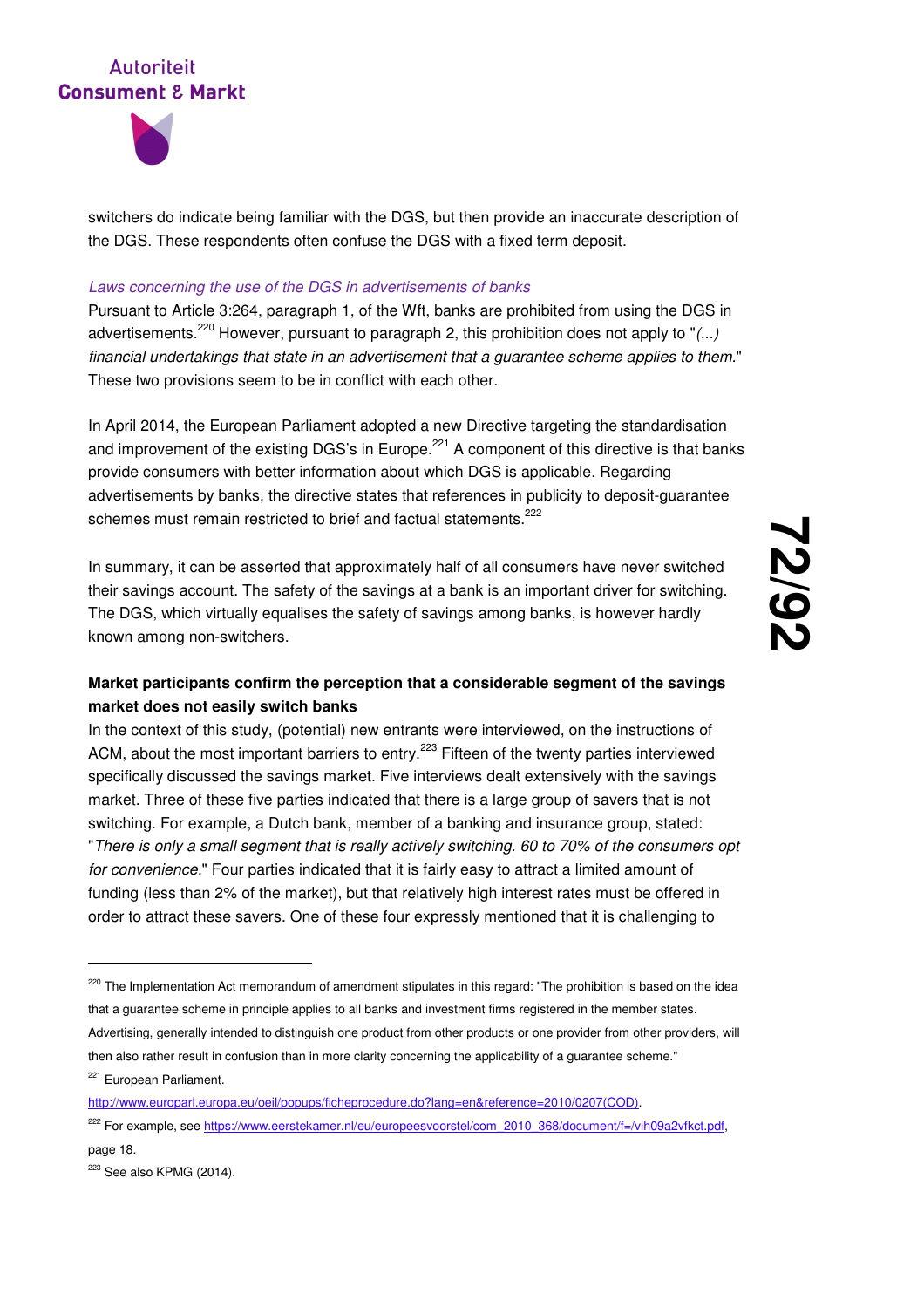switchers do indicate being familiar with the DGS, but then provide an inaccurate description of the DGS. These respondents often confuse the DGS with a fixed term deposit.

*Laws concerning the use of the DGS in advertisements of banks*

Pursuant to Article 3:264, paragraph 1, of the Wft, banks are prohibited from using the DGS in advertisements.[220] However, pursuant to paragraph 2, this prohibition does not apply to "*(...) financial undertakings that state in an advertisement that a guarantee scheme applies to them.*" These two provisions seem to be in conflict with each other.

In April 2014, the European Parliament adopted a new Directive targeting the standardisation and improvement of the existing DGS's in Europe.[221] A component of this directive is that banks provide consumers with better information about which DGS is applicable. Regarding advertisements by banks, the directive states that references in publicity to deposit-guarantee schemes must remain restricted to brief and factual statements.[222]

In summary, it can be asserted that approximately half of all consumers have never switched their savings account. The safety of the savings at a bank is an important driver for switching. The DGS, which virtually equalises the safety of savings among banks, is however hardly known among non-switchers.

**Market participants confirm the perception that a considerable segment of the savings market does not easily switch banks**

In the context of this study, (potential) new entrants were interviewed, on the instructions of ACM, about the most important barriers to entry.[223] Fifteen of the twenty parties interviewed specifically discussed the savings market. Five interviews dealt extensively with the savings market. Three of these five parties indicated that there is a large group of savers that is not switching. For example, a Dutch bank, member of a banking and insurance group, stated: "*There is only a small segment that is really actively switching. 60 to 70% of the consumers opt for convenience.*" Four parties indicated that it is fairly easy to attract a limited amount of funding (less than 2% of the market), but that relatively high interest rates must be offered in order to attract these savers. One of these four expressly mentioned that it is challenging to

---

[220] The Implementation Act memorandum of amendment stipulates in this regard: "The prohibition is based on the idea that a guarantee scheme in principle applies to all banks and investment firms registered in the member states. Advertising, generally intended to distinguish one product from other products or one provider from other providers, will then also rather result in confusion than in more clarity concerning the applicability of a guarantee scheme."

[221] European Parliament. http://www.europarl.europa.eu/oeil/popups/ficheprocedure.do?lang=en&reference=2010/0207(COD).

[222] For example, see https://www.eerstekamer.nl/eu/europeesvoorstel/com_2010_368/document/f=/vih09a2vfkct.pdf, page 18.

[223] See also KPMG (2014).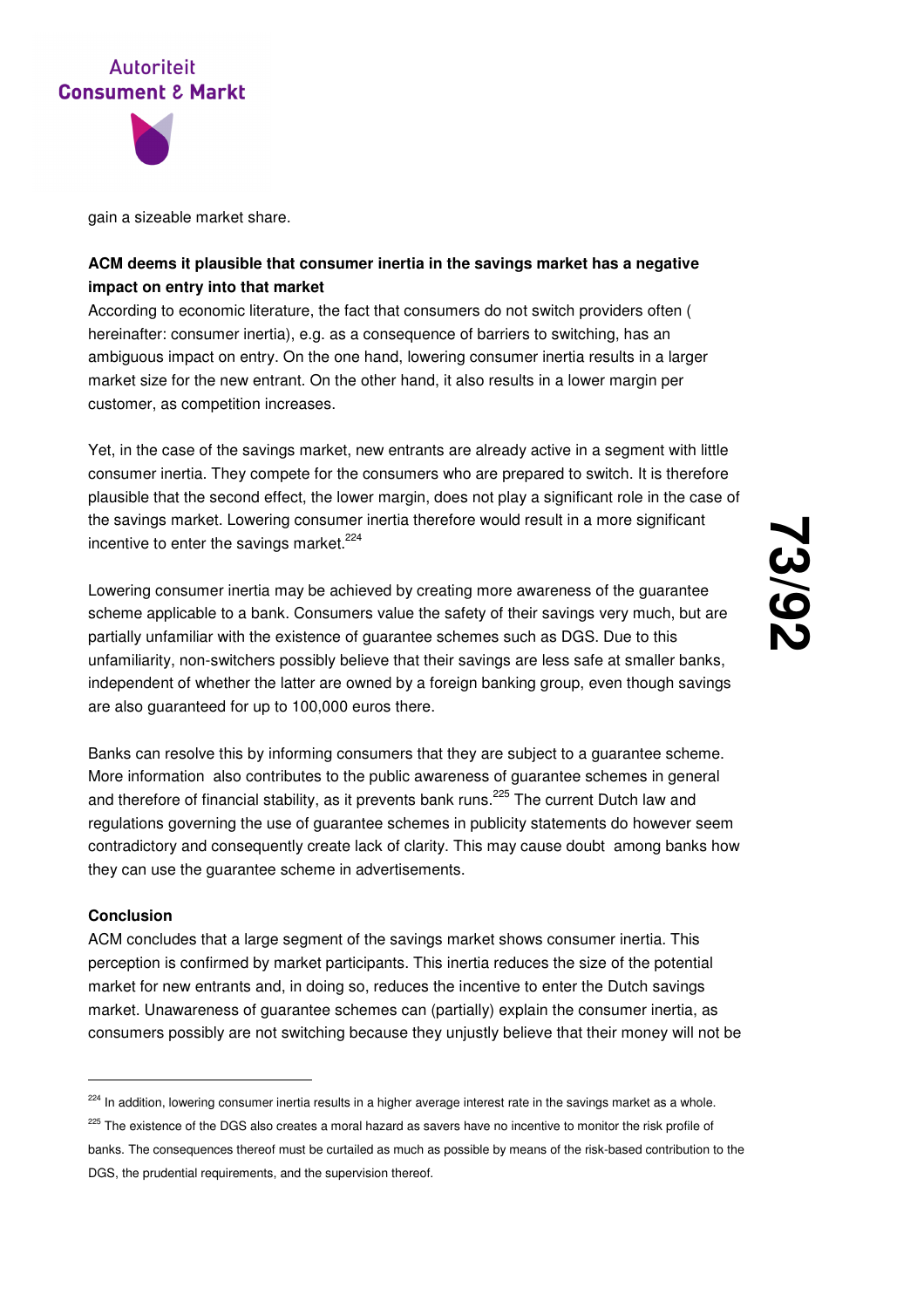gain a sizeable market share.

**ACM deems it plausible that consumer inertia in the savings market has a negative impact on entry into that market**

According to economic literature, the fact that consumers do not switch providers often ( hereinafter: consumer inertia), e.g. as a consequence of barriers to switching, has an ambiguous impact on entry. On the one hand, lowering consumer inertia results in a larger market size for the new entrant. On the other hand, it also results in a lower margin per customer, as competition increases.

Yet, in the case of the savings market, new entrants are already active in a segment with little consumer inertia. They compete for the consumers who are prepared to switch. It is therefore plausible that the second effect, the lower margin, does not play a significant role in the case of the savings market. Lowering consumer inertia therefore would result in a more significant incentive to enter the savings market.[224]

Lowering consumer inertia may be achieved by creating more awareness of the guarantee scheme applicable to a bank. Consumers value the safety of their savings very much, but are partially unfamiliar with the existence of guarantee schemes such as DGS. Due to this unfamiliarity, non-switchers possibly believe that their savings are less safe at smaller banks, independent of whether the latter are owned by a foreign banking group, even though savings are also guaranteed for up to 100,000 euros there.

Banks can resolve this by informing consumers that they are subject to a guarantee scheme. More information also contributes to the public awareness of guarantee schemes in general and therefore of financial stability, as it prevents bank runs.[225] The current Dutch law and regulations governing the use of guarantee schemes in publicity statements do however seem contradictory and consequently create lack of clarity. This may cause doubt among banks how they can use the guarantee scheme in advertisements.

**Conclusion**

ACM concludes that a large segment of the savings market shows consumer inertia. This perception is confirmed by market participants. This inertia reduces the size of the potential market for new entrants and, in doing so, reduces the incentive to enter the Dutch savings market. Unawareness of guarantee schemes can (partially) explain the consumer inertia, as consumers possibly are not switching because they unjustly believe that their money will not be

---

[224] In addition, lowering consumer inertia results in a higher average interest rate in the savings market as a whole.

[225] The existence of the DGS also creates a moral hazard as savers have no incentive to monitor the risk profile of banks. The consequences thereof must be curtailed as much as possible by means of the risk-based contribution to the DGS, the prudential requirements, and the supervision thereof.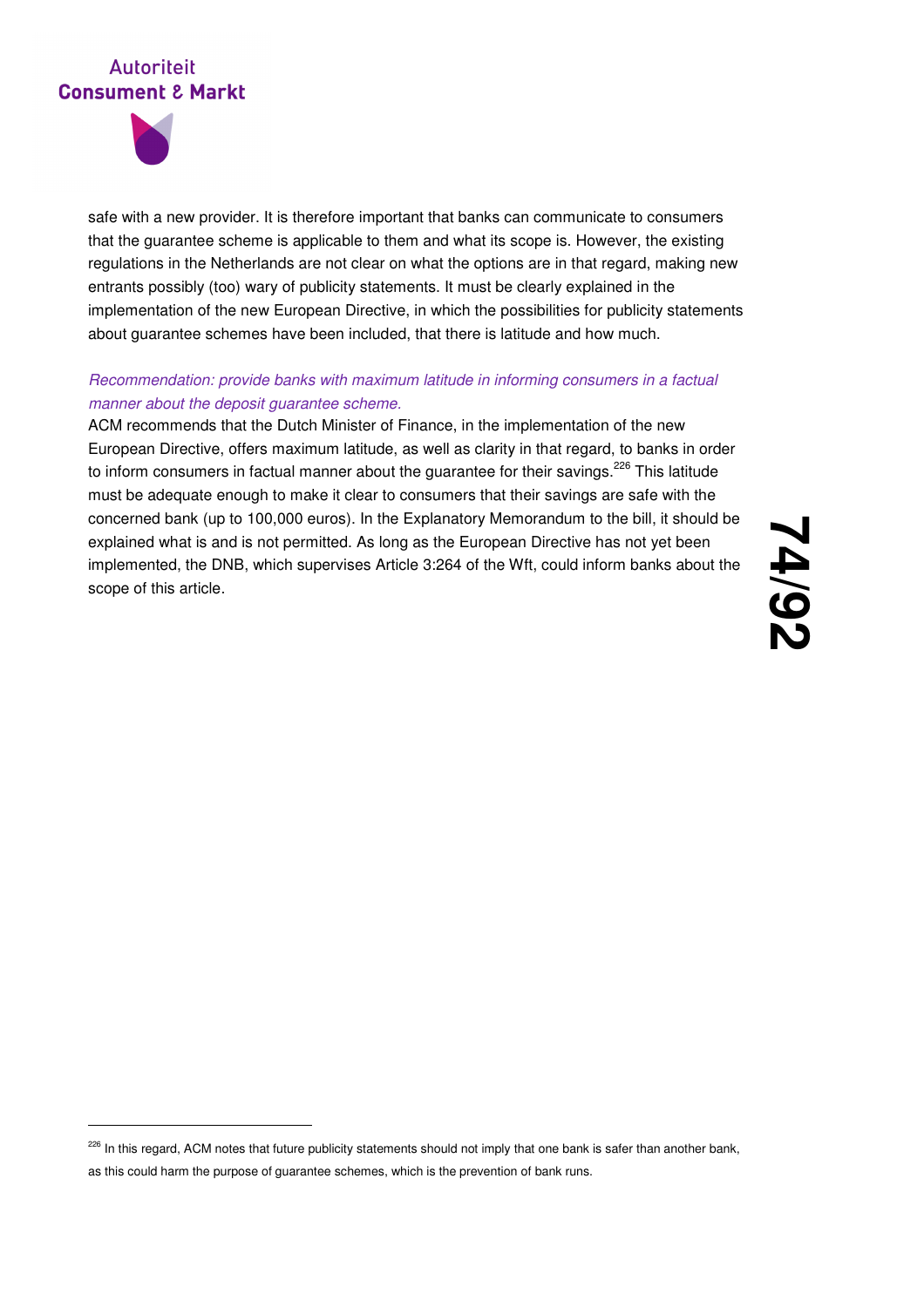safe with a new provider. It is therefore important that banks can communicate to consumers that the guarantee scheme is applicable to them and what its scope is. However, the existing regulations in the Netherlands are not clear on what the options are in that regard, making new entrants possibly (too) wary of publicity statements. It must be clearly explained in the implementation of the new European Directive, in which the possibilities for publicity statements about guarantee schemes have been included, that there is latitude and how much.

*Recommendation: provide banks with maximum latitude in informing consumers in a factual manner about the deposit guarantee scheme.*

ACM recommends that the Dutch Minister of Finance, in the implementation of the new European Directive, offers maximum latitude, as well as clarity in that regard, to banks in order to inform consumers in factual manner about the guarantee for their savings.[226] This latitude must be adequate enough to make it clear to consumers that their savings are safe with the concerned bank (up to 100,000 euros). In the Explanatory Memorandum to the bill, it should be explained what is and is not permitted. As long as the European Directive has not yet been implemented, the DNB, which supervises Article 3:264 of the Wft, could inform banks about the scope of this article.

---

[226] In this regard, ACM notes that future publicity statements should not imply that one bank is safer than another bank, as this could harm the purpose of guarantee schemes, which is the prevention of bank runs.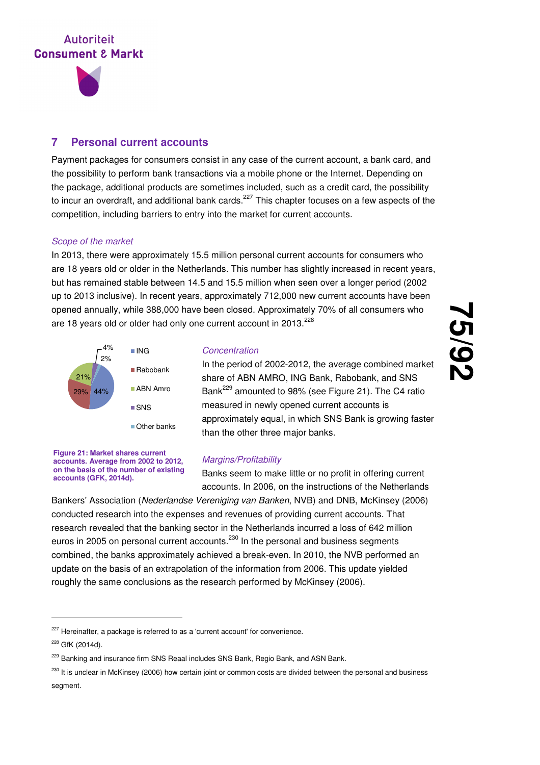## 7 Personal current accounts

Payment packages for consumers consist in any case of the current account, a bank card, and the possibility to perform bank transactions via a mobile phone or the Internet. Depending on the package, additional products are sometimes included, such as a credit card, the possibility to incur an overdraft, and additional bank cards.[227] This chapter focuses on a few aspects of the competition, including barriers to entry into the market for current accounts.

*Scope of the market*

In 2013, there were approximately 15.5 million personal current accounts for consumers who are 18 years old or older in the Netherlands. This number has slightly increased in recent years, but has remained stable between 14.5 and 15.5 million when seen over a longer period (2002 up to 2013 inclusive). In recent years, approximately 712,000 new current accounts have been opened annually, while 388,000 have been closed. Approximately 70% of all consumers who are 18 years old or older had only one current account in 2013.[228]

| Bank | Share |
|---|---|
| ING | 44% |
| Rabobank | 29% |
| ABN Amro | 21% |
| SNS | 4% |
| Other banks | 2% |

**Figure 21: Market shares current accounts. Average from 2002 to 2012, on the basis of the number of existing accounts (GFK, 2014d).**

*Concentration*

In the period of 2002-2012, the average combined market share of ABN AMRO, ING Bank, Rabobank, and SNS Bank[229] amounted to 98% (see Figure 21). The C4 ratio measured in newly opened current accounts is approximately equal, in which SNS Bank is growing faster than the other three major banks.

*Margins/Profitability*

Banks seem to make little or no profit in offering current accounts. In 2006, on the instructions of the Netherlands Bankers' Association (*Nederlandse Vereniging van Banken*, NVB) and DNB, McKinsey (2006) conducted research into the expenses and revenues of providing current accounts. That research revealed that the banking sector in the Netherlands incurred a loss of 642 million euros in 2005 on personal current accounts.[230] In the personal and business segments combined, the banks approximately achieved a break-even. In 2010, the NVB performed an update on the basis of an extrapolation of the information from 2006. This update yielded roughly the same conclusions as the research performed by McKinsey (2006).

---

[227] Hereinafter, a package is referred to as a 'current account' for convenience.

[228] GfK (2014d).

[229] Banking and insurance firm SNS Reaal includes SNS Bank, Regio Bank, and ASN Bank.

[230] It is unclear in McKinsey (2006) how certain joint or common costs are divided between the personal and business segment.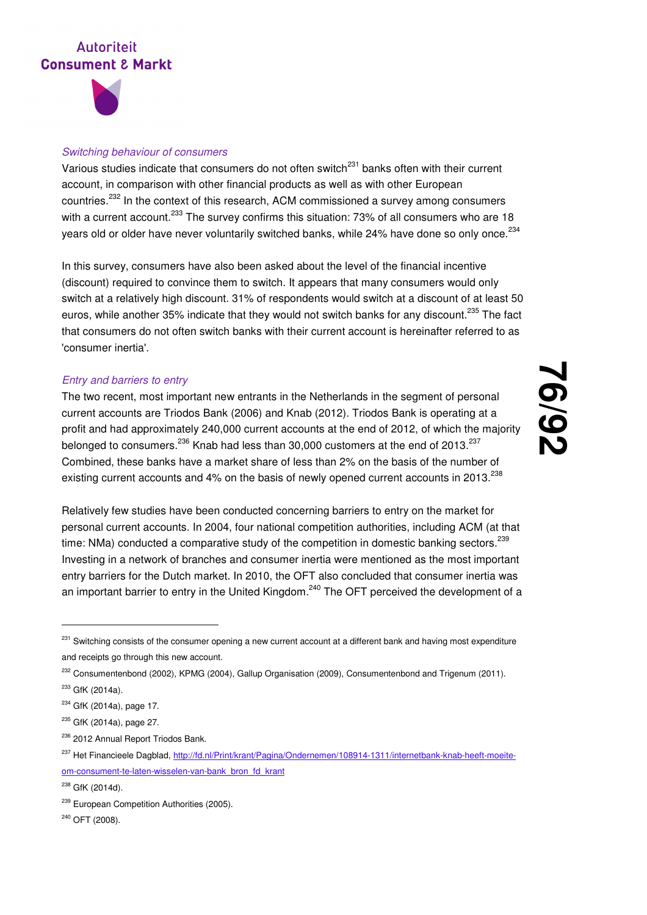*Switching behaviour of consumers*

Various studies indicate that consumers do not often switch[231] banks often with their current account, in comparison with other financial products as well as with other European countries.[232] In the context of this research, ACM commissioned a survey among consumers with a current account.[233] The survey confirms this situation: 73% of all consumers who are 18 years old or older have never voluntarily switched banks, while 24% have done so only once.[234]

In this survey, consumers have also been asked about the level of the financial incentive (discount) required to convince them to switch. It appears that many consumers would only switch at a relatively high discount. 31% of respondents would switch at a discount of at least 50 euros, while another 35% indicate that they would not switch banks for any discount.[235] The fact that consumers do not often switch banks with their current account is hereinafter referred to as 'consumer inertia'.

*Entry and barriers to entry*

The two recent, most important new entrants in the Netherlands in the segment of personal current accounts are Triodos Bank (2006) and Knab (2012). Triodos Bank is operating at a profit and had approximately 240,000 current accounts at the end of 2012, of which the majority belonged to consumers.[236] Knab had less than 30,000 customers at the end of 2013.[237] Combined, these banks have a market share of less than 2% on the basis of the number of existing current accounts and 4% on the basis of newly opened current accounts in 2013.[238]

Relatively few studies have been conducted concerning barriers to entry on the market for personal current accounts. In 2004, four national competition authorities, including ACM (at that time: NMa) conducted a comparative study of the competition in domestic banking sectors.[239] Investing in a network of branches and consumer inertia were mentioned as the most important entry barriers for the Dutch market. In 2010, the OFT also concluded that consumer inertia was an important barrier to entry in the United Kingdom.[240] The OFT perceived the development of a

---

[231] Switching consists of the consumer opening a new current account at a different bank and having most expenditure and receipts go through this new account.

[232] Consumentenbond (2002), KPMG (2004), Gallup Organisation (2009), Consumentenbond and Trigenum (2011).

[233] GfK (2014a).

[234] GfK (2014a), page 17.

[235] GfK (2014a), page 27.

[236] 2012 Annual Report Triodos Bank.

[237] Het Financieele Dagblad, http://fd.nl/Print/krant/Pagina/Ondernemen/108914-1311/internetbank-knab-heeft-moeite-om-consument-te-laten-wisselen-van-bank_bron_fd_krant

[238] GfK (2014d).

[239] European Competition Authorities (2005).

[240] OFT (2008).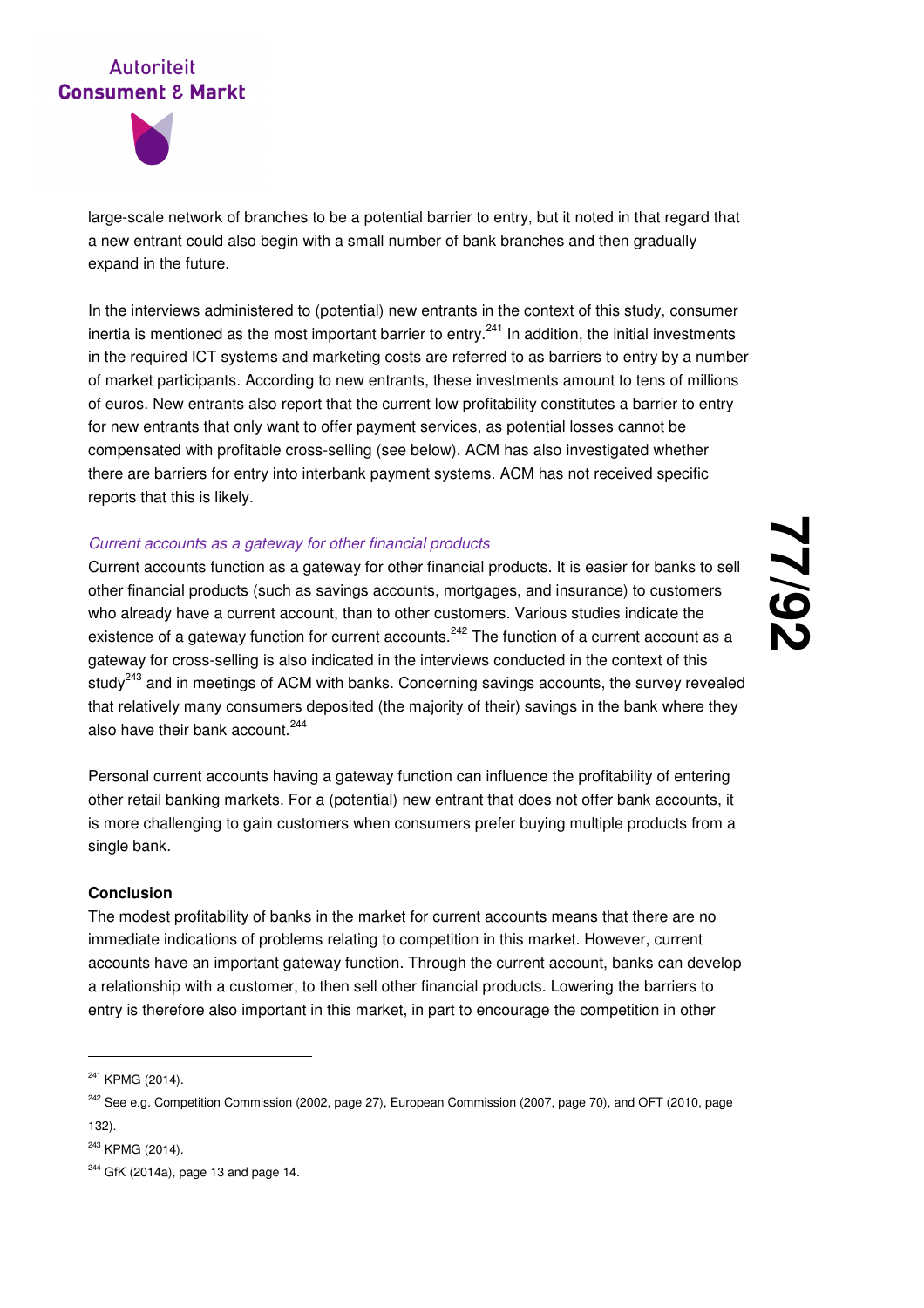large-scale network of branches to be a potential barrier to entry, but it noted in that regard that a new entrant could also begin with a small number of bank branches and then gradually expand in the future.

In the interviews administered to (potential) new entrants in the context of this study, consumer inertia is mentioned as the most important barrier to entry.[241] In addition, the initial investments in the required ICT systems and marketing costs are referred to as barriers to entry by a number of market participants. According to new entrants, these investments amount to tens of millions of euros. New entrants also report that the current low profitability constitutes a barrier to entry for new entrants that only want to offer payment services, as potential losses cannot be compensated with profitable cross-selling (see below). ACM has also investigated whether there are barriers for entry into interbank payment systems. ACM has not received specific reports that this is likely.

*Current accounts as a gateway for other financial products*

Current accounts function as a gateway for other financial products. It is easier for banks to sell other financial products (such as savings accounts, mortgages, and insurance) to customers who already have a current account, than to other customers. Various studies indicate the existence of a gateway function for current accounts.[242] The function of a current account as a gateway for cross-selling is also indicated in the interviews conducted in the context of this study[243] and in meetings of ACM with banks. Concerning savings accounts, the survey revealed that relatively many consumers deposited (the majority of their) savings in the bank where they also have their bank account.[244]

Personal current accounts having a gateway function can influence the profitability of entering other retail banking markets. For a (potential) new entrant that does not offer bank accounts, it is more challenging to gain customers when consumers prefer buying multiple products from a single bank.

**Conclusion**

The modest profitability of banks in the market for current accounts means that there are no immediate indications of problems relating to competition in this market. However, current accounts have an important gateway function. Through the current account, banks can develop a relationship with a customer, to then sell other financial products. Lowering the barriers to entry is therefore also important in this market, in part to encourage the competition in other

---

[241] KPMG (2014).

[242] See e.g. Competition Commission (2002, page 27), European Commission (2007, page 70), and OFT (2010, page 132).

[243] KPMG (2014).

[244] GfK (2014a), page 13 and page 14.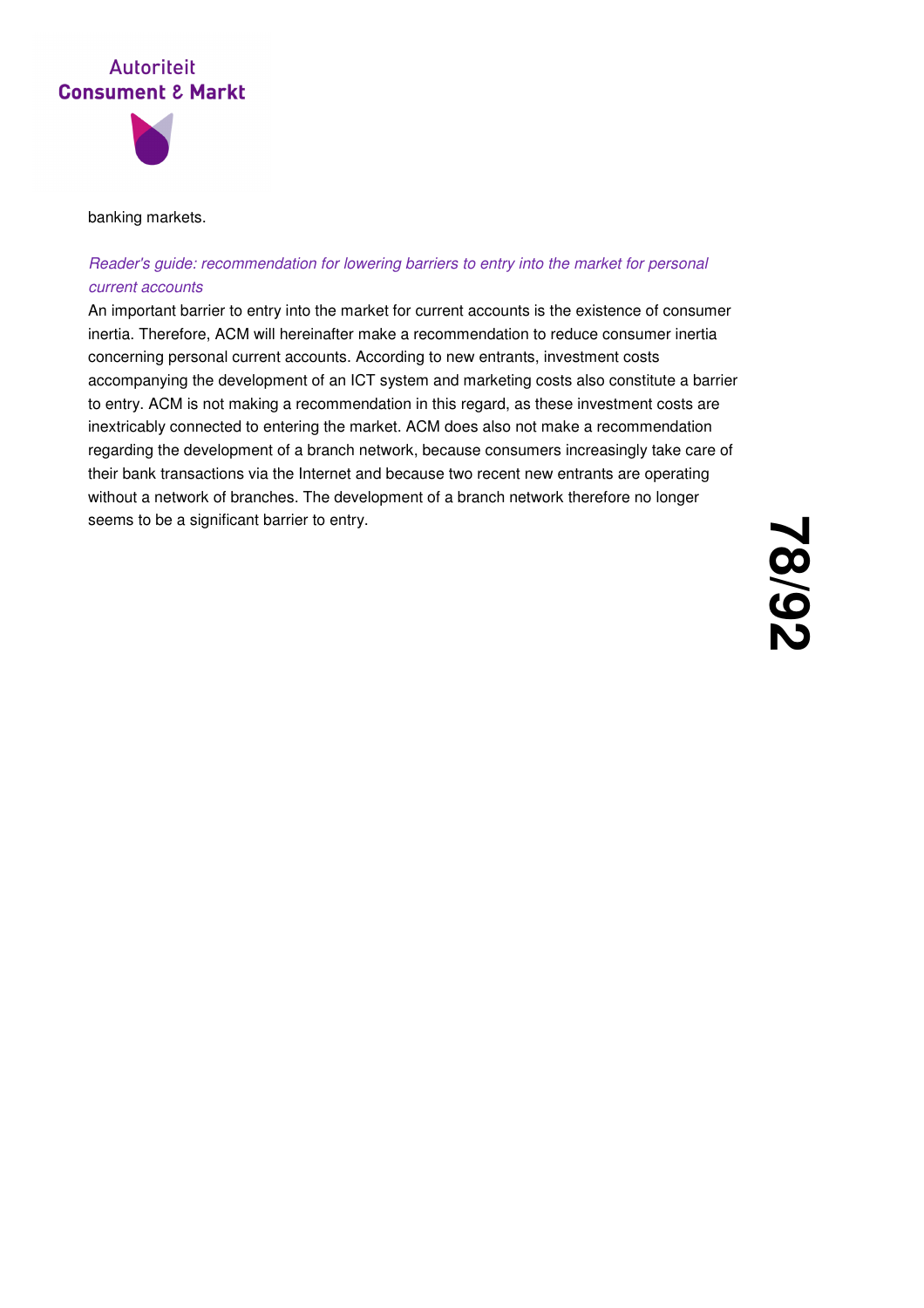banking markets.

*Reader's guide: recommendation for lowering barriers to entry into the market for personal current accounts*

An important barrier to entry into the market for current accounts is the existence of consumer inertia. Therefore, ACM will hereinafter make a recommendation to reduce consumer inertia concerning personal current accounts. According to new entrants, investment costs accompanying the development of an ICT system and marketing costs also constitute a barrier to entry. ACM is not making a recommendation in this regard, as these investment costs are inextricably connected to entering the market. ACM does also not make a recommendation regarding the development of a branch network, because consumers increasingly take care of their bank transactions via the Internet and because two recent new entrants are operating without a network of branches. The development of a branch network therefore no longer seems to be a significant barrier to entry.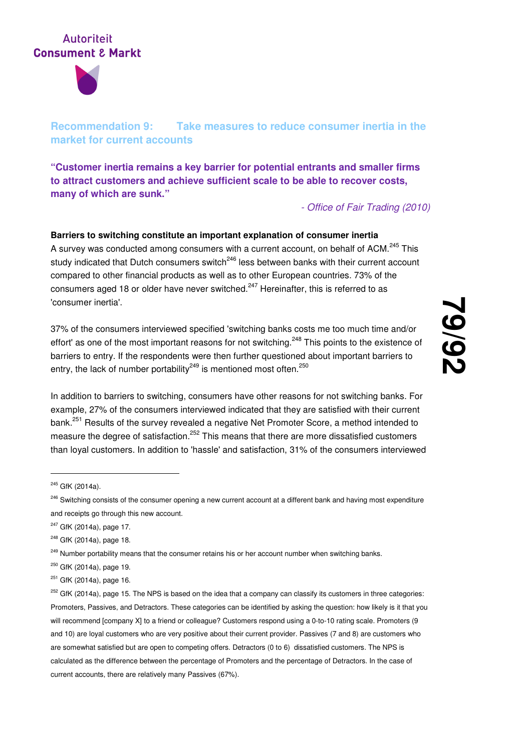## Recommendation 9: Take measures to reduce consumer inertia in the market for current accounts

**"Customer inertia remains a key barrier for potential entrants and smaller firms to attract customers and achieve sufficient scale to be able to recover costs, many of which are sunk."**

*- Office of Fair Trading (2010)*

**Barriers to switching constitute an important explanation of consumer inertia**

A survey was conducted among consumers with a current account, on behalf of ACM.[245] This study indicated that Dutch consumers switch[246] less between banks with their current account compared to other financial products as well as to other European countries. 73% of the consumers aged 18 or older have never switched.[247] Hereinafter, this is referred to as 'consumer inertia'.

37% of the consumers interviewed specified 'switching banks costs me too much time and/or effort' as one of the most important reasons for not switching.[248] This points to the existence of barriers to entry. If the respondents were then further questioned about important barriers to entry, the lack of number portability[249] is mentioned most often.[250]

In addition to barriers to switching, consumers have other reasons for not switching banks. For example, 27% of the consumers interviewed indicated that they are satisfied with their current bank.[251] Results of the survey revealed a negative Net Promoter Score, a method intended to measure the degree of satisfaction.[252] This means that there are more dissatisfied customers than loyal customers. In addition to 'hassle' and satisfaction, 31% of the consumers interviewed

---

[245] GfK (2014a).

[246] Switching consists of the consumer opening a new current account at a different bank and having most expenditure and receipts go through this new account.

[247] GfK (2014a), page 17.

[248] GfK (2014a), page 18.

[249] Number portability means that the consumer retains his or her account number when switching banks.

[250] GfK (2014a), page 19.

[251] GfK (2014a), page 16.

[252] GfK (2014a), page 15. The NPS is based on the idea that a company can classify its customers in three categories: Promoters, Passives, and Detractors. These categories can be identified by asking the question: how likely is it that you will recommend [company X] to a friend or colleague? Customers respond using a 0-to-10 rating scale. Promoters (9 and 10) are loyal customers who are very positive about their current provider. Passives (7 and 8) are customers who are somewhat satisfied but are open to competing offers. Detractors (0 to 6) dissatisfied customers. The NPS is calculated as the difference between the percentage of Promoters and the percentage of Detractors. In the case of current accounts, there are relatively many Passives (67%).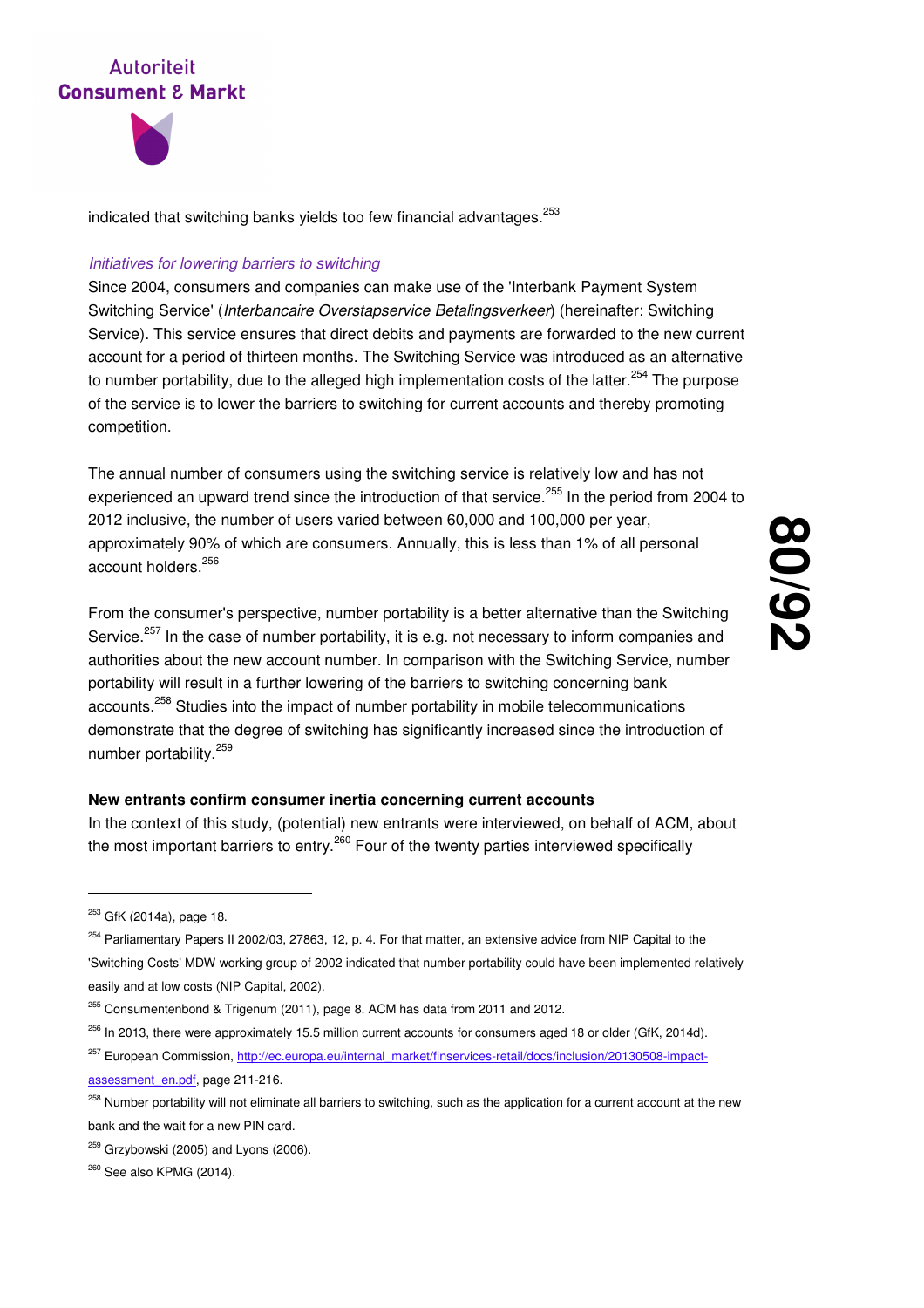indicated that switching banks yields too few financial advantages.[253]

*Initiatives for lowering barriers to switching*

Since 2004, consumers and companies can make use of the 'Interbank Payment System Switching Service' (*Interbancaire Overstapservice Betalingsverkeer*) (hereinafter: Switching Service). This service ensures that direct debits and payments are forwarded to the new current account for a period of thirteen months. The Switching Service was introduced as an alternative to number portability, due to the alleged high implementation costs of the latter.[254] The purpose of the service is to lower the barriers to switching for current accounts and thereby promoting competition.

The annual number of consumers using the switching service is relatively low and has not experienced an upward trend since the introduction of that service.[255] In the period from 2004 to 2012 inclusive, the number of users varied between 60,000 and 100,000 per year, approximately 90% of which are consumers. Annually, this is less than 1% of all personal account holders.[256]

From the consumer's perspective, number portability is a better alternative than the Switching Service.[257] In the case of number portability, it is e.g. not necessary to inform companies and authorities about the new account number. In comparison with the Switching Service, number portability will result in a further lowering of the barriers to switching concerning bank accounts.[258] Studies into the impact of number portability in mobile telecommunications demonstrate that the degree of switching has significantly increased since the introduction of number portability.[259]

**New entrants confirm consumer inertia concerning current accounts**

In the context of this study, (potential) new entrants were interviewed, on behalf of ACM, about the most important barriers to entry.[260] Four of the twenty parties interviewed specifically

---

[253] GfK (2014a), page 18.

[254] Parliamentary Papers II 2002/03, 27863, 12, p. 4. For that matter, an extensive advice from NIP Capital to the 'Switching Costs' MDW working group of 2002 indicated that number portability could have been implemented relatively easily and at low costs (NIP Capital, 2002).

[255] Consumentenbond & Trigenum (2011), page 8. ACM has data from 2011 and 2012.

[256] In 2013, there were approximately 15.5 million current accounts for consumers aged 18 or older (GfK, 2014d).

[257] European Commission, http://ec.europa.eu/internal_market/finservices-retail/docs/inclusion/20130508-impact-assessment_en.pdf, page 211-216.

[258] Number portability will not eliminate all barriers to switching, such as the application for a current account at the new bank and the wait for a new PIN card.

[259] Grzybowski (2005) and Lyons (2006).

[260] See also KPMG (2014).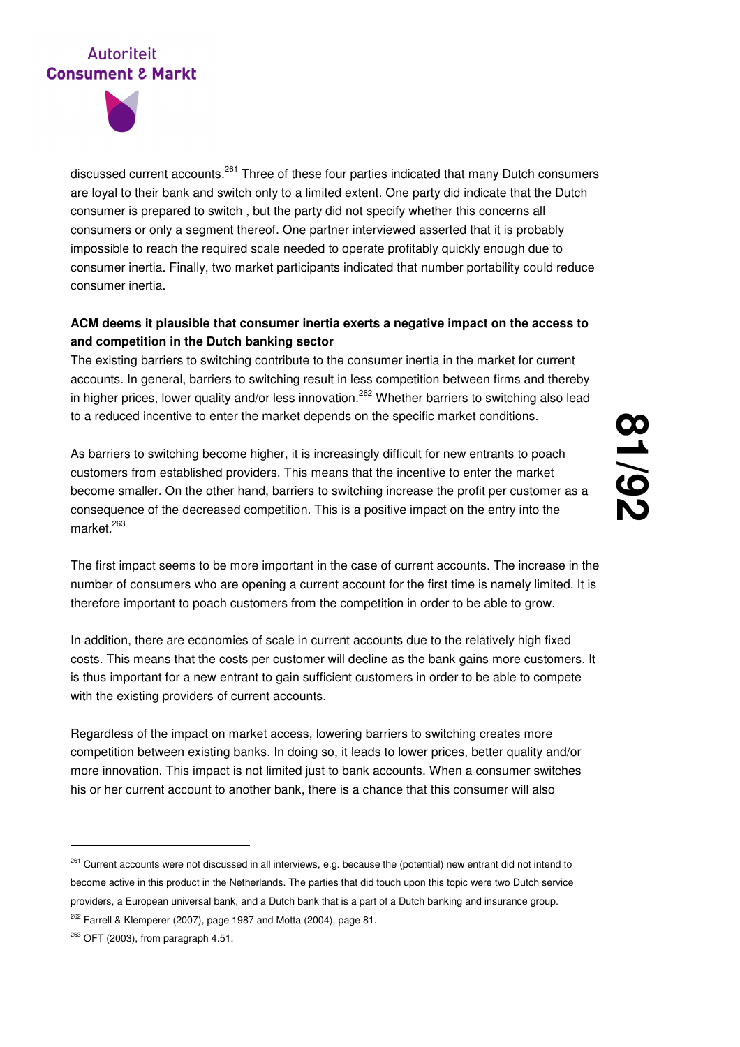discussed current accounts.[261] Three of these four parties indicated that many Dutch consumers are loyal to their bank and switch only to a limited extent. One party did indicate that the Dutch consumer is prepared to switch , but the party did not specify whether this concerns all consumers or only a segment thereof. One partner interviewed asserted that it is probably impossible to reach the required scale needed to operate profitably quickly enough due to consumer inertia. Finally, two market participants indicated that number portability could reduce consumer inertia.

**ACM deems it plausible that consumer inertia exerts a negative impact on the access to and competition in the Dutch banking sector**

The existing barriers to switching contribute to the consumer inertia in the market for current accounts. In general, barriers to switching result in less competition between firms and thereby in higher prices, lower quality and/or less innovation.[262] Whether barriers to switching also lead to a reduced incentive to enter the market depends on the specific market conditions.

As barriers to switching become higher, it is increasingly difficult for new entrants to poach customers from established providers. This means that the incentive to enter the market become smaller. On the other hand, barriers to switching increase the profit per customer as a consequence of the decreased competition. This is a positive impact on the entry into the market.[263]

The first impact seems to be more important in the case of current accounts. The increase in the number of consumers who are opening a current account for the first time is namely limited. It is therefore important to poach customers from the competition in order to be able to grow.

In addition, there are economies of scale in current accounts due to the relatively high fixed costs. This means that the costs per customer will decline as the bank gains more customers. It is thus important for a new entrant to gain sufficient customers in order to be able to compete with the existing providers of current accounts.

Regardless of the impact on market access, lowering barriers to switching creates more competition between existing banks. In doing so, it leads to lower prices, better quality and/or more innovation. This impact is not limited just to bank accounts. When a consumer switches his or her current account to another bank, there is a chance that this consumer will also

---

[261] Current accounts were not discussed in all interviews, e.g. because the (potential) new entrant did not intend to become active in this product in the Netherlands. The parties that did touch upon this topic were two Dutch service providers, a European universal bank, and a Dutch bank that is a part of a Dutch banking and insurance group.

[262] Farrell & Klemperer (2007), page 1987 and Motta (2004), page 81.

[263] OFT (2003), from paragraph 4.51.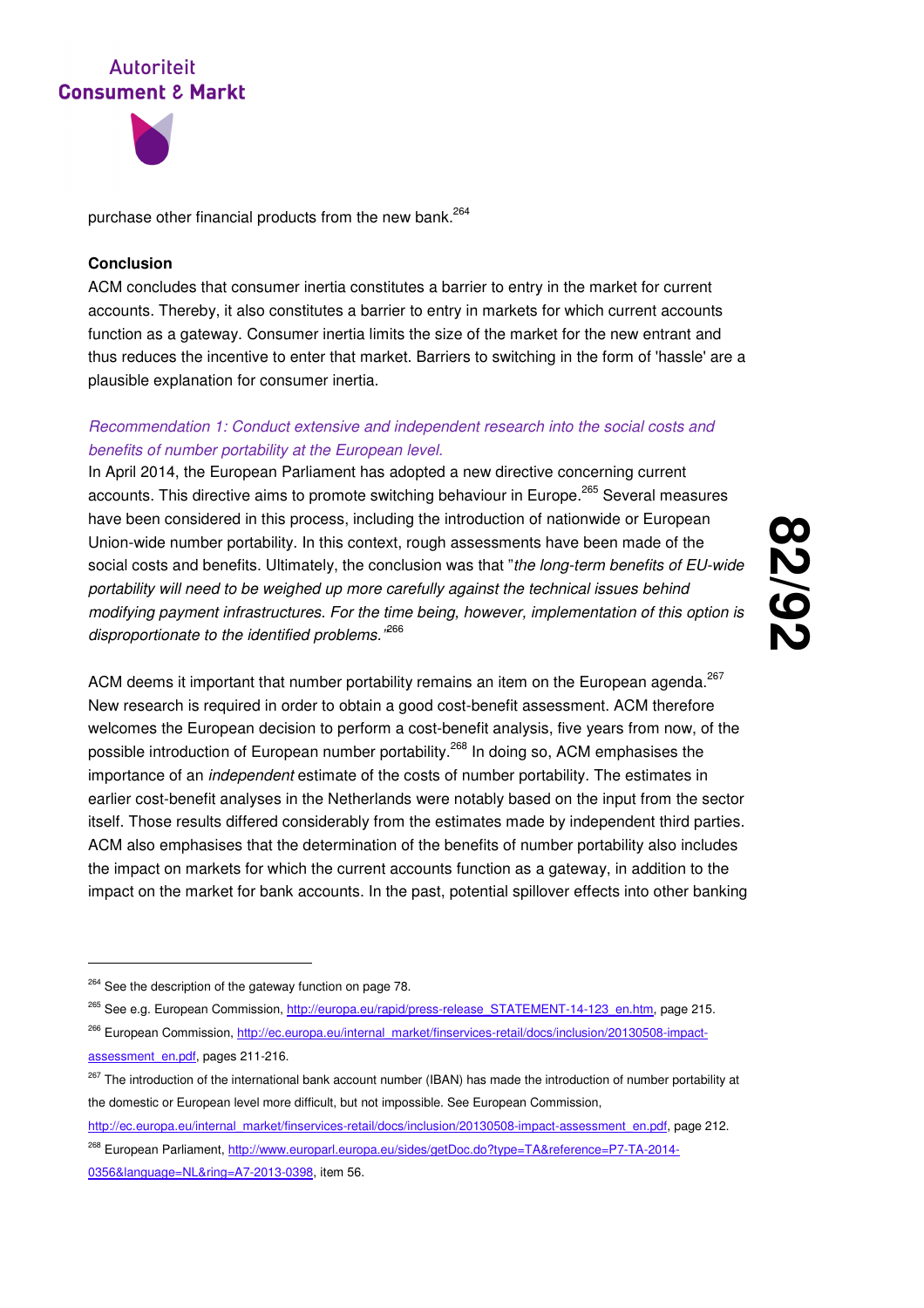purchase other financial products from the new bank.[264]

**Conclusion**

ACM concludes that consumer inertia constitutes a barrier to entry in the market for current accounts. Thereby, it also constitutes a barrier to entry in markets for which current accounts function as a gateway. Consumer inertia limits the size of the market for the new entrant and thus reduces the incentive to enter that market. Barriers to switching in the form of 'hassle' are a plausible explanation for consumer inertia.

*Recommendation 1: Conduct extensive and independent research into the social costs and benefits of number portability at the European level.*

In April 2014, the European Parliament has adopted a new directive concerning current accounts. This directive aims to promote switching behaviour in Europe.[265] Several measures have been considered in this process, including the introduction of nationwide or European Union-wide number portability. In this context, rough assessments have been made of the social costs and benefits. Ultimately, the conclusion was that "*the long-term benefits of EU-wide portability will need to be weighed up more carefully against the technical issues behind modifying payment infrastructures. For the time being, however, implementation of this option is disproportionate to the identified problems.*"[266]

ACM deems it important that number portability remains an item on the European agenda.[267] New research is required in order to obtain a good cost-benefit assessment. ACM therefore welcomes the European decision to perform a cost-benefit analysis, five years from now, of the possible introduction of European number portability.[268] In doing so, ACM emphasises the importance of an *independent* estimate of the costs of number portability. The estimates in earlier cost-benefit analyses in the Netherlands were notably based on the input from the sector itself. Those results differed considerably from the estimates made by independent third parties. ACM also emphasises that the determination of the benefits of number portability also includes the impact on markets for which the current accounts function as a gateway, in addition to the impact on the market for bank accounts. In the past, potential spillover effects into other banking

---

[264] See the description of the gateway function on page 78.

[265] See e.g. European Commission, http://europa.eu/rapid/press-release_STATEMENT-14-123_en.htm, page 215.

[266] European Commission, http://ec.europa.eu/internal_market/finservices-retail/docs/inclusion/20130508-impact-assessment_en.pdf, pages 211-216.

[267] The introduction of the international bank account number (IBAN) has made the introduction of number portability at the domestic or European level more difficult, but not impossible. See European Commission, http://ec.europa.eu/internal_market/finservices-retail/docs/inclusion/20130508-impact-assessment_en.pdf, page 212.

[268] European Parliament, http://www.europarl.europa.eu/sides/getDoc.do?type=TA&reference=P7-TA-2014-0356&language=NL&ring=A7-2013-0398, item 56.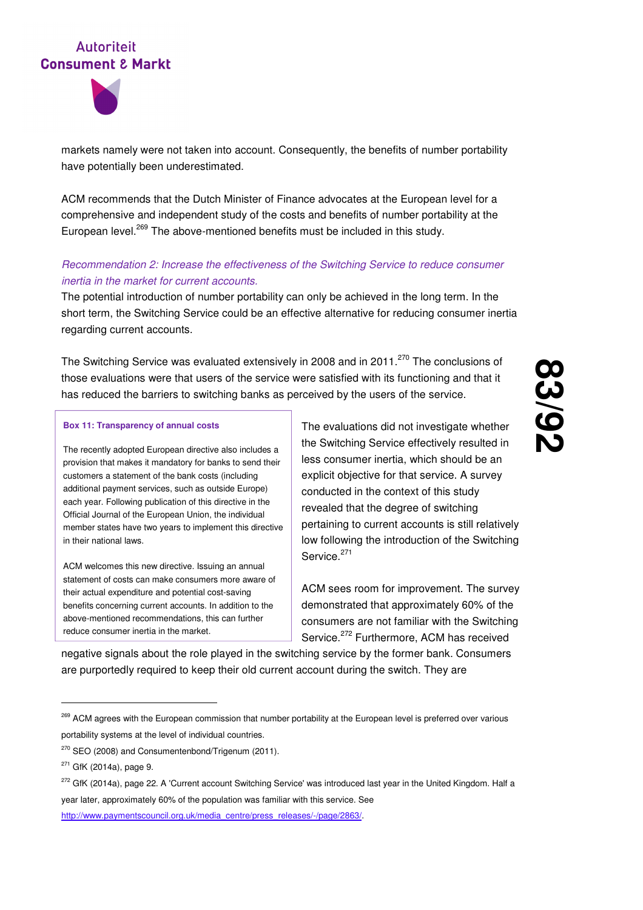markets namely were not taken into account. Consequently, the benefits of number portability have potentially been underestimated.

ACM recommends that the Dutch Minister of Finance advocates at the European level for a comprehensive and independent study of the costs and benefits of number portability at the European level.[269] The above-mentioned benefits must be included in this study.

*Recommendation 2: Increase the effectiveness of the Switching Service to reduce consumer inertia in the market for current accounts.*

The potential introduction of number portability can only be achieved in the long term. In the short term, the Switching Service could be an effective alternative for reducing consumer inertia regarding current accounts.

The Switching Service was evaluated extensively in 2008 and in 2011.[270] The conclusions of those evaluations were that users of the service were satisfied with its functioning and that it has reduced the barriers to switching banks as perceived by the users of the service.

> **Box 11: Transparency of annual costs**
>
> The recently adopted European directive also includes a provision that makes it mandatory for banks to send their customers a statement of the bank costs (including additional payment services, such as outside Europe) each year. Following publication of this directive in the Official Journal of the European Union, the individual member states have two years to implement this directive in their national laws.
>
> ACM welcomes this new directive. Issuing an annual statement of costs can make consumers more aware of their actual expenditure and potential cost-saving benefits concerning current accounts. In addition to the above-mentioned recommendations, this can further reduce consumer inertia in the market.

The evaluations did not investigate whether the Switching Service effectively resulted in less consumer inertia, which should be an explicit objective for that service. A survey conducted in the context of this study revealed that the degree of switching pertaining to current accounts is still relatively low following the introduction of the Switching Service.[271]

ACM sees room for improvement. The survey demonstrated that approximately 60% of the consumers are not familiar with the Switching Service.[272] Furthermore, ACM has received negative signals about the role played in the switching service by the former bank. Consumers are purportedly required to keep their old current account during the switch. They are

---

[269] ACM agrees with the European commission that number portability at the European level is preferred over various portability systems at the level of individual countries.

[270] SEO (2008) and Consumentenbond/Trigenum (2011).

[271] GfK (2014a), page 9.

[272] GfK (2014a), page 22. A 'Current account Switching Service' was introduced last year in the United Kingdom. Half a year later, approximately 60% of the population was familiar with this service. See http://www.paymentscouncil.org.uk/media_centre/press_releases/-/page/2863/.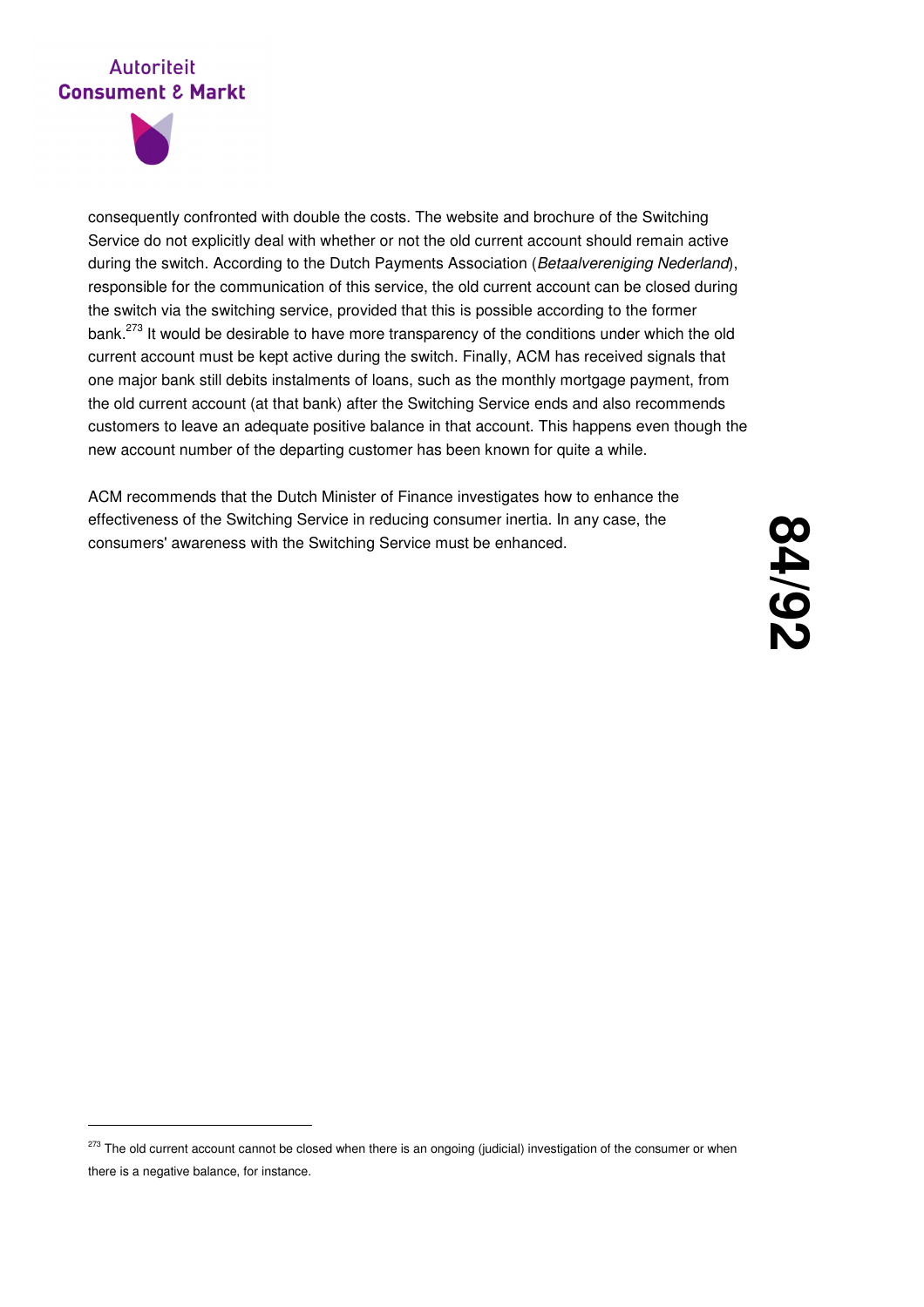consequently confronted with double the costs. The website and brochure of the Switching Service do not explicitly deal with whether or not the old current account should remain active during the switch. According to the Dutch Payments Association (*Betaalvereniging Nederland*), responsible for the communication of this service, the old current account can be closed during the switch via the switching service, provided that this is possible according to the former bank.[273] It would be desirable to have more transparency of the conditions under which the old current account must be kept active during the switch. Finally, ACM has received signals that one major bank still debits instalments of loans, such as the monthly mortgage payment, from the old current account (at that bank) after the Switching Service ends and also recommends customers to leave an adequate positive balance in that account. This happens even though the new account number of the departing customer has been known for quite a while.

ACM recommends that the Dutch Minister of Finance investigates how to enhance the effectiveness of the Switching Service in reducing consumer inertia. In any case, the consumers' awareness with the Switching Service must be enhanced.

---

[273] The old current account cannot be closed when there is an ongoing (judicial) investigation of the consumer or when there is a negative balance, for instance.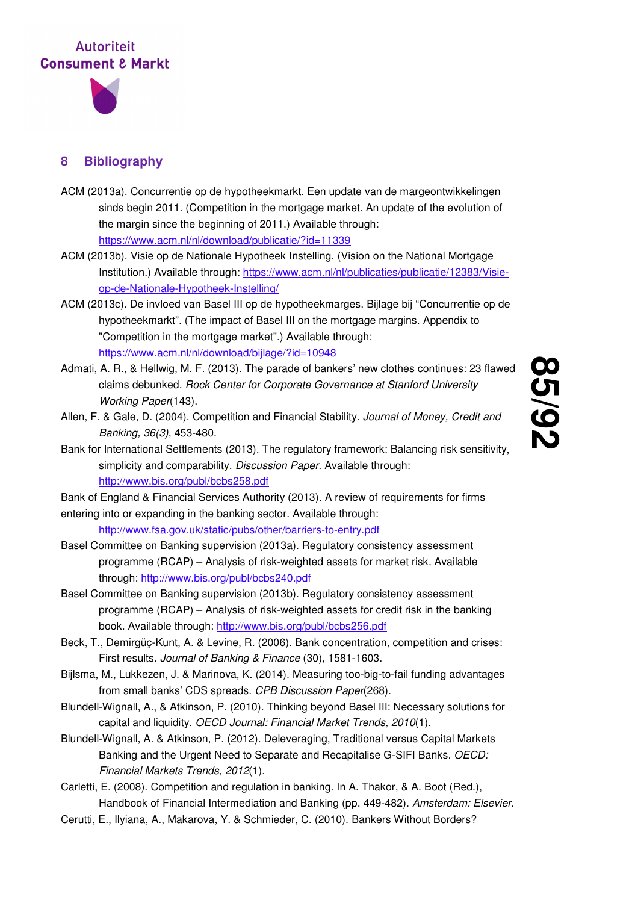## 8 Bibliography

ACM (2013a). Concurrentie op de hypotheekmarkt. Een update van de margeontwikkelingen sinds begin 2011. (Competition in the mortgage market. An update of the evolution of the margin since the beginning of 2011.) Available through: https://www.acm.nl/nl/download/publicatie/?id=11339

ACM (2013b). Visie op de Nationale Hypotheek Instelling. (Vision on the National Mortgage Institution.) Available through: https://www.acm.nl/nl/publicaties/publicatie/12383/Visie-op-de-Nationale-Hypotheek-Instelling/

ACM (2013c). De invloed van Basel III op de hypotheekmarges. Bijlage bij "Concurrentie op de hypotheekmarkt". (The impact of Basel III on the mortgage margins. Appendix to "Competition in the mortgage market".) Available through: https://www.acm.nl/nl/download/bijlage/?id=10948

Admati, A. R., & Hellwig, M. F. (2013). The parade of bankers' new clothes continues: 23 flawed claims debunked. *Rock Center for Corporate Governance at Stanford University Working Paper*(143).

Allen, F. & Gale, D. (2004). Competition and Financial Stability. *Journal of Money, Credit and Banking, 36(3)*, 453-480.

Bank for International Settlements (2013). The regulatory framework: Balancing risk sensitivity, simplicity and comparability. *Discussion Paper.* Available through: http://www.bis.org/publ/bcbs258.pdf

Bank of England & Financial Services Authority (2013). A review of requirements for firms entering into or expanding in the banking sector. Available through: http://www.fsa.gov.uk/static/pubs/other/barriers-to-entry.pdf

Basel Committee on Banking supervision (2013a). Regulatory consistency assessment programme (RCAP) – Analysis of risk-weighted assets for market risk. Available through: http://www.bis.org/publ/bcbs240.pdf

Basel Committee on Banking supervision (2013b). Regulatory consistency assessment programme (RCAP) – Analysis of risk-weighted assets for credit risk in the banking book. Available through: http://www.bis.org/publ/bcbs256.pdf

Beck, T., Demirgüç-Kunt, A. & Levine, R. (2006). Bank concentration, competition and crises: First results. *Journal of Banking & Finance* (30), 1581-1603.

Bijlsma, M., Lukkezen, J. & Marinova, K. (2014). Measuring too-big-to-fail funding advantages from small banks' CDS spreads. *CPB Discussion Paper*(268).

Blundell-Wignall, A., & Atkinson, P. (2010). Thinking beyond Basel III: Necessary solutions for capital and liquidity. *OECD Journal: Financial Market Trends, 2010*(1).

Blundell-Wignall, A. & Atkinson, P. (2012). Deleveraging, Traditional versus Capital Markets Banking and the Urgent Need to Separate and Recapitalise G-SIFI Banks. *OECD: Financial Markets Trends, 2012*(1).

Carletti, E. (2008). Competition and regulation in banking. In A. Thakor, & A. Boot (Red.), Handbook of Financial Intermediation and Banking (pp. 449-482). *Amsterdam: Elsevier.*

Cerutti, E., Ilyiana, A., Makarova, Y. & Schmieder, C. (2010). Bankers Without Borders?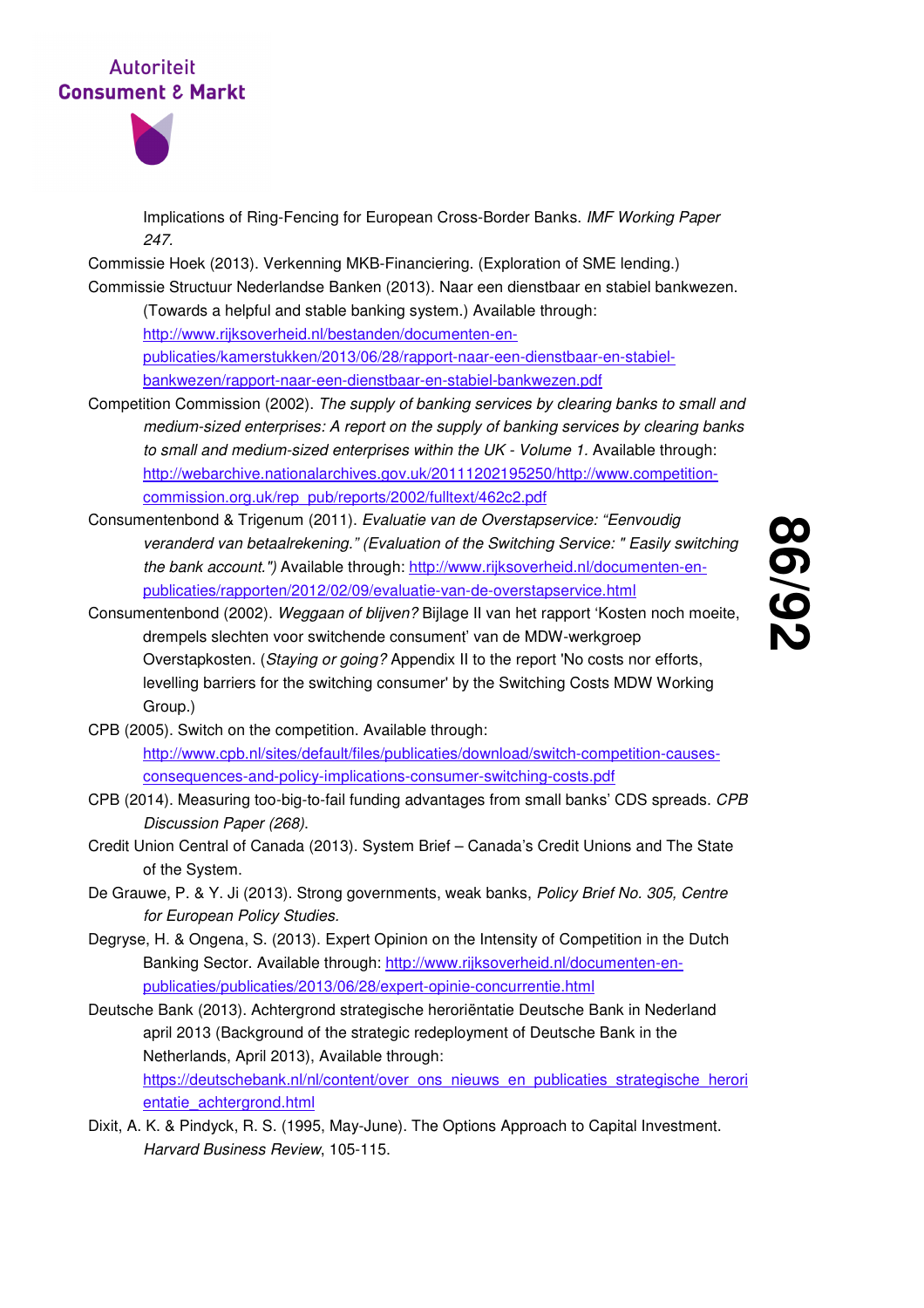Implications of Ring-Fencing for European Cross-Border Banks. *IMF Working Paper 247.*

Commissie Hoek (2013). Verkenning MKB-Financiering. (Exploration of SME lending.)

Commissie Structuur Nederlandse Banken (2013). Naar een dienstbaar en stabiel bankwezen. (Towards a helpful and stable banking system.) Available through: http://www.rijksoverheid.nl/bestanden/documenten-en-publicaties/kamerstukken/2013/06/28/rapport-naar-een-dienstbaar-en-stabiel-bankwezen/rapport-naar-een-dienstbaar-en-stabiel-bankwezen.pdf

Competition Commission (2002). *The supply of banking services by clearing banks to small and medium-sized enterprises: A report on the supply of banking services by clearing banks to small and medium-sized enterprises within the UK - Volume 1.* Available through: http://webarchive.nationalarchives.gov.uk/20111202195250/http://www.competition-commission.org.uk/rep_pub/reports/2002/fulltext/462c2.pdf

Consumentenbond & Trigenum (2011). *Evaluatie van de Overstapservice: "Eenvoudig veranderd van betaalrekening." (Evaluation of the Switching Service: " Easily switching the bank account.")* Available through: http://www.rijksoverheid.nl/documenten-en-publicaties/rapporten/2012/02/09/evaluatie-van-de-overstapservice.html

Consumentenbond (2002). *Weggaan of blijven?* Bijlage II van het rapport 'Kosten noch moeite, drempels slechten voor switchende consument' van de MDW-werkgroep Overstapkosten. (*Staying or going?* Appendix II to the report 'No costs nor efforts, levelling barriers for the switching consumer' by the Switching Costs MDW Working Group.)

CPB (2005). Switch on the competition. Available through: http://www.cpb.nl/sites/default/files/publicaties/download/switch-competition-causes-consequences-and-policy-implications-consumer-switching-costs.pdf

CPB (2014). Measuring too-big-to-fail funding advantages from small banks' CDS spreads. *CPB Discussion Paper (268).*

Credit Union Central of Canada (2013). System Brief – Canada's Credit Unions and The State of the System.

De Grauwe, P. & Y. Ji (2013). Strong governments, weak banks, *Policy Brief No. 305, Centre for European Policy Studies.*

Degryse, H. & Ongena, S. (2013). Expert Opinion on the Intensity of Competition in the Dutch Banking Sector. Available through: http://www.rijksoverheid.nl/documenten-en-publicaties/publicaties/2013/06/28/expert-opinie-concurrentie.html

Deutsche Bank (2013). Achtergrond strategische heroriëntatie Deutsche Bank in Nederland april 2013 (Background of the strategic redeployment of Deutsche Bank in the Netherlands, April 2013), Available through: https://deutschebank.nl/nl/content/over_ons_nieuws_en_publicaties_strategische_heroriëntatie_achtergrond.html

Dixit, A. K. & Pindyck, R. S. (1995, May-June). The Options Approach to Capital Investment. *Harvard Business Review*, 105-115.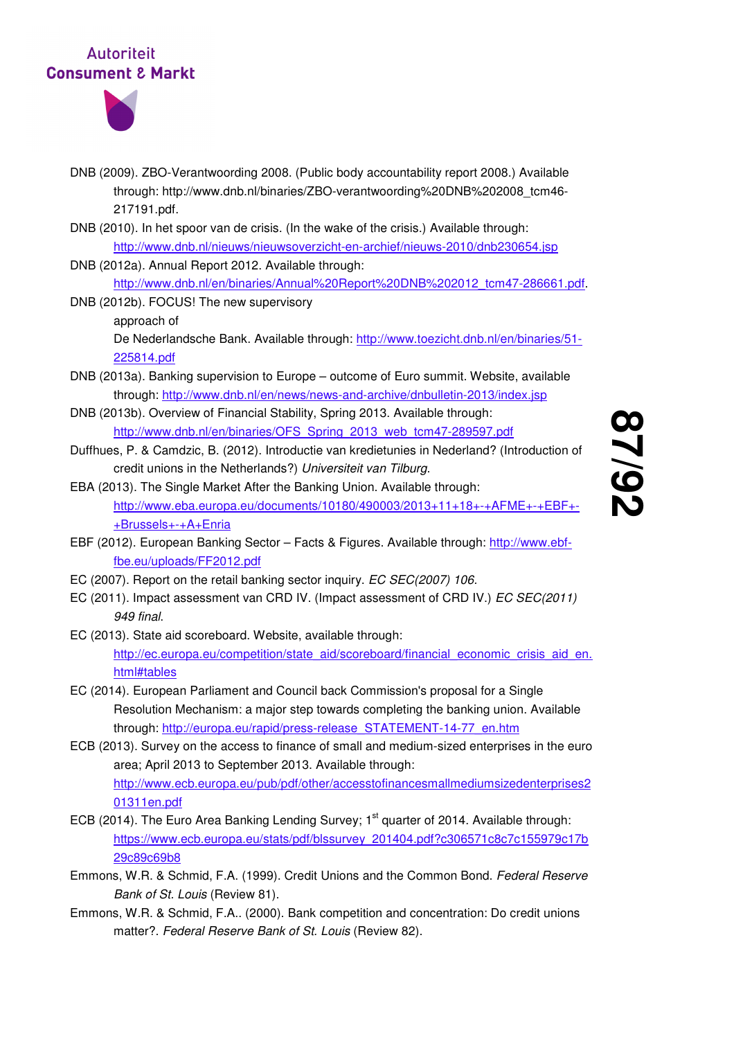DNB (2009). ZBO-Verantwoording 2008. (Public body accountability report 2008.) Available through: http://www.dnb.nl/binaries/ZBO-verantwoording%20DNB%202008_tcm46-217191.pdf.

DNB (2010). In het spoor van de crisis. (In the wake of the crisis.) Available through: http://www.dnb.nl/nieuws/nieuwsoverzicht-en-archief/nieuws-2010/dnb230654.jsp

DNB (2012a). Annual Report 2012. Available through: http://www.dnb.nl/en/binaries/Annual%20Report%20DNB%202012_tcm47-286661.pdf.

DNB (2012b). FOCUS! The new supervisory approach of De Nederlandsche Bank. Available through: http://www.toezicht.dnb.nl/en/binaries/51-225814.pdf

DNB (2013a). Banking supervision to Europe – outcome of Euro summit. Website, available through: http://www.dnb.nl/en/news/news-and-archive/dnbulletin-2013/index.jsp

DNB (2013b). Overview of Financial Stability, Spring 2013. Available through: http://www.dnb.nl/en/binaries/OFS_Spring_2013_web_tcm47-289597.pdf

Duffhues, P. & Camdzic, B. (2012). Introductie van kredietunies in Nederland? (Introduction of credit unions in the Netherlands?) *Universiteit van Tilburg*.

EBA (2013). The Single Market After the Banking Union. Available through: http://www.eba.europa.eu/documents/10180/490003/2013+11+18+-+AFME+-+EBF+-+Brussels+-+A+Enria

EBF (2012). European Banking Sector – Facts & Figures. Available through: http://www.ebf-fbe.eu/uploads/FF2012.pdf

EC (2007). Report on the retail banking sector inquiry. *EC SEC(2007) 106.*

EC (2011). Impact assessment van CRD IV. (Impact assessment of CRD IV.) *EC SEC(2011) 949 final.*

EC (2013). State aid scoreboard. Website, available through: http://ec.europa.eu/competition/state_aid/scoreboard/financial_economic_crisis_aid_en.html#tables

EC (2014). European Parliament and Council back Commission's proposal for a Single Resolution Mechanism: a major step towards completing the banking union. Available through: http://europa.eu/rapid/press-release_STATEMENT-14-77_en.htm

ECB (2013). Survey on the access to finance of small and medium-sized enterprises in the euro area; April 2013 to September 2013. Available through: http://www.ecb.europa.eu/pub/pdf/other/accesstofinancesmallmediumsizedenterprises201311en.pdf

ECB (2014). The Euro Area Banking Lending Survey; 1st quarter of 2014. Available through: https://www.ecb.europa.eu/stats/pdf/blssurvey_201404.pdf?c306571c8c7c155979c17b29c89c69b8

Emmons, W.R. & Schmid, F.A. (1999). Credit Unions and the Common Bond. *Federal Reserve Bank of St. Louis* (Review 81).

Emmons, W.R. & Schmid, F.A.. (2000). Bank competition and concentration: Do credit unions matter?. *Federal Reserve Bank of St. Louis* (Review 82).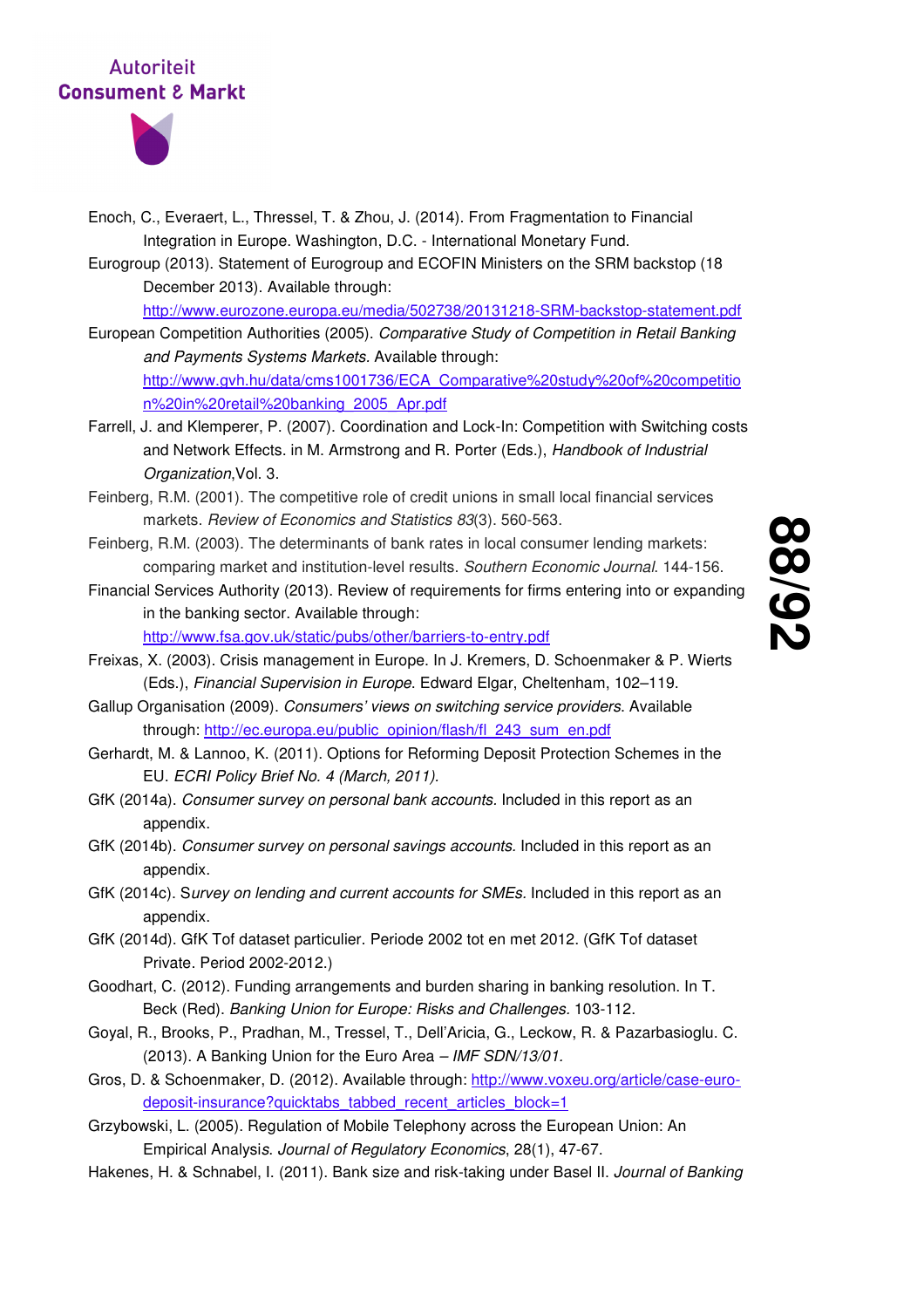Enoch, C., Everaert, L., Thressel, T. & Zhou, J. (2014). From Fragmentation to Financial Integration in Europe. Washington, D.C. - International Monetary Fund.

Eurogroup (2013). Statement of Eurogroup and ECOFIN Ministers on the SRM backstop (18 December 2013). Available through: http://www.eurozone.europa.eu/media/502738/20131218-SRM-backstop-statement.pdf

European Competition Authorities (2005). *Comparative Study of Competition in Retail Banking and Payments Systems Markets*. Available through: http://www.gvh.hu/data/cms1001736/ECA_Comparative%20study%20of%20competition%20in%20retail%20banking_2005_Apr.pdf

Farrell, J. and Klemperer, P. (2007). Coordination and Lock-In: Competition with Switching costs and Network Effects. in M. Armstrong and R. Porter (Eds.), *Handbook of Industrial Organization*,Vol. 3.

Feinberg, R.M. (2001). The competitive role of credit unions in small local financial services markets. *Review of Economics and Statistics 83*(3). 560-563.

Feinberg, R.M. (2003). The determinants of bank rates in local consumer lending markets: comparing market and institution-level results. *Southern Economic Journal.* 144-156.

Financial Services Authority (2013). Review of requirements for firms entering into or expanding in the banking sector. Available through: http://www.fsa.gov.uk/static/pubs/other/barriers-to-entry.pdf

Freixas, X. (2003). Crisis management in Europe. In J. Kremers, D. Schoenmaker & P. Wierts (Eds.), *Financial Supervision in Europe.* Edward Elgar, Cheltenham, 102–119.

Gallup Organisation (2009). *Consumers' views on switching service providers.* Available through: http://ec.europa.eu/public_opinion/flash/fl_243_sum_en.pdf

Gerhardt, M. & Lannoo, K. (2011). Options for Reforming Deposit Protection Schemes in the EU. *ECRI Policy Brief No. 4 (March, 2011).*

GfK (2014a). *Consumer survey on personal bank accounts.* Included in this report as an appendix.

GfK (2014b). *Consumer survey on personal savings accounts.* Included in this report as an appendix.

GfK (2014c). S*urvey on lending and current accounts for SMEs.* Included in this report as an appendix.

GfK (2014d). GfK Tof dataset particulier. Periode 2002 tot en met 2012. (GfK Tof dataset Private. Period 2002-2012.)

Goodhart, C. (2012). Funding arrangements and burden sharing in banking resolution. In T. Beck (Red). *Banking Union for Europe: Risks and Challenges.* 103-112.

Goyal, R., Brooks, P., Pradhan, M., Tressel, T., Dell'Aricia, G., Leckow, R. & Pazarbasioglu. C. (2013). A Banking Union for the Euro Area – *IMF SDN/13/01.*

Gros, D. & Schoenmaker, D. (2012). Available through: http://www.voxeu.org/article/case-euro-deposit-insurance?quicktabs_tabbed_recent_articles_block=1

Grzybowski, L. (2005). Regulation of Mobile Telephony across the European Union: An Empirical Analysi*s. Journal of Regulatory Economics*, 28(1), 47-67.

Hakenes, H. & Schnabel, I. (2011). Bank size and risk-taking under Basel II. *Journal of Banking*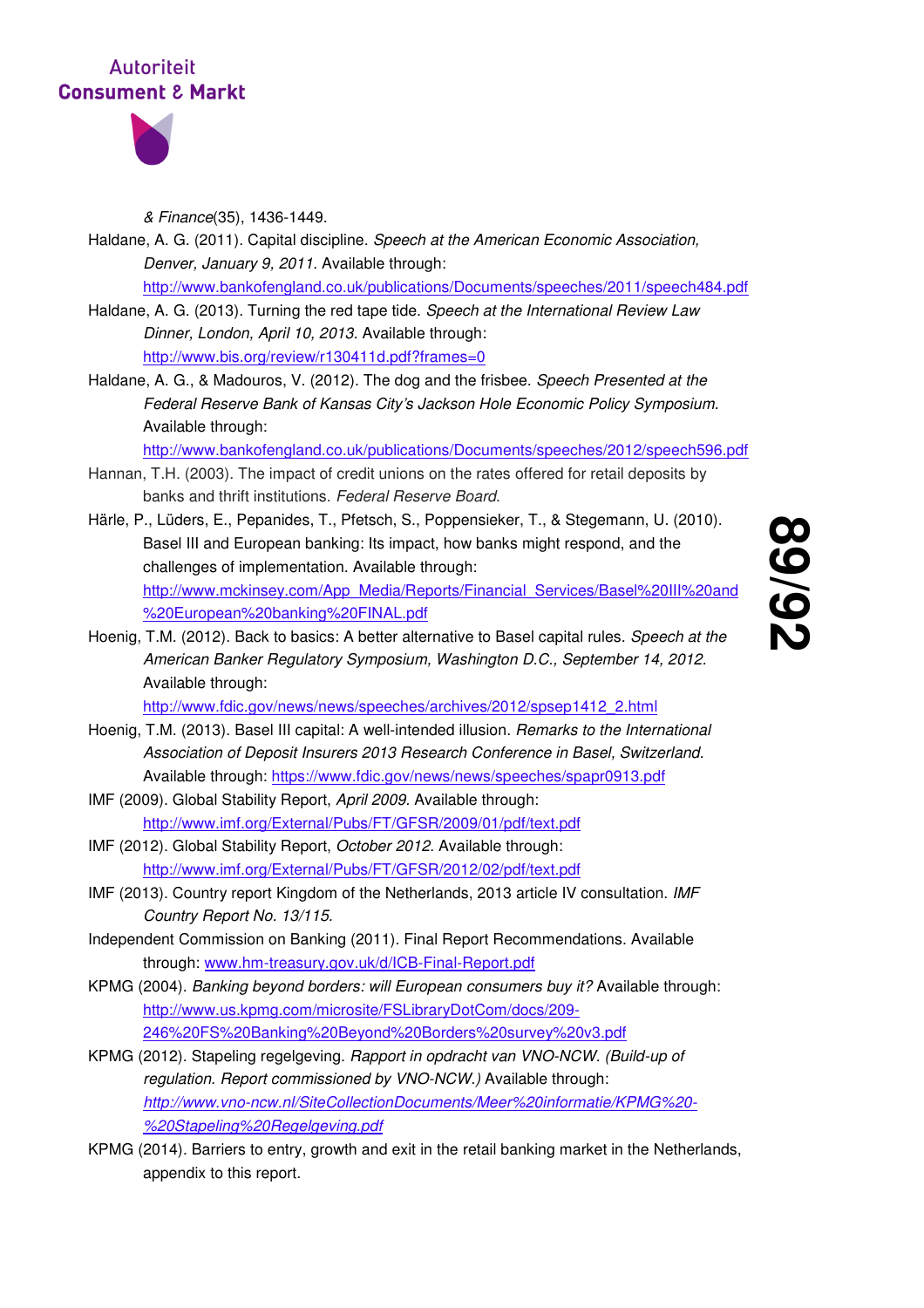*& Finance*(35), 1436-1449.

Haldane, A. G. (2011). Capital discipline. *Speech at the American Economic Association, Denver, January 9, 2011.* Available through: http://www.bankofengland.co.uk/publications/Documents/speeches/2011/speech484.pdf

Haldane, A. G. (2013). Turning the red tape tide. *Speech at the International Review Law Dinner, London, April 10, 2013.* Available through: http://www.bis.org/review/r130411d.pdf?frames=0

Haldane, A. G., & Madouros, V. (2012). The dog and the frisbee. *Speech Presented at the Federal Reserve Bank of Kansas City's Jackson Hole Economic Policy Symposium.* Available through: http://www.bankofengland.co.uk/publications/Documents/speeches/2012/speech596.pdf

Hannan, T.H. (2003). The impact of credit unions on the rates offered for retail deposits by banks and thrift institutions. *Federal Reserve Board.*

Härle, P., Lüders, E., Pepanides, T., Pfetsch, S., Poppensieker, T., & Stegemann, U. (2010). Basel III and European banking: Its impact, how banks might respond, and the challenges of implementation. Available through: http://www.mckinsey.com/App_Media/Reports/Financial_Services/Basel%20III%20and%20European%20banking%20FINAL.pdf

Hoenig, T.M. (2012). Back to basics: A better alternative to Basel capital rules. *Speech at the American Banker Regulatory Symposium, Washington D.C., September 14, 2012.* Available through: http://www.fdic.gov/news/news/speeches/archives/2012/spsep1412_2.html

Hoenig, T.M. (2013). Basel III capital: A well-intended illusion. *Remarks to the International Association of Deposit Insurers 2013 Research Conference in Basel, Switzerland.* Available through: https://www.fdic.gov/news/news/speeches/spapr0913.pdf

IMF (2009). Global Stability Report, *April 2009*. Available through: http://www.imf.org/External/Pubs/FT/GFSR/2009/01/pdf/text.pdf

IMF (2012). Global Stability Report, *October 2012*. Available through: http://www.imf.org/External/Pubs/FT/GFSR/2012/02/pdf/text.pdf

IMF (2013). Country report Kingdom of the Netherlands, 2013 article IV consultation. *IMF Country Report No. 13/115.*

Independent Commission on Banking (2011). Final Report Recommendations. Available through: www.hm-treasury.gov.uk/d/ICB-Final-Report.pdf

KPMG (2004). *Banking beyond borders: will European consumers buy it?* Available through: http://www.us.kpmg.com/microsite/FSLibraryDotCom/docs/209-246%20FS%20Banking%20Beyond%20Borders%20survey%20v3.pdf

KPMG (2012). Stapeling regelgeving. *Rapport in opdracht van VNO-NCW. (Build-up of regulation. Report commissioned by VNO-NCW.)* Available through: *http://www.vno-ncw.nl/SiteCollectionDocuments/Meer%20informatie/KPMG%20-%20Stapeling%20Regelgeving.pdf*

KPMG (2014). Barriers to entry, growth and exit in the retail banking market in the Netherlands, appendix to this report.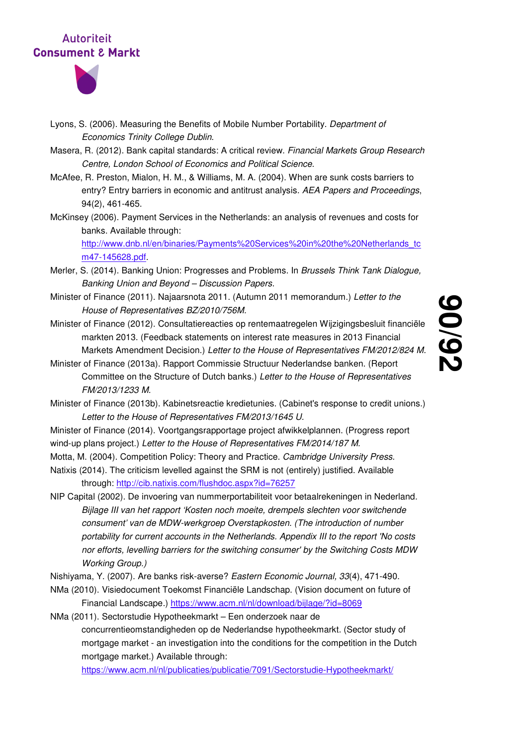Lyons, S. (2006). Measuring the Benefits of Mobile Number Portability. *Department of Economics Trinity College Dublin*.

Masera, R. (2012). Bank capital standards: A critical review. *Financial Markets Group Research Centre, London School of Economics and Political Science*.

McAfee, R. Preston, Mialon, H. M., & Williams, M. A. (2004). When are sunk costs barriers to entry? Entry barriers in economic and antitrust analysis. *AEA Papers and Proceedings*, 94(2), 461-465.

McKinsey (2006). Payment Services in the Netherlands: an analysis of revenues and costs for banks. Available through: http://www.dnb.nl/en/binaries/Payments%20Services%20in%20the%20Netherlands_tcm47-145628.pdf.

Merler, S. (2014). Banking Union: Progresses and Problems. In *Brussels Think Tank Dialogue, Banking Union and Beyond – Discussion Papers.*

Minister of Finance (2011). Najaarsnota 2011. (Autumn 2011 memorandum.) *Letter to the House of Representatives BZ/2010/756M.*

Minister of Finance (2012). Consultatiereacties op rentemaatregelen Wijzigingsbesluit financiële markten 2013. (Feedback statements on interest rate measures in 2013 Financial Markets Amendment Decision.) *Letter to the House of Representatives FM/2012/824 M.*

Minister of Finance (2013a). Rapport Commissie Structuur Nederlandse banken. (Report Committee on the Structure of Dutch banks.) *Letter to the House of Representatives FM/2013/1233 M.*

Minister of Finance (2013b). Kabinetsreactie kredietunies. (Cabinet's response to credit unions.) *Letter to the House of Representatives FM/2013/1645 U.*

Minister of Finance (2014). Voortgangsrapportage project afwikkelplannen. (Progress report wind-up plans project.) *Letter to the House of Representatives FM/2014/187 M.*

Motta, M. (2004). Competition Policy: Theory and Practice. *Cambridge University Press.*

Natixis (2014). The criticism levelled against the SRM is not (entirely) justified. Available through: http://cib.natixis.com/flushdoc.aspx?id=76257

NIP Capital (2002). De invoering van nummerportabiliteit voor betaalrekeningen in Nederland. *Bijlage III van het rapport 'Kosten noch moeite, drempels slechten voor switchende consument' van de MDW-werkgroep Overstapkosten. (The introduction of number portability for current accounts in the Netherlands. Appendix III to the report 'No costs nor efforts, levelling barriers for the switching consumer' by the Switching Costs MDW Working Group.)*

Nishiyama, Y. (2007). Are banks risk-averse? *Eastern Economic Journal, 33*(4), 471-490.

NMa (2010). Visiedocument Toekomst Financiële Landschap. (Vision document on future of Financial Landscape.) https://www.acm.nl/nl/download/bijlage/?id=8069

NMa (2011). Sectorstudie Hypotheekmarkt – Een onderzoek naar de concurrentieomstandigheden op de Nederlandse hypotheekmarkt. (Sector study of mortgage market - an investigation into the conditions for the competition in the Dutch mortgage market.) Available through: https://www.acm.nl/nl/publicaties/publicatie/7091/Sectorstudie-Hypotheekmarkt/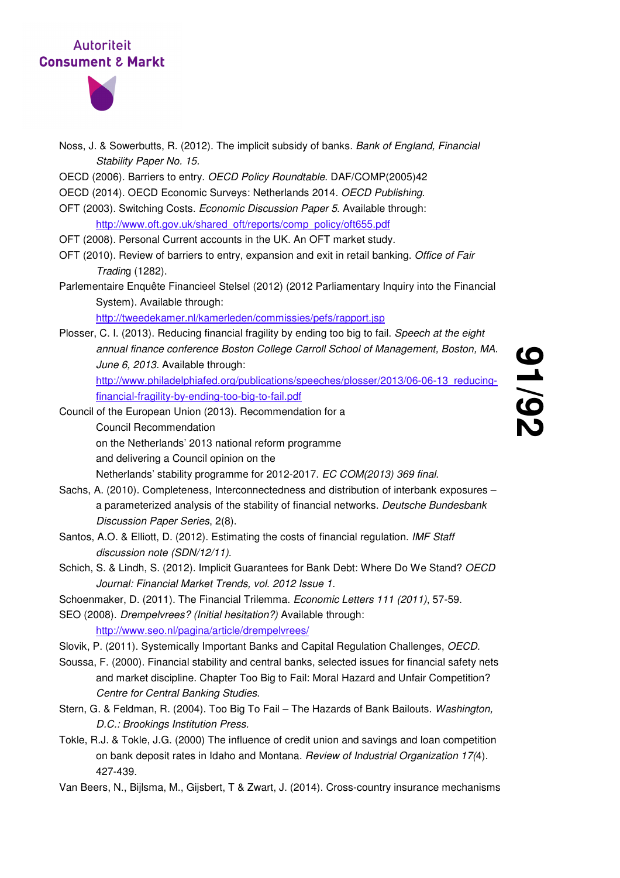Noss, J. & Sowerbutts, R. (2012). The implicit subsidy of banks. *Bank of England, Financial Stability Paper No. 15.*

OECD (2006). Barriers to entry. *OECD Policy Roundtable*. DAF/COMP(2005)42

OECD (2014). OECD Economic Surveys: Netherlands 2014. *OECD Publishing*.

OFT (2003). Switching Costs. *Economic Discussion Paper 5*. Available through: http://www.oft.gov.uk/shared_oft/reports/comp_policy/oft655.pdf

OFT (2008). Personal Current accounts in the UK. An OFT market study.

OFT (2010). Review of barriers to entry, expansion and exit in retail banking. *Office of Fair Trading* (1282).

Parlementaire Enquête Financieel Stelsel (2012) (2012 Parliamentary Inquiry into the Financial System). Available through: http://tweedekamer.nl/kamerleden/commissies/pefs/rapport.jsp

Plosser, C. I. (2013). Reducing financial fragility by ending too big to fail. *Speech at the eight annual finance conference Boston College Carroll School of Management, Boston, MA. June 6, 2013.* Available through: http://www.philadelphiafed.org/publications/speeches/plosser/2013/06-06-13_reducing-financial-fragility-by-ending-too-big-to-fail.pdf

Council of the European Union (2013). Recommendation for a Council Recommendation on the Netherlands' 2013 national reform programme and delivering a Council opinion on the Netherlands' stability programme for 2012-2017. *EC COM(2013) 369 final*.

Sachs, A. (2010). Completeness, Interconnectedness and distribution of interbank exposures – a parameterized analysis of the stability of financial networks. *Deutsche Bundesbank Discussion Paper Series*, 2(8).

Santos, A.O. & Elliott, D. (2012). Estimating the costs of financial regulation. *IMF Staff discussion note (SDN/12/11)*.

Schich, S. & Lindh, S. (2012). Implicit Guarantees for Bank Debt: Where Do We Stand? *OECD Journal: Financial Market Trends, vol. 2012 Issue 1*.

Schoenmaker, D. (2011). The Financial Trilemma. *Economic Letters 111 (2011)*, 57-59.

SEO (2008). *Drempelvrees? (Initial hesitation?)* Available through: http://www.seo.nl/pagina/article/drempelvrees/

Slovik, P. (2011). Systemically Important Banks and Capital Regulation Challenges, *OECD*.

Soussa, F. (2000). Financial stability and central banks, selected issues for financial safety nets and market discipline. Chapter Too Big to Fail: Moral Hazard and Unfair Competition? *Centre for Central Banking Studies*.

Stern, G. & Feldman, R. (2004). Too Big To Fail – The Hazards of Bank Bailouts. *Washington, D.C.: Brookings Institution Press*.

Tokle, R.J. & Tokle, J.G. (2000) The influence of credit union and savings and loan competition on bank deposit rates in Idaho and Montana. *Review of Industrial Organization 17(*4). 427-439.

Van Beers, N., Bijlsma, M., Gijsbert, T & Zwart, J. (2014). Cross-country insurance mechanisms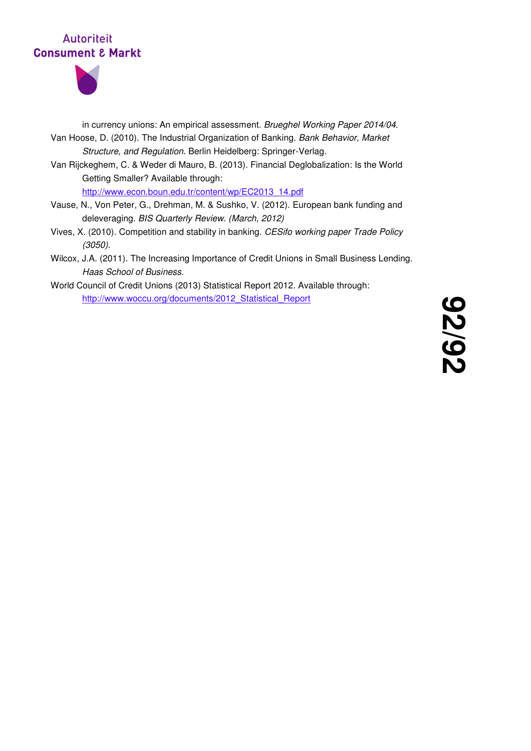in currency unions: An empirical assessment. *Brueghel Working Paper 2014/04*.

Van Hoose, D. (2010). The Industrial Organization of Banking. *Bank Behavior, Market Structure, and Regulation.* Berlin Heidelberg: Springer-Verlag.

Van Rijckeghem, C. & Weder di Mauro, B. (2013). Financial Deglobalization: Is the World Getting Smaller? Available through: http://www.econ.boun.edu.tr/content/wp/EC2013_14.pdf

Vause, N., Von Peter, G., Drehman, M. & Sushko, V. (2012). European bank funding and deleveraging. *BIS Quarterly Review. (March, 2012)*

Vives, X. (2010). Competition and stability in banking. *CESifo working paper Trade Policy (3050)*.

Wilcox, J.A. (2011). The Increasing Importance of Credit Unions in Small Business Lending. *Haas School of Business*.

World Council of Credit Unions (2013) Statistical Report 2012. Available through: http://www.woccu.org/documents/2012_Statistical_Report